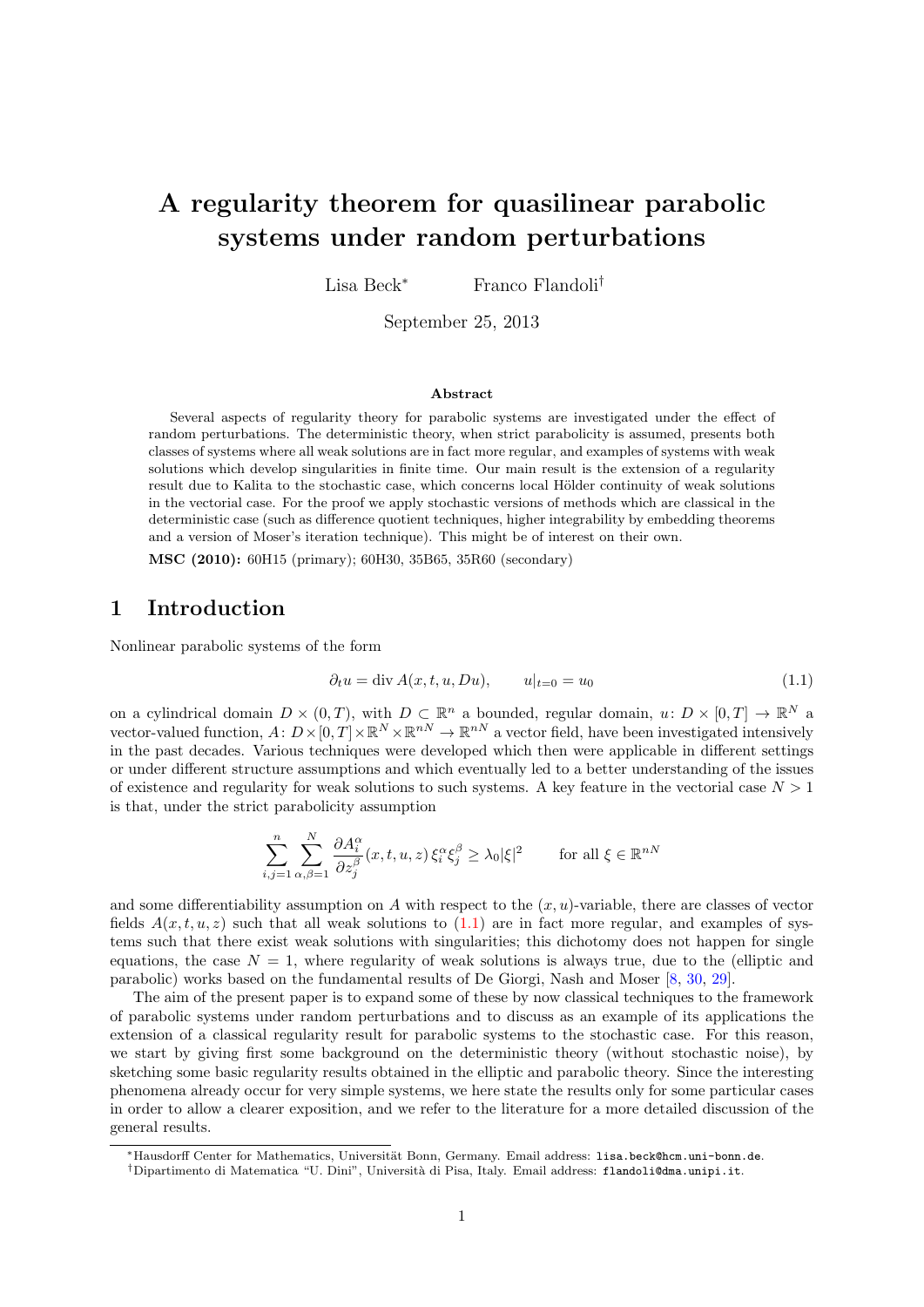# A regularity theorem for quasilinear parabolic systems under random perturbations

Lisa Beck[*] Franco Flandoli[†]

September 25, 2013

### Abstract

Several aspects of regularity theory for parabolic systems are investigated under the effect of random perturbations. The deterministic theory, when strict parabolicity is assumed, presents both classes of systems where all weak solutions are in fact more regular, and examples of systems with weak solutions which develop singularities in finite time. Our main result is the extension of a regularity result due to Kalita to the stochastic case, which concerns local Hölder continuity of weak solutions in the vectorial case. For the proof we apply stochastic versions of methods which are classical in the deterministic case (such as difference quotient techniques, higher integrability by embedding theorems and a version of Moser's iteration technique). This might be of interest on their own.

**MSC (2010):** 60H15 (primary); 60H30, 35B65, 35R60 (secondary)

## 1 Introduction

Nonlinear parabolic systems of the form

$$\partial_t u = \operatorname{div} A(x,t,u,Du), \qquad u|_{t=0} = u_0 \tag{1.1}$$

on a cylindrical domain $D \times (0,T)$, with $D \subset \mathbb{R}^n$ a bounded, regular domain, $u\colon D \times [0,T] \to \mathbb{R}^N$ a vector-valued function, $A\colon D \times [0,T] \times \mathbb{R}^N \times \mathbb{R}^{nN} \to \mathbb{R}^{nN}$ a vector field, have been investigated intensively in the past decades. Various techniques were developed which then were applicable in different settings or under different structure assumptions and which eventually led to a better understanding of the issues of existence and regularity for weak solutions to such systems. A key feature in the vectorial case $N > 1$ is that, under the strict parabolicity assumption

$$\sum_{i,j=1}^{n} \sum_{\alpha,\beta=1}^{N} \frac{\partial A_i^\alpha}{\partial z_j^\beta}(x,t,u,z)\, \xi_i^\alpha \xi_j^\beta \geq \lambda_0 |\xi|^2 \qquad \text{for all } \xi \in \mathbb{R}^{nN}$$

and some differentiability assumption on $A$ with respect to the $(x,u)$-variable, there are classes of vector fields $A(x,t,u,z)$ such that all weak solutions to (1.1) are in fact more regular, and examples of systems such that there exist weak solutions with singularities; this dichotomy does not happen for single equations, the case $N = 1$, where regularity of weak solutions is always true, due to the (elliptic and parabolic) works based on the fundamental results of De Giorgi, Nash and Moser [8, 30, 29].

The aim of the present paper is to expand some of these by now classical techniques to the framework of parabolic systems under random perturbations and to discuss as an example of its applications the extension of a classical regularity result for parabolic systems to the stochastic case. For this reason, we start by giving first some background on the deterministic theory (without stochastic noise), by sketching some basic regularity results obtained in the elliptic and parabolic theory. Since the interesting phenomena already occur for very simple systems, we here state the results only for some particular cases in order to allow a clearer exposition, and we refer to the literature for a more detailed discussion of the general results.

[*]Hausdorff Center for Mathematics, Universität Bonn, Germany. Email address: lisa.beck@hcm.uni-bonn.de.

[†]Dipartimento di Matematica "U. Dini", Università di Pisa, Italy. Email address: flandoli@dma.unipi.it.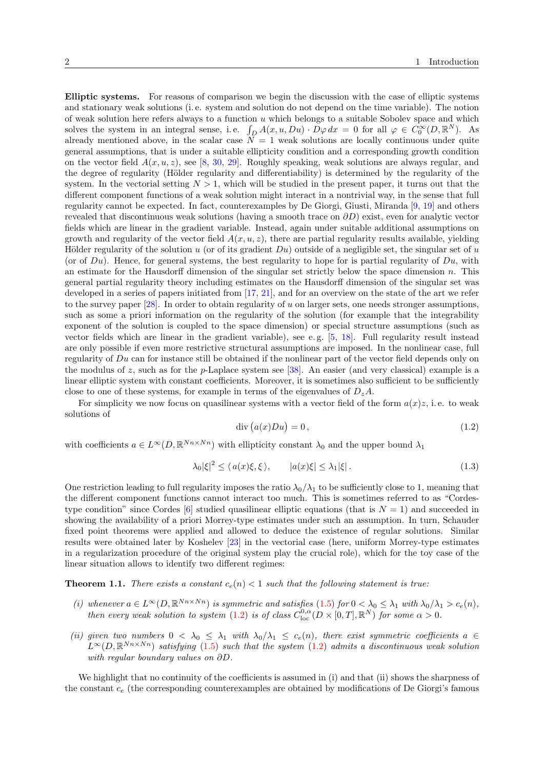**Elliptic systems.** For reasons of comparison we begin the discussion with the case of elliptic systems and stationary weak solutions (i. e. system and solution do not depend on the time variable). The notion of weak solution here refers always to a function $u$ which belongs to a suitable Sobolev space and which solves the system in an integral sense, i. e. $\int_D A(x,u,Du) \cdot D\varphi \, dx = 0$ for all $\varphi \in C_0^\infty(D,\mathbb{R}^N)$. As already mentioned above, in the scalar case $N = 1$ weak solutions are locally continuous under quite general assumptions, that is under a suitable ellipticity condition and a corresponding growth condition on the vector field $A(x,u,z)$, see [8, 30, 29]. Roughly speaking, weak solutions are always regular, and the degree of regularity (Hölder regularity and differentiability) is determined by the regularity of the system. In the vectorial setting $N > 1$, which will be studied in the present paper, it turns out that the different component functions of a weak solution might interact in a nontrivial way, in the sense that full regularity cannot be expected. In fact, counterexamples by De Giorgi, Giusti, Miranda [9, 19] and others revealed that discontinuous weak solutions (having a smooth trace on $\partial D$) exist, even for analytic vector fields which are linear in the gradient variable. Instead, again under suitable additional assumptions on growth and regularity of the vector field $A(x,u,z)$, there are partial regularity results available, yielding Hölder regularity of the solution $u$ (or of its gradient $Du$) outside of a negligible set, the singular set of $u$ (or of $Du$). Hence, for general systems, the best regularity to hope for is partial regularity of $Du$, with an estimate for the Hausdorff dimension of the singular set strictly below the space dimension $n$. This general partial regularity theory including estimates on the Hausdorff dimension of the singular set was developed in a series of papers initiated from [17, 21], and for an overview on the state of the art we refer to the survey paper [28]. In order to obtain regularity of $u$ on larger sets, one needs stronger assumptions, such as some a priori information on the regularity of the solution (for example that the integrability exponent of the solution is coupled to the space dimension) or special structure assumptions (such as vector fields which are linear in the gradient variable), see e. g. [5, 18]. Full regularity result instead are only possible if even more restrictive structural assumptions are imposed. In the nonlinear case, full regularity of $Du$ can for instance still be obtained if the nonlinear part of the vector field depends only on the modulus of $z$, such as for the $p$-Laplace system see [38]. An easier (and very classical) example is a linear elliptic system with constant coefficients. Moreover, it is sometimes also sufficient to be sufficiently close to one of these systems, for example in terms of the eigenvalues of $D_z A$.

For simplicity we now focus on quasilinear systems with a vector field of the form $a(x)z$, i. e. to weak solutions of

$$\operatorname{div}\big(a(x)Du\big) = 0\,, \tag{1.2}$$

with coefficients $a \in L^\infty(D,\mathbb{R}^{Nn\times Nn})$ with ellipticity constant $\lambda_0$ and the upper bound $\lambda_1$

$$\lambda_0|\xi|^2 \leq \langle\, a(x)\xi, \xi\,\rangle, \qquad |a(x)\xi| \leq \lambda_1|\xi|\,. \tag{1.3}$$

One restriction leading to full regularity imposes the ratio $\lambda_0/\lambda_1$ to be sufficiently close to 1, meaning that the different component functions cannot interact too much. This is sometimes referred to as "Cordes-type condition" since Cordes [6] studied quasilinear elliptic equations (that is $N = 1$) and succeeded in showing the availability of a priori Morrey-type estimates under such an assumption. In turn, Schauder fixed point theorems were applied and allowed to deduce the existence of regular solutions. Similar results were obtained later by Koshelev [23] in the vectorial case (here, uniform Morrey-type estimates in a regularization procedure of the original system play the crucial role), which for the toy case of the linear situation allows to identify two different regimes:

**Theorem 1.1.** *There exists a constant $c_e(n) < 1$ such that the following statement is true:*

*(i) whenever $a \in L^\infty(D,\mathbb{R}^{Nn\times Nn})$ is symmetric and satisfies (1.5) for $0 < \lambda_0 \leq \lambda_1$ with $\lambda_0/\lambda_1 > c_e(n)$, then every weak solution to system (1.2) is of class $C^{0,\alpha}_{\mathrm{loc}}(D\times[0,T],\mathbb{R}^N)$ for some $\alpha > 0$.*

*(ii) given two numbers $0 < \lambda_0 \leq \lambda_1$ with $\lambda_0/\lambda_1 \leq c_e(n)$, there exist symmetric coefficients $a \in L^\infty(D,\mathbb{R}^{Nn\times Nn})$ satisfying (1.5) such that the system (1.2) admits a discontinuous weak solution with regular boundary values on $\partial D$.*

We highlight that no continuity of the coefficients is assumed in (i) and that (ii) shows the sharpness of the constant $c_e$ (the corresponding counterexamples are obtained by modifications of De Giorgi's famous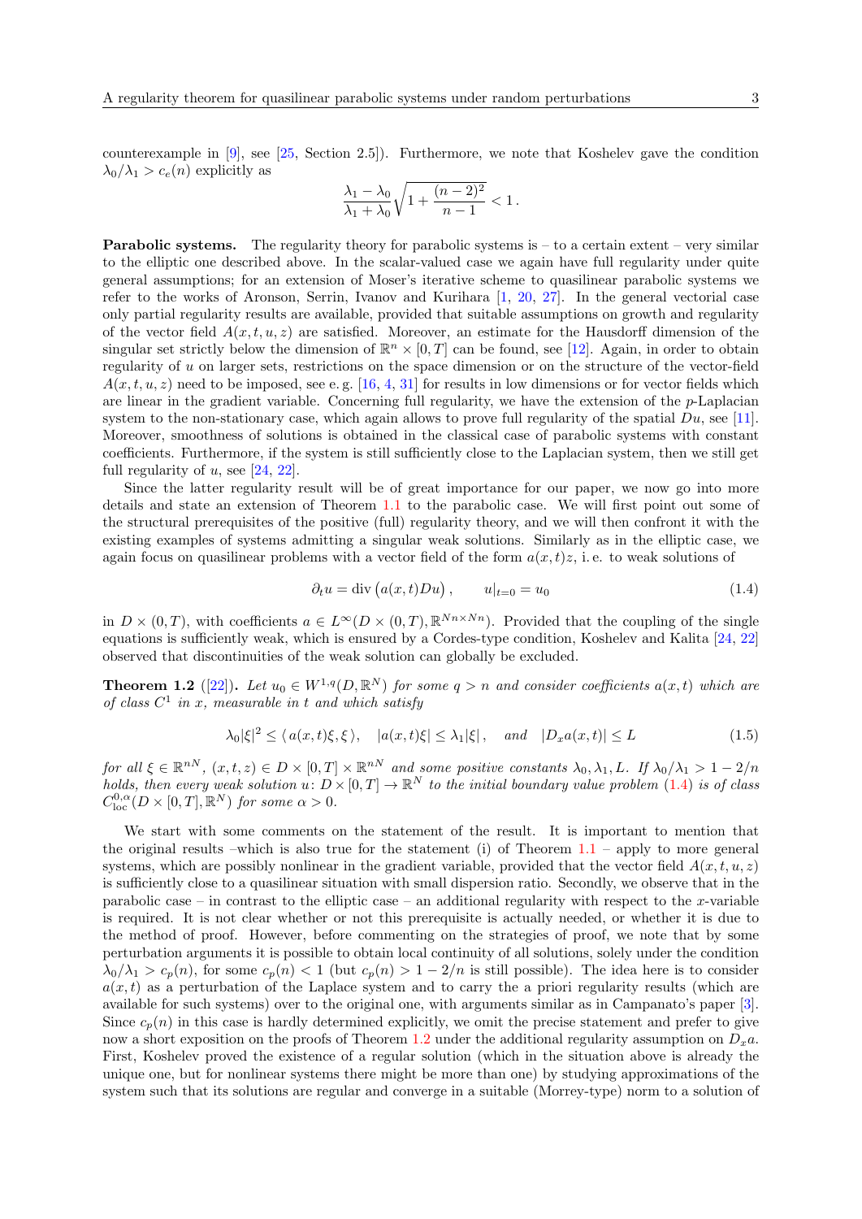counterexample in [9], see [25, Section 2.5]). Furthermore, we note that Koshelev gave the condition $\lambda_0/\lambda_1 > c_e(n)$ explicitly as

$$\frac{\lambda_1 - \lambda_0}{\lambda_1 + \lambda_0}\sqrt{1 + \frac{(n-2)^2}{n-1}} < 1\,.$$

**Parabolic systems.** The regularity theory for parabolic systems is – to a certain extent – very similar to the elliptic one described above. In the scalar-valued case we again have full regularity under quite general assumptions; for an extension of Moser's iterative scheme to quasilinear parabolic systems we refer to the works of Aronson, Serrin, Ivanov and Kurihara [1, 20, 27]. In the general vectorial case only partial regularity results are available, provided that suitable assumptions on growth and regularity of the vector field $A(x,t,u,z)$ are satisfied. Moreover, an estimate for the Hausdorff dimension of the singular set strictly below the dimension of $\mathbb{R}^n \times [0,T]$ can be found, see [12]. Again, in order to obtain regularity of $u$ on larger sets, restrictions on the space dimension or on the structure of the vector-field $A(x,t,u,z)$ need to be imposed, see e. g. [16, 4, 31] for results in low dimensions or for vector fields which are linear in the gradient variable. Concerning full regularity, we have the extension of the $p$-Laplacian system to the non-stationary case, which again allows to prove full regularity of the spatial $Du$, see [11]. Moreover, smoothness of solutions is obtained in the classical case of parabolic systems with constant coefficients. Furthermore, if the system is still sufficiently close to the Laplacian system, then we still get full regularity of $u$, see [24, 22].

Since the latter regularity result will be of great importance for our paper, we now go into more details and state an extension of Theorem 1.1 to the parabolic case. We will first point out some of the structural prerequisites of the positive (full) regularity theory, and we will then confront it with the existing examples of systems admitting a singular weak solutions. Similarly as in the elliptic case, we again focus on quasilinear problems with a vector field of the form $a(x,t)z$, i. e. to weak solutions of

$$\partial_t u = \operatorname{div}\big(a(x,t)Du\big)\,, \qquad u|_{t=0} = u_0 \tag{1.4}$$

in $D \times (0,T)$, with coefficients $a \in L^\infty(D \times (0,T), \mathbb{R}^{Nn\times Nn})$. Provided that the coupling of the single equations is sufficiently weak, which is ensured by a Cordes-type condition, Koshelev and Kalita [24, 22] observed that discontinuities of the weak solution can globally be excluded.

**Theorem 1.2** ([22])**.** *Let $u_0 \in W^{1,q}(D,\mathbb{R}^N)$ for some $q > n$ and consider coefficients $a(x,t)$ which are of class $C^1$ in $x$, measurable in $t$ and which satisfy*

$$\lambda_0|\xi|^2 \le \langle\, a(x,t)\xi, \xi\,\rangle, \quad |a(x,t)\xi| \le \lambda_1|\xi|\,, \quad \text{and} \quad |D_x a(x,t)| \le L \tag{1.5}$$

*for all $\xi \in \mathbb{R}^{nN}$, $(x,t,z) \in D \times [0,T] \times \mathbb{R}^{nN}$ and some positive constants $\lambda_0, \lambda_1, L$. If $\lambda_0/\lambda_1 > 1 - 2/n$ holds, then every weak solution $u\colon D \times [0,T] \to \mathbb{R}^N$ to the initial boundary value problem (1.4) is of class $C^{0,\alpha}_{\mathrm{loc}}(D \times [0,T], \mathbb{R}^N)$ for some $\alpha > 0$.*

We start with some comments on the statement of the result. It is important to mention that the original results –which is also true for the statement (i) of Theorem 1.1 – apply to more general systems, which are possibly nonlinear in the gradient variable, provided that the vector field $A(x,t,u,z)$ is sufficiently close to a quasilinear situation with small dispersion ratio. Secondly, we observe that in the parabolic case – in contrast to the elliptic case – an additional regularity with respect to the $x$-variable is required. It is not clear whether or not this prerequisite is actually needed, or whether it is due to the method of proof. However, before commenting on the strategies of proof, we note that by some perturbation arguments it is possible to obtain local continuity of all solutions, solely under the condition $\lambda_0/\lambda_1 > c_p(n)$, for some $c_p(n) < 1$ (but $c_p(n) > 1 - 2/n$ is still possible). The idea here is to consider $a(x,t)$ as a perturbation of the Laplace system and to carry the a priori regularity results (which are available for such systems) over to the original one, with arguments similar as in Campanato's paper [3]. Since $c_p(n)$ in this case is hardly determined explicitly, we omit the precise statement and prefer to give now a short exposition on the proofs of Theorem 1.2 under the additional regularity assumption on $D_x a$. First, Koshelev proved the existence of a regular solution (which in the situation above is already the unique one, but for nonlinear systems there might be more than one) by studying approximations of the system such that its solutions are regular and converge in a suitable (Morrey-type) norm to a solution of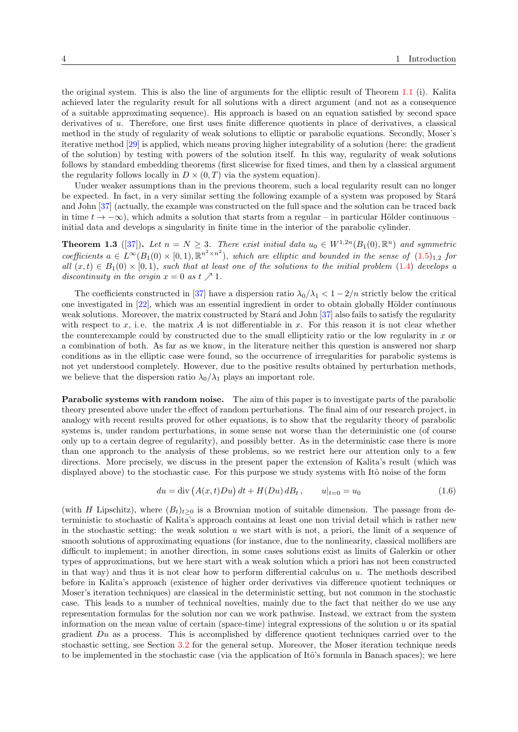the original system. This is also the line of arguments for the elliptic result of Theorem 1.1 (i). Kalita achieved later the regularity result for all solutions with a direct argument (and not as a consequence of a suitable approximating sequence). His approach is based on an equation satisfied by second space derivatives of $u$. Therefore, one first uses finite difference quotients in place of derivatives, a classical method in the study of regularity of weak solutions to elliptic or parabolic equations. Secondly, Moser's iterative method [29] is applied, which means proving higher integrability of a solution (here: the gradient of the solution) by testing with powers of the solution itself. In this way, regularity of weak solutions follows by standard embedding theorems (first slicewise for fixed times, and then by a classical argument the regularity follows locally in $D \times (0,T)$ via the system equation).

Under weaker assumptions than in the previous theorem, such a local regularity result can no longer be expected. In fact, in a very similar setting the following example of a system was proposed by Stará and John [37] (actually, the example was constructed on the full space and the solution can be traced back in time $t \to -\infty$), which admits a solution that starts from a regular – in particular Hölder continuous – initial data and develops a singularity in finite time in the interior of the parabolic cylinder.

**Theorem 1.3** ([37])**.** *Let $n = N \geq 3$. There exist initial data $u_0 \in W^{1,2n}(B_1(0), \mathbb{R}^n)$ and symmetric coefficients $a \in L^\infty(B_1(0) \times [0,1), \mathbb{R}^{n^2 \times n^2})$, which are elliptic and bounded in the sense of (1.5)$_{1,2}$ for all $(x,t) \in B_1(0) \times [0,1)$, such that at least one of the solutions to the initial problem (1.4) develops a discontinuity in the origin $x = 0$ as $t \nearrow 1$.*

The coefficients constructed in [37] have a dispersion ratio $\lambda_0/\lambda_1 < 1 - 2/n$ strictly below the critical one investigated in [22], which was an essential ingredient in order to obtain globally Hölder continuous weak solutions. Moreover, the matrix constructed by Stará and John [37] also fails to satisfy the regularity with respect to $x$, i. e. the matrix $A$ is not differentiable in $x$. For this reason it is not clear whether the counterexample could by constructed due to the small ellipticity ratio or the low regularity in $x$ or a combination of both. As far as we know, in the literature neither this question is answered nor sharp conditions as in the elliptic case were found, so the occurrence of irregularities for parabolic systems is not yet understood completely. However, due to the positive results obtained by perturbation methods, we believe that the dispersion ratio $\lambda_0/\lambda_1$ plays an important role.

**Parabolic systems with random noise.** The aim of this paper is to investigate parts of the parabolic theory presented above under the effect of random perturbations. The final aim of our research project, in analogy with recent results proved for other equations, is to show that the regularity theory of parabolic systems is, under random perturbations, in some sense not worse than the deterministic one (of course only up to a certain degree of regularity), and possibly better. As in the deterministic case there is more than one approach to the analysis of these problems, so we restrict here our attention only to a few directions. More precisely, we discuss in the present paper the extension of Kalita's result (which was displayed above) to the stochastic case. For this purpose we study systems with Itô noise of the form

$$du = \operatorname{div}\big(A(x,t)Du\big)\,dt + H(Du)\,dB_t\,, \qquad u|_{t=0} = u_0 \tag{1.6}$$

(with $H$ Lipschitz), where $(B_t)_{t\geq 0}$ is a Brownian motion of suitable dimension. The passage from deterministic to stochastic of Kalita's approach contains at least one non trivial detail which is rather new in the stochastic setting: the weak solution $u$ we start with is not, a priori, the limit of a sequence of smooth solutions of approximating equations (for instance, due to the nonlinearity, classical mollifiers are difficult to implement; in another direction, in some cases solutions exist as limits of Galerkin or other types of approximations, but we here start with a weak solution which a priori has not been constructed in that way) and thus it is not clear how to perform differential calculus on $u$. The methods described before in Kalita's approach (existence of higher order derivatives via difference quotient techniques or Moser's iteration techniques) are classical in the deterministic setting, but not common in the stochastic case. This leads to a number of technical novelties, mainly due to the fact that neither do we use any representation formulas for the solution nor can we work pathwise. Instead, we extract from the system information on the mean value of certain (space-time) integral expressions of the solution $u$ or its spatial gradient $Du$ as a process. This is accomplished by difference quotient techniques carried over to the stochastic setting, see Section 3.2 for the general setup. Moreover, the Moser iteration technique needs to be implemented in the stochastic case (via the application of Itô's formula in Banach spaces); we here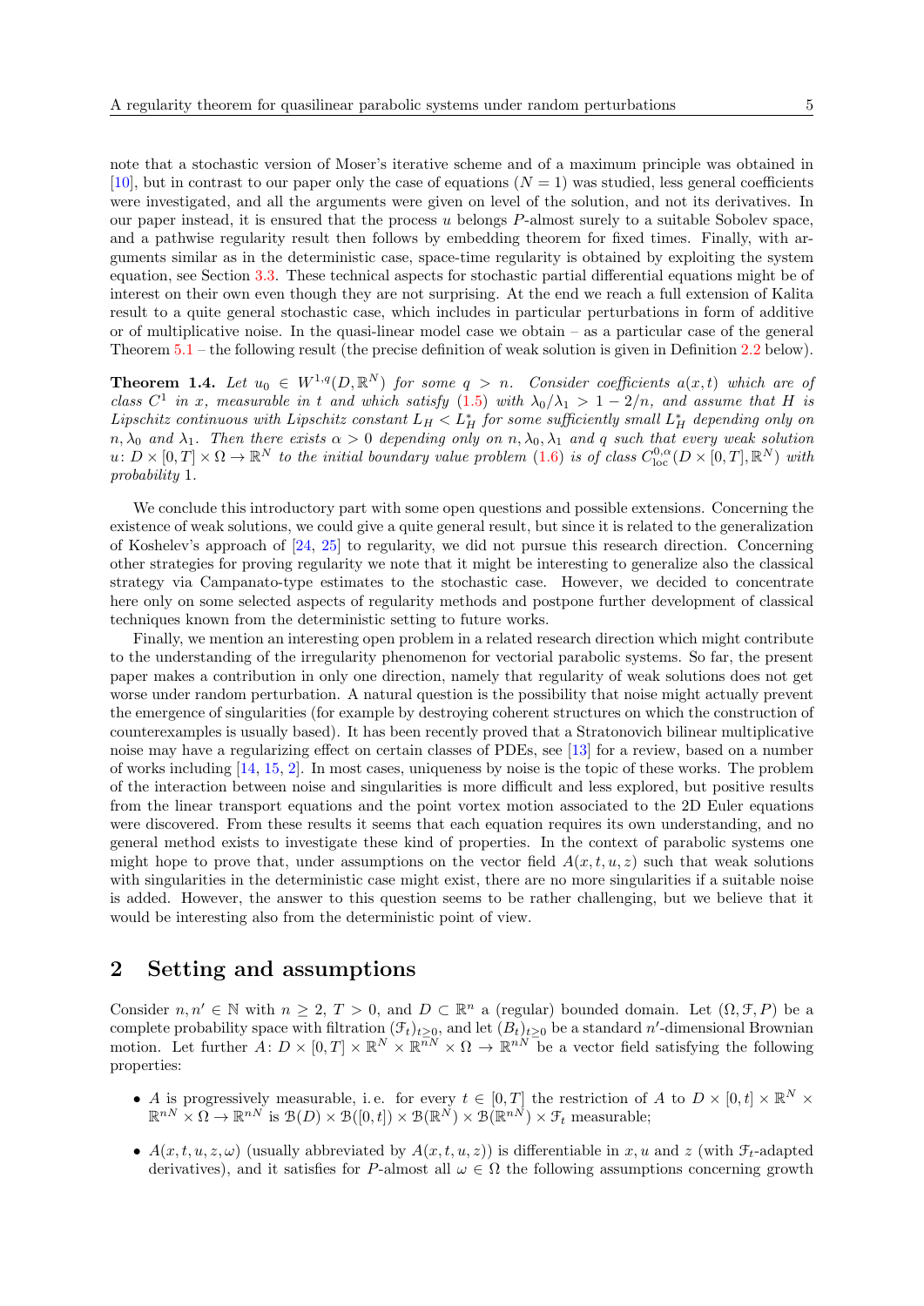note that a stochastic version of Moser's iterative scheme and of a maximum principle was obtained in [10], but in contrast to our paper only the case of equations ($N = 1$) was studied, less general coefficients were investigated, and all the arguments were given on level of the solution, and not its derivatives. In our paper instead, it is ensured that the process $u$ belongs $P$-almost surely to a suitable Sobolev space, and a pathwise regularity result then follows by embedding theorem for fixed times. Finally, with arguments similar as in the deterministic case, space-time regularity is obtained by exploiting the system equation, see Section 3.3. These technical aspects for stochastic partial differential equations might be of interest on their own even though they are not surprising. At the end we reach a full extension of Kalita result to a quite general stochastic case, which includes in particular perturbations in form of additive or of multiplicative noise. In the quasi-linear model case we obtain – as a particular case of the general Theorem 5.1 – the following result (the precise definition of weak solution is given in Definition 2.2 below).

**Theorem 1.4.** *Let $u_0 \in W^{1,q}(D, \mathbb{R}^N)$ for some $q > n$. Consider coefficients $a(x,t)$ which are of class $C^1$ in $x$, measurable in $t$ and which satisfy (1.5) with $\lambda_0/\lambda_1 > 1 - 2/n$, and assume that $H$ is Lipschitz continuous with Lipschitz constant $L_H < L_H^*$ for some sufficiently small $L_H^*$ depending only on $n, \lambda_0$ and $\lambda_1$. Then there exists $\alpha > 0$ depending only on $n, \lambda_0, \lambda_1$ and $q$ such that every weak solution $u\colon D \times [0,T] \times \Omega \to \mathbb{R}^N$ to the initial boundary value problem (1.6) is of class $C^{0,\alpha}_{\mathrm{loc}}(D \times [0,T], \mathbb{R}^N)$ with probability 1.*

We conclude this introductory part with some open questions and possible extensions. Concerning the existence of weak solutions, we could give a quite general result, but since it is related to the generalization of Koshelev's approach of [24, 25] to regularity, we did not pursue this research direction. Concerning other strategies for proving regularity we note that it might be interesting to generalize also the classical strategy via Campanato-type estimates to the stochastic case. However, we decided to concentrate here only on some selected aspects of regularity methods and postpone further development of classical techniques known from the deterministic setting to future works.

Finally, we mention an interesting open problem in a related research direction which might contribute to the understanding of the irregularity phenomenon for vectorial parabolic systems. So far, the present paper makes a contribution in only one direction, namely that regularity of weak solutions does not get worse under random perturbation. A natural question is the possibility that noise might actually prevent the emergence of singularities (for example by destroying coherent structures on which the construction of counterexamples is usually based). It has been recently proved that a Stratonovich bilinear multiplicative noise may have a regularizing effect on certain classes of PDEs, see [13] for a review, based on a number of works including [14, 15, 2]. In most cases, uniqueness by noise is the topic of these works. The problem of the interaction between noise and singularities is more difficult and less explored, but positive results from the linear transport equations and the point vortex motion associated to the 2D Euler equations were discovered. From these results it seems that each equation requires its own understanding, and no general method exists to investigate these kind of properties. In the context of parabolic systems one might hope to prove that, under assumptions on the vector field $A(x,t,u,z)$ such that weak solutions with singularities in the deterministic case might exist, there are no more singularities if a suitable noise is added. However, the answer to this question seems to be rather challenging, but we believe that it would be interesting also from the deterministic point of view.

## 2 Setting and assumptions

Consider $n, n' \in \mathbb{N}$ with $n \geq 2$, $T > 0$, and $D \subset \mathbb{R}^n$ a (regular) bounded domain. Let $(\Omega, \mathcal{F}, P)$ be a complete probability space with filtration $(\mathcal{F}_t)_{t \geq 0}$, and let $(B_t)_{t \geq 0}$ be a standard $n'$-dimensional Brownian motion. Let further $A\colon D \times [0,T] \times \mathbb{R}^N \times \mathbb{R}^{nN} \times \Omega \to \mathbb{R}^{nN}$ be a vector field satisfying the following properties:

- $A$ is progressively measurable, i.e. for every $t \in [0,T]$ the restriction of $A$ to $D \times [0,t] \times \mathbb{R}^N \times \mathbb{R}^{nN} \times \Omega \to \mathbb{R}^{nN}$ is $\mathcal{B}(D) \times \mathcal{B}([0,t]) \times \mathcal{B}(\mathbb{R}^N) \times \mathcal{B}(\mathbb{R}^{nN}) \times \mathcal{F}_t$ measurable;
- $A(x,t,u,z,\omega)$ (usually abbreviated by $A(x,t,u,z)$) is differentiable in $x, u$ and $z$ (with $\mathcal{F}_t$-adapted derivatives), and it satisfies for $P$-almost all $\omega \in \Omega$ the following assumptions concerning growth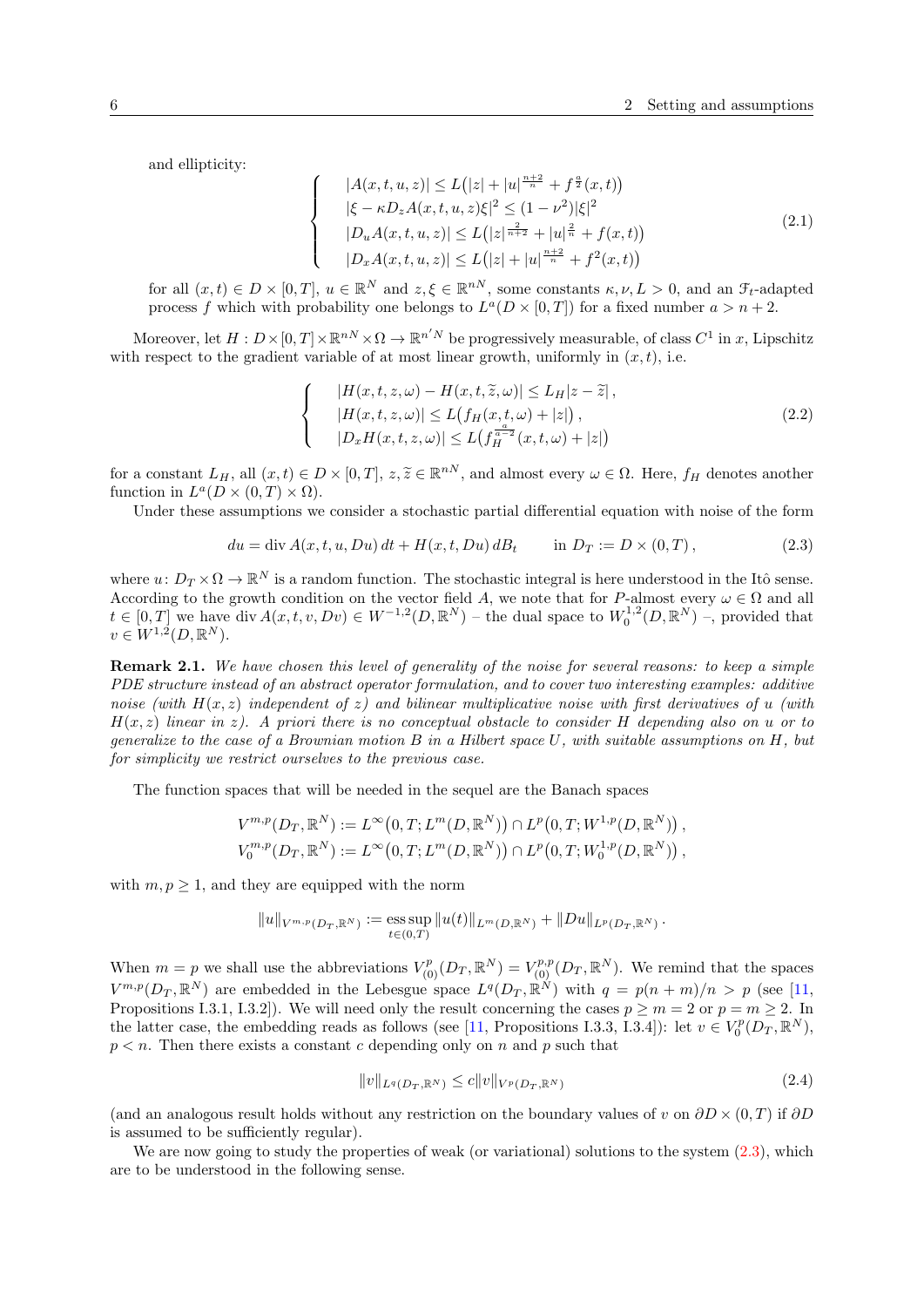and ellipticity:

$$
\begin{cases}
|A(x,t,u,z)| \le L\big(|z| + |u|^{\frac{n+2}{n}} + f^{\frac{a}{2}}(x,t)\big) \\
|\xi - \kappa D_z A(x,t,u,z)\xi|^2 \le (1-\nu^2)|\xi|^2 \\
|D_u A(x,t,u,z)| \le L\big(|z|^{\frac{2}{n+2}} + |u|^{\frac{2}{n}} + f(x,t)\big) \\
|D_x A(x,t,u,z)| \le L\big(|z| + |u|^{\frac{n+2}{n}} + f^2(x,t)\big)
\end{cases}
\tag{2.1}
$$

for all $(x,t) \in D \times [0,T]$, $u \in \mathbb{R}^N$ and $z, \xi \in \mathbb{R}^{nN}$, some constants $\kappa, \nu, L > 0$, and an $\mathcal{F}_t$-adapted process $f$ which with probability one belongs to $L^a(D \times [0,T])$ for a fixed number $a > n+2$.

Moreover, let $H : D \times [0,T] \times \mathbb{R}^{nN} \times \Omega \to \mathbb{R}^{n'N}$ be progressively measurable, of class $C^1$ in $x$, Lipschitz with respect to the gradient variable of at most linear growth, uniformly in $(x,t)$, i.e.

$$
\begin{cases}
|H(x,t,z,\omega) - H(x,t,\widetilde{z},\omega)| \le L_H |z - \widetilde{z}|\,, \\
|H(x,t,z,\omega)| \le L\big(f_H(x,t,\omega) + |z|\big)\,, \\
|D_x H(x,t,z,\omega)| \le L\big(f_H^{\frac{a}{a-2}}(x,t,\omega) + |z|\big)
\end{cases}
\tag{2.2}
$$

for a constant $L_H$, all $(x,t) \in D \times [0,T]$, $z, \widetilde{z} \in \mathbb{R}^{nN}$, and almost every $\omega \in \Omega$. Here, $f_H$ denotes another function in $L^a(D \times (0,T) \times \Omega)$.

Under these assumptions we consider a stochastic partial differential equation with noise of the form

$$
du = \operatorname{div} A(x,t,u,Du)\,dt + H(x,t,Du)\,dB_t \qquad \text{in } D_T := D \times (0,T)\,,
\tag{2.3}
$$

where $u \colon D_T \times \Omega \to \mathbb{R}^N$ is a random function. The stochastic integral is here understood in the Itô sense. According to the growth condition on the vector field $A$, we note that for $P$-almost every $\omega \in \Omega$ and all $t \in [0,T]$ we have $\operatorname{div} A(x,t,v,Dv) \in W^{-1,2}(D,\mathbb{R}^N)$ – the dual space to $W^{1,2}_0(D,\mathbb{R}^N)$ –, provided that $v \in W^{1,2}(D,\mathbb{R}^N)$.

**Remark 2.1.** *We have chosen this level of generality of the noise for several reasons: to keep a simple PDE structure instead of an abstract operator formulation, and to cover two interesting examples: additive noise (with $H(x,z)$ independent of $z$) and bilinear multiplicative noise with first derivatives of $u$ (with $H(x,z)$ linear in $z$). A priori there is no conceptual obstacle to consider $H$ depending also on $u$ or to generalize to the case of a Brownian motion $B$ in a Hilbert space $U$, with suitable assumptions on $H$, but for simplicity we restrict ourselves to the previous case.*

The function spaces that will be needed in the sequel are the Banach spaces

$$
\begin{aligned}
V^{m,p}(D_T,\mathbb{R}^N) &:= L^\infty\big(0,T;L^m(D,\mathbb{R}^N)\big) \cap L^p\big(0,T;W^{1,p}(D,\mathbb{R}^N)\big)\,, \\
V^{m,p}_0(D_T,\mathbb{R}^N) &:= L^\infty\big(0,T;L^m(D,\mathbb{R}^N)\big) \cap L^p\big(0,T;W^{1,p}_0(D,\mathbb{R}^N)\big)\,,
\end{aligned}
$$

with $m, p \ge 1$, and they are equipped with the norm

$$
\|u\|_{V^{m,p}(D_T,\mathbb{R}^N)} := \operatorname*{ess\,sup}_{t \in (0,T)} \|u(t)\|_{L^m(D,\mathbb{R}^N)} + \|Du\|_{L^p(D_T,\mathbb{R}^N)}\,.
$$

When $m = p$ we shall use the abbreviations $V^p_{(0)}(D_T,\mathbb{R}^N) = V^{p,p}_{(0)}(D_T,\mathbb{R}^N)$. We remind that the spaces $V^{m,p}(D_T,\mathbb{R}^N)$ are embedded in the Lebesgue space $L^q(D_T,\mathbb{R}^N)$ with $q = p(n+m)/n > p$ (see [11, Propositions I.3.1, I.3.2]). We will need only the result concerning the cases $p \ge m = 2$ or $p = m \ge 2$. In the latter case, the embedding reads as follows (see [11, Propositions I.3.3, I.3.4]): let $v \in V^p_0(D_T,\mathbb{R}^N)$, $p < n$. Then there exists a constant $c$ depending only on $n$ and $p$ such that

$$
\|v\|_{L^q(D_T,\mathbb{R}^N)} \le c \|v\|_{V^p(D_T,\mathbb{R}^N)}
\tag{2.4}
$$

(and an analogous result holds without any restriction on the boundary values of $v$ on $\partial D \times (0,T)$ if $\partial D$ is assumed to be sufficiently regular).

We are now going to study the properties of weak (or variational) solutions to the system (2.3), which are to be understood in the following sense.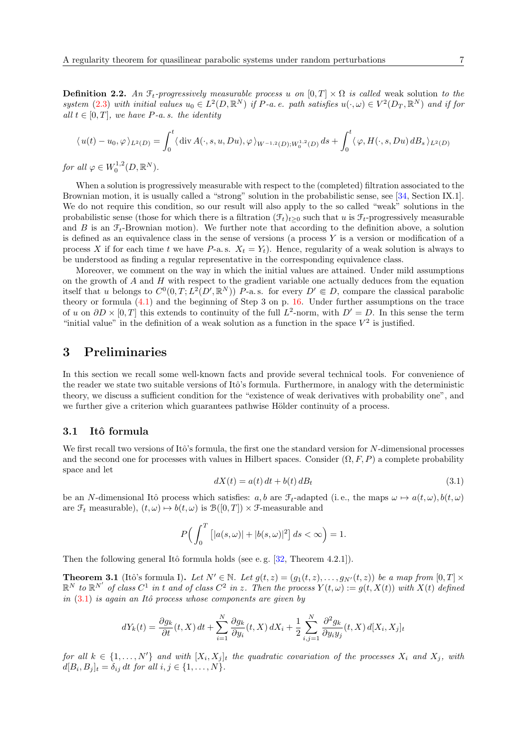**Definition 2.2.** *An $\mathcal{F}_t$-progressively measurable process $u$ on $[0,T]\times\Omega$ is called* weak solution *to the system (2.3) with initial values $u_0 \in L^2(D,\mathbb{R}^N)$ if $P$-a. e. path satisfies $u(\cdot,\omega)\in V^2(D_T,\mathbb{R}^N)$ and if for all $t\in[0,T]$, we have $P$-a. s. the identity*

$$
\langle u(t)-u_0,\varphi\rangle_{L^2(D)} = \int_0^t \langle \operatorname{div} A(\cdot,s,u,Du),\varphi\rangle_{W^{-1,2}(D);W_0^{1,2}(D)}\,ds + \int_0^t \langle \varphi, H(\cdot,s,Du)\,dB_s\rangle_{L^2(D)}
$$

*for all $\varphi\in W_0^{1,2}(D,\mathbb{R}^N)$.*

When a solution is progressively measurable with respect to the (completed) filtration associated to the Brownian motion, it is usually called a "strong" solution in the probabilistic sense, see [34, Section IX.1]. We do not require this condition, so our result will also apply to the so called "weak" solutions in the probabilistic sense (those for which there is a filtration $(\mathcal{F}_t)_{t\geq 0}$ such that $u$ is $\mathcal{F}_t$-progressively measurable and $B$ is an $\mathcal{F}_t$-Brownian motion). We further note that according to the definition above, a solution is defined as an equivalence class in the sense of versions (a process $Y$ is a version or modification of a process $X$ if for each time $t$ we have $P$-a.s. $X_t = Y_t$). Hence, regularity of a weak solution is always to be understood as finding a regular representative in the corresponding equivalence class.

Moreover, we comment on the way in which the initial values are attained. Under mild assumptions on the growth of $A$ and $H$ with respect to the gradient variable one actually deduces from the equation itself that $u$ belongs to $C^0(0,T;L^2(D',\mathbb{R}^N))$ $P$-a.s. for every $D'\Subset D$, compare the classical parabolic theory or formula (4.1) and the beginning of Step 3 on p. 16. Under further assumptions on the trace of $u$ on $\partial D\times[0,T]$ this extends to continuity of the full $L^2$-norm, with $D'=D$. In this sense the term "initial value" in the definition of a weak solution as a function in the space $V^2$ is justified.

# 3 Preliminaries

In this section we recall some well-known facts and provide several technical tools. For convenience of the reader we state two suitable versions of Itô's formula. Furthermore, in analogy with the deterministic theory, we discuss a sufficient condition for the "existence of weak derivatives with probability one", and we further give a criterion which guarantees pathwise Hölder continuity of a process.

## 3.1 Itô formula

We first recall two versions of Itô's formula, the first one the standard version for $N$-dimensional processes and the second one for processes with values in Hilbert spaces. Consider $(\Omega,F,P)$ a complete probability space and let

$$
dX(t) = a(t)\,dt + b(t)\,dB_t \tag{3.1}
$$

be an $N$-dimensional Itô process which satisfies: $a,b$ are $\mathcal{F}_t$-adapted (i. e., the maps $\omega\mapsto a(t,\omega), b(t,\omega)$ are $\mathcal{F}_t$ measurable), $(t,\omega)\mapsto b(t,\omega)$ is $\mathcal{B}([0,T])\times\mathcal{F}$-measurable and

$$
P\Big(\int_0^T \big[|a(s,\omega)| + |b(s,\omega)|^2\big]\,ds < \infty\Big) = 1.
$$

Then the following general Itô formula holds (see e. g. [32, Theorem 4.2.1]).

**Theorem 3.1** (Itô's formula I)**.** *Let $N'\in\mathbb{N}$. Let $g(t,z) = (g_1(t,z),\ldots,g_{N'}(t,z))$ be a map from $[0,T]\times\mathbb{R}^N$ to $\mathbb{R}^{N'}$ of class $C^1$ in $t$ and of class $C^2$ in $z$. Then the process $Y(t,\omega) := g(t,X(t))$ with $X(t)$ defined in (3.1) is again an Itô process whose components are given by*

$$
dY_k(t) = \frac{\partial g_k}{\partial t}(t,X)\,dt + \sum_{i=1}^N \frac{\partial g_k}{\partial y_i}(t,X)\,dX_i + \frac{1}{2}\sum_{i,j=1}^N \frac{\partial^2 g_k}{\partial y_i y_j}(t,X)\,d[X_i,X_j]_t
$$

*for all $k\in\{1,\ldots,N'\}$ and with $[X_i,X_j]_t$ the quadratic covariation of the processes $X_i$ and $X_j$, with $d[B_i,B_j]_t = \delta_{ij}\,dt$ for all $i,j\in\{1,\ldots,N\}$.*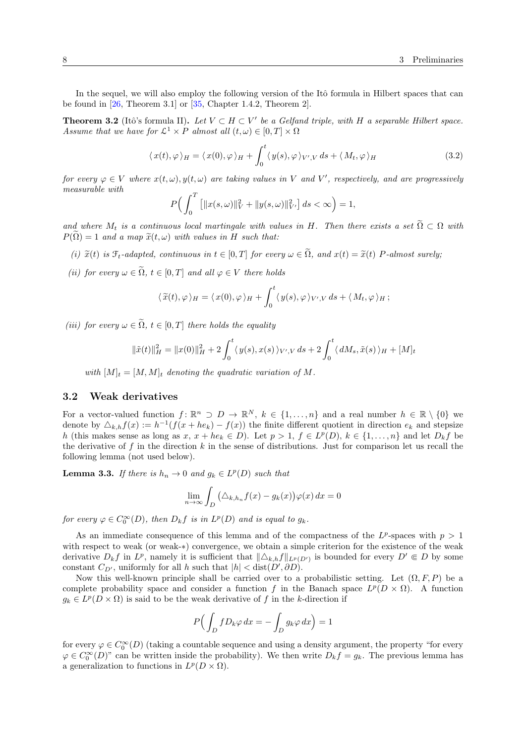In the sequel, we will also employ the following version of the Itô formula in Hilbert spaces that can be found in [26, Theorem 3.1] or [35, Chapter 1.4.2, Theorem 2].

**Theorem 3.2** (Itô's formula II)**.** *Let $V \subset H \subset V'$ be a Gelfand triple, with $H$ a separable Hilbert space. Assume that we have for $\mathcal{L}^1 \times P$ almost all $(t, \omega) \in [0, T] \times \Omega$*

$$
\langle x(t), \varphi \rangle_H = \langle x(0), \varphi \rangle_H + \int_0^t \langle y(s), \varphi \rangle_{V',V} \, ds + \langle M_t, \varphi \rangle_H \tag{3.2}
$$

*for every $\varphi \in V$ where $x(t, \omega), y(t, \omega)$ are taking values in $V$ and $V'$, respectively, and are progressively measurable with*

$$
P\Big( \int_0^T \big[ \|x(s, \omega)\|_V^2 + \|y(s, \omega)\|_{V'}^2 \big] \, ds < \infty \Big) = 1,
$$

*and where $M_t$ is a continuous local martingale with values in $H$. Then there exists a set $\widetilde{\Omega} \subset \Omega$ with $P(\widetilde{\Omega}) = 1$ and a map $\widetilde{x}(t, \omega)$ with values in $H$ such that:*

*(i) $\widetilde{x}(t)$ is $\mathcal{F}_t$-adapted, continuous in $t \in [0, T]$ for every $\omega \in \widetilde{\Omega}$, and $x(t) = \widetilde{x}(t)$ $P$-almost surely;*

*(ii) for every $\omega \in \widetilde{\Omega}$, $t \in [0, T]$ and all $\varphi \in V$ there holds*

$$
\langle \widetilde{x}(t), \varphi \rangle_H = \langle x(0), \varphi \rangle_H + \int_0^t \langle y(s), \varphi \rangle_{V',V} \, ds + \langle M_t, \varphi \rangle_H \, ;
$$

*(iii) for every $\omega \in \widetilde{\Omega}$, $t \in [0, T]$ there holds the equality*

$$
\|\tilde{x}(t)\|_H^2 = \|x(0)\|_H^2 + 2 \int_0^t \langle y(s), x(s) \rangle_{V',V} \, ds + 2 \int_0^t \langle dM_s, \tilde{x}(s) \rangle_H + [M]_t
$$

*with $[M]_t = [M, M]_t$ denoting the quadratic variation of $M$.*

## 3.2 Weak derivatives

For a vector-valued function $f \colon \mathbb{R}^n \supset D \to \mathbb{R}^N$, $k \in \{1, \ldots, n\}$ and a real number $h \in \mathbb{R} \setminus \{0\}$ we denote by $\triangle_{k,h} f(x) := h^{-1}(f(x + he_k) - f(x))$ the finite different quotient in direction $e_k$ and stepsize $h$ (this makes sense as long as $x$, $x + he_k \in D$). Let $p > 1$, $f \in L^p(D)$, $k \in \{1, \ldots, n\}$ and let $D_k f$ be the derivative of $f$ in the direction $k$ in the sense of distributions. Just for comparison let us recall the following lemma (not used below).

**Lemma 3.3.** *If there is $h_n \to 0$ and $g_k \in L^p(D)$ such that*

$$
\lim_{n \to \infty} \int_D \big( \triangle_{k,h_n} f(x) - g_k(x) \big) \varphi(x) \, dx = 0
$$

*for every $\varphi \in C_0^\infty(D)$, then $D_k f$ is in $L^p(D)$ and is equal to $g_k$.*

As an immediate consequence of this lemma and of the compactness of the $L^p$-spaces with $p > 1$ with respect to weak (or weak-$*$) convergence, we obtain a simple criterion for the existence of the weak derivative $D_k f$ in $L^p$, namely it is sufficient that $\|\triangle_{k,h} f\|_{L^p(D')}$ is bounded for every $D' \Subset D$ by some constant $C_{D'}$, uniformly for all $h$ such that $|h| < \operatorname{dist}(D', \partial D)$.

Now this well-known principle shall be carried over to a probabilistic setting. Let $(\Omega, F, P)$ be a complete probability space and consider a function $f$ in the Banach space $L^p(D \times \Omega)$. A function $g_k \in L^p(D \times \Omega)$ is said to be the weak derivative of $f$ in the $k$-direction if

$$
P\Big( \int_D f D_k \varphi \, dx = - \int_D g_k \varphi \, dx \Big) = 1
$$

for every $\varphi \in C_0^\infty(D)$ (taking a countable sequence and using a density argument, the property "for every $\varphi \in C_0^\infty(D)$" can be written inside the probability). We then write $D_k f = g_k$. The previous lemma has a generalization to functions in $L^p(D \times \Omega)$.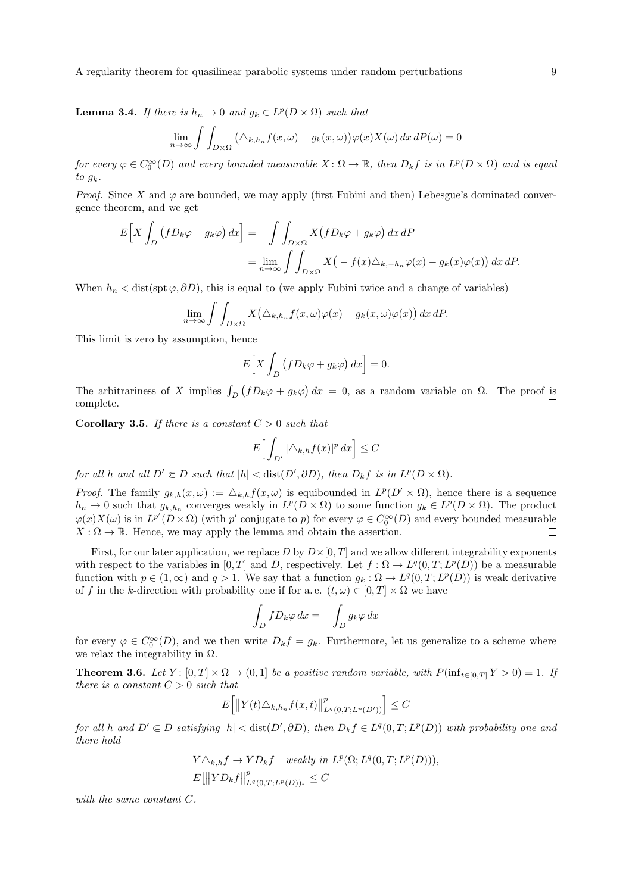**Lemma 3.4.** *If there is $h_n \to 0$ and $g_k \in L^p(D \times \Omega)$ such that*

$$\lim_{n\to\infty} \int\int_{D\times\Omega} \big(\triangle_{k,h_n} f(x,\omega) - g_k(x,\omega)\big)\varphi(x) X(\omega)\, dx\, dP(\omega) = 0$$

*for every $\varphi \in C_0^\infty(D)$ and every bounded measurable $X\colon \Omega \to \mathbb{R}$, then $D_k f$ is in $L^p(D\times\Omega)$ and is equal to $g_k$.*

*Proof.* Since $X$ and $\varphi$ are bounded, we may apply (first Fubini and then) Lebesgue's dominated convergence theorem, and we get

$$\begin{aligned}
-E\Big[X \int_D \big(f D_k\varphi + g_k\varphi\big)\, dx\Big] &= -\int\int_{D\times\Omega} X\big(f D_k\varphi + g_k\varphi\big)\, dx\, dP \\
&= \lim_{n\to\infty} \int\int_{D\times\Omega} X\big(-f(x)\triangle_{k,-h_n}\varphi(x) - g_k(x)\varphi(x)\big)\, dx\, dP.
\end{aligned}$$

When $h_n < \operatorname{dist}(\operatorname{spt}\varphi, \partial D)$, this is equal to (we apply Fubini twice and a change of variables)

$$\lim_{n\to\infty} \int\int_{D\times\Omega} X\big(\triangle_{k,h_n} f(x,\omega)\varphi(x) - g_k(x,\omega)\varphi(x)\big)\, dx\, dP.$$

This limit is zero by assumption, hence

$$E\Big[X \int_D \big(f D_k\varphi + g_k\varphi\big)\, dx\Big] = 0.$$

The arbitrariness of $X$ implies $\int_D \big(f D_k\varphi + g_k\varphi\big)\, dx = 0$, as a random variable on $\Omega$. The proof is complete. $\square$

**Corollary 3.5.** *If there is a constant $C > 0$ such that*

$$E\Big[\int_{D'} |\triangle_{k,h} f(x)|^p\, dx\Big] \le C$$

*for all $h$ and all $D' \Subset D$ such that $|h| < \operatorname{dist}(D', \partial D)$, then $D_k f$ is in $L^p(D\times\Omega)$.*

*Proof.* The family $g_{k,h}(x,\omega) := \triangle_{k,h} f(x,\omega)$ is equibounded in $L^p(D'\times\Omega)$, hence there is a sequence $h_n \to 0$ such that $g_{k,h_n}$ converges weakly in $L^p(D\times\Omega)$ to some function $g_k \in L^p(D\times\Omega)$. The product $\varphi(x)X(\omega)$ is in $L^{p'}(D\times\Omega)$ (with $p'$ conjugate to $p$) for every $\varphi \in C_0^\infty(D)$ and every bounded measurable $X : \Omega \to \mathbb{R}$. Hence, we may apply the lemma and obtain the assertion. $\square$

First, for our later application, we replace $D$ by $D\times[0,T]$ and we allow different integrability exponents with respect to the variables in $[0,T]$ and $D$, respectively. Let $f : \Omega \to L^q(0,T; L^p(D))$ be a measurable function with $p \in (1,\infty)$ and $q > 1$. We say that a function $g_k : \Omega \to L^q(0,T; L^p(D))$ is weak derivative of $f$ in the $k$-direction with probability one if for a. e. $(t,\omega) \in [0,T]\times\Omega$ we have

$$\int_D f D_k\varphi\, dx = -\int_D g_k\varphi\, dx$$

for every $\varphi \in C_0^\infty(D)$, and we then write $D_k f = g_k$. Furthermore, let us generalize to a scheme where we relax the integrability in $\Omega$.

**Theorem 3.6.** *Let $Y\colon [0,T]\times\Omega \to (0,1]$ be a positive random variable, with $P(\inf_{t\in[0,T]} Y > 0) = 1$. If there is a constant $C > 0$ such that*

$$E\Big[\big\|Y(t)\triangle_{k,h_n} f(x,t)\big\|^p_{L^q(0,T;L^p(D'))}\Big] \le C$$

*for all $h$ and $D' \Subset D$ satisfying $|h| < \operatorname{dist}(D', \partial D)$, then $D_k f \in L^q(0,T; L^p(D))$ with probability one and there hold*

$$\begin{aligned}
&Y\triangle_{k,h} f \to Y D_k f \quad \text{weakly in } L^p(\Omega; L^q(0,T; L^p(D))), \\
&E\big[\|Y D_k f\|^p_{L^q(0,T;L^p(D))}\big] \le C
\end{aligned}$$

*with the same constant $C$.*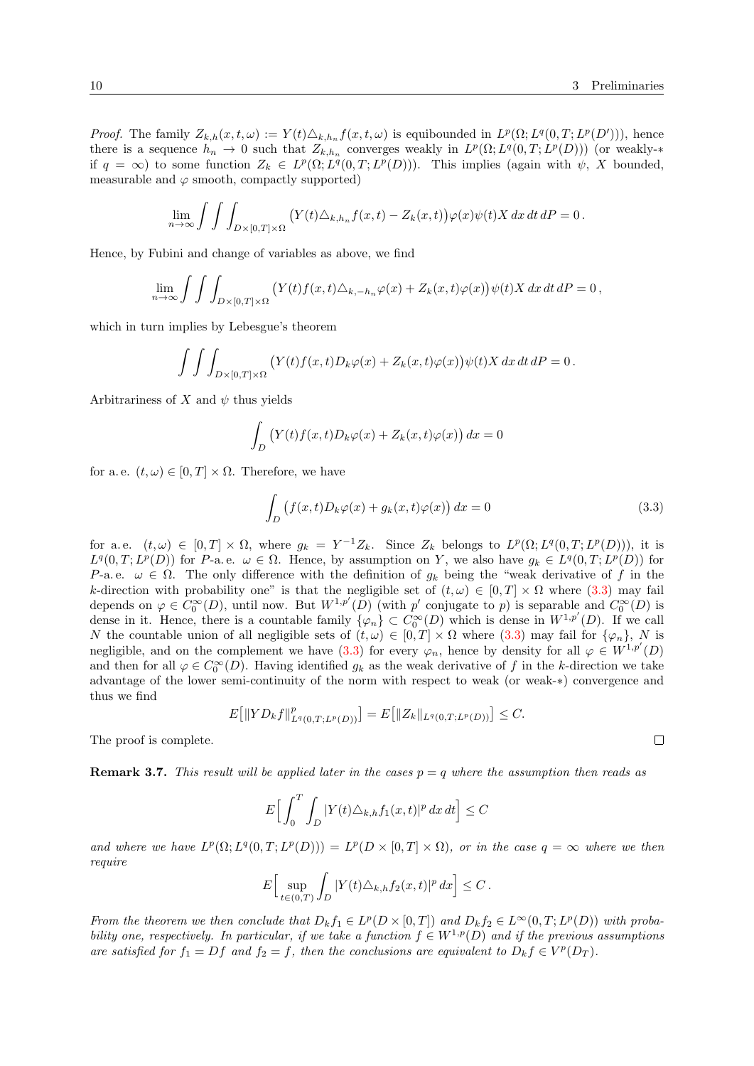*Proof.* The family $Z_{k,h}(x,t,\omega) := Y(t)\triangle_{k,h_n} f(x,t,\omega)$ is equibounded in $L^p(\Omega; L^q(0,T; L^p(D')))$, hence there is a sequence $h_n \to 0$ such that $Z_{k,h_n}$ converges weakly in $L^p(\Omega; L^q(0,T; L^p(D)))$ (or weakly-$*$ if $q = \infty$) to some function $Z_k \in L^p(\Omega; L^q(0,T; L^p(D)))$. This implies (again with $\psi$, $X$ bounded, measurable and $\varphi$ smooth, compactly supported)

$$
\lim_{n\to\infty} \int\int\int_{D\times[0,T]\times\Omega} \big(Y(t)\triangle_{k,h_n} f(x,t) - Z_k(x,t)\big)\varphi(x)\psi(t) X \, dx\, dt\, dP = 0\,.
$$

Hence, by Fubini and change of variables as above, we find

$$
\lim_{n\to\infty} \int\int\int_{D\times[0,T]\times\Omega} \big(Y(t) f(x,t)\triangle_{k,-h_n}\varphi(x) + Z_k(x,t)\varphi(x)\big)\psi(t) X \, dx\, dt\, dP = 0\,,
$$

which in turn implies by Lebesgue's theorem

$$
\int\int\int_{D\times[0,T]\times\Omega} \big(Y(t) f(x,t) D_k\varphi(x) + Z_k(x,t)\varphi(x)\big)\psi(t) X \, dx\, dt\, dP = 0\,.
$$

Arbitrariness of $X$ and $\psi$ thus yields

$$
\int_D \big(Y(t) f(x,t) D_k\varphi(x) + Z_k(x,t)\varphi(x)\big)\, dx = 0
$$

for a. e. $(t,\omega) \in [0,T]\times\Omega$. Therefore, we have

$$
\int_D \big(f(x,t) D_k\varphi(x) + g_k(x,t)\varphi(x)\big)\, dx = 0 \tag{3.3}
$$

for a. e. $(t,\omega) \in [0,T]\times\Omega$, where $g_k = Y^{-1} Z_k$. Since $Z_k$ belongs to $L^p(\Omega; L^q(0,T; L^p(D)))$, it is $L^q(0,T; L^p(D))$ for $P$-a. e. $\omega \in \Omega$. Hence, by assumption on $Y$, we also have $g_k \in L^q(0,T; L^p(D))$ for $P$-a. e. $\omega \in \Omega$. The only difference with the definition of $g_k$ being the "weak derivative of $f$ in the $k$-direction with probability one" is that the negligible set of $(t,\omega) \in [0,T]\times\Omega$ where (3.3) may fail depends on $\varphi \in C_0^\infty(D)$, until now. But $W^{1,p'}(D)$ (with $p'$ conjugate to $p$) is separable and $C_0^\infty(D)$ is dense in it. Hence, there is a countable family $\{\varphi_n\} \subset C_0^\infty(D)$ which is dense in $W^{1,p'}(D)$. If we call $N$ the countable union of all negligible sets of $(t,\omega) \in [0,T]\times\Omega$ where (3.3) may fail for $\{\varphi_n\}$, $N$ is negligible, and on the complement we have (3.3) for every $\varphi_n$, hence by density for all $\varphi \in W^{1,p'}(D)$ and then for all $\varphi \in C_0^\infty(D)$. Having identified $g_k$ as the weak derivative of $f$ in the $k$-direction we take advantage of the lower semi-continuity of the norm with respect to weak (or weak-$*$) convergence and thus we find

$$
E\big[\|Y D_k f\|^p_{L^q(0,T;L^p(D))}\big] = E\big[\|Z_k\|_{L^q(0,T;L^p(D))}\big] \le C.
$$

The proof is complete. $\square$

**Remark 3.7.** *This result will be applied later in the cases $p = q$ where the assumption then reads as*

$$
E\Big[\int_0^T \int_D |Y(t)\triangle_{k,h} f_1(x,t)|^p \, dx\, dt\Big] \le C
$$

*and where we have $L^p(\Omega; L^q(0,T; L^p(D))) = L^p(D\times[0,T]\times\Omega)$, or in the case $q = \infty$ where we then require*

$$
E\Big[\sup_{t\in(0,T)} \int_D |Y(t)\triangle_{k,h} f_2(x,t)|^p \, dx\Big] \le C\,.
$$

*From the theorem we then conclude that $D_k f_1 \in L^p(D\times[0,T])$ and $D_k f_2 \in L^\infty(0,T; L^p(D))$ with probability one, respectively. In particular, if we take a function $f \in W^{1,p}(D)$ and if the previous assumptions are satisfied for $f_1 = Df$ and $f_2 = f$, then the conclusions are equivalent to $D_k f \in V^p(D_T)$.*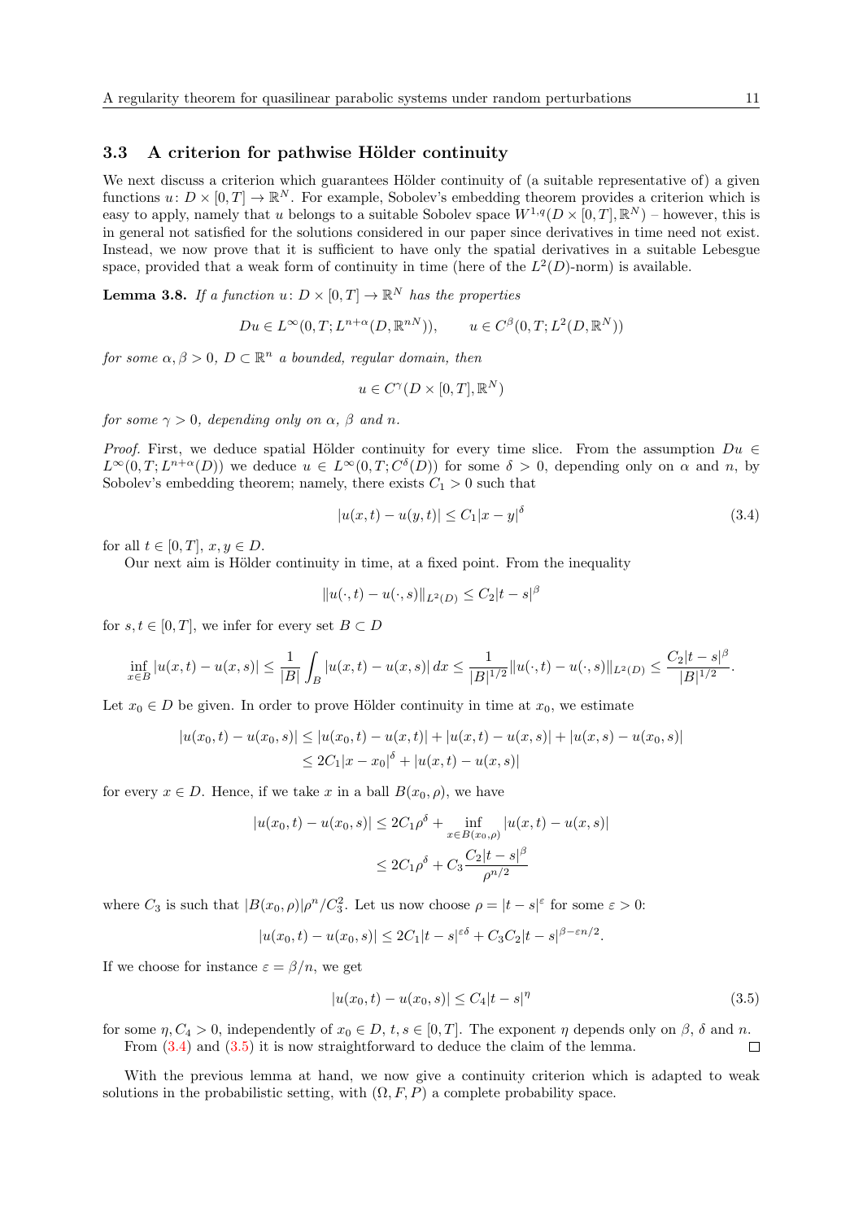### 3.3 A criterion for pathwise Hölder continuity

We next discuss a criterion which guarantees Hölder continuity of (a suitable representative of) a given functions $u\colon D \times [0,T] \to \mathbb{R}^N$. For example, Sobolev's embedding theorem provides a criterion which is easy to apply, namely that $u$ belongs to a suitable Sobolev space $W^{1,q}(D \times [0,T], \mathbb{R}^N)$ – however, this is in general not satisfied for the solutions considered in our paper since derivatives in time need not exist. Instead, we now prove that it is sufficient to have only the spatial derivatives in a suitable Lebesgue space, provided that a weak form of continuity in time (here of the $L^2(D)$-norm) is available.

**Lemma 3.8.** *If a function $u\colon D \times [0,T] \to \mathbb{R}^N$ has the properties*

$$Du \in L^\infty(0,T; L^{n+\alpha}(D, \mathbb{R}^{nN})), \qquad u \in C^\beta(0,T; L^2(D, \mathbb{R}^N))$$

*for some $\alpha, \beta > 0$, $D \subset \mathbb{R}^n$ a bounded, regular domain, then*

$$u \in C^\gamma(D \times [0,T], \mathbb{R}^N)$$

*for some $\gamma > 0$, depending only on $\alpha$, $\beta$ and $n$.*

*Proof.* First, we deduce spatial Hölder continuity for every time slice. From the assumption $Du \in L^\infty(0,T; L^{n+\alpha}(D))$ we deduce $u \in L^\infty(0,T; C^\delta(D))$ for some $\delta > 0$, depending only on $\alpha$ and $n$, by Sobolev's embedding theorem; namely, there exists $C_1 > 0$ such that

$$|u(x,t) - u(y,t)| \leq C_1 |x-y|^\delta \tag{3.4}$$

for all $t \in [0,T]$, $x, y \in D$.

Our next aim is Hölder continuity in time, at a fixed point. From the inequality

$$\|u(\cdot,t) - u(\cdot,s)\|_{L^2(D)} \leq C_2 |t-s|^\beta$$

for $s, t \in [0,T]$, we infer for every set $B \subset D$

$$\inf_{x \in B} |u(x,t) - u(x,s)| \leq \frac{1}{|B|} \int_B |u(x,t) - u(x,s)|\, dx \leq \frac{1}{|B|^{1/2}} \|u(\cdot,t) - u(\cdot,s)\|_{L^2(D)} \leq \frac{C_2 |t-s|^\beta}{|B|^{1/2}}.$$

Let $x_0 \in D$ be given. In order to prove Hölder continuity in time at $x_0$, we estimate

$$\begin{aligned}
|u(x_0,t) - u(x_0,s)| &\leq |u(x_0,t) - u(x,t)| + |u(x,t) - u(x,s)| + |u(x,s) - u(x_0,s)| \\
&\leq 2C_1 |x - x_0|^\delta + |u(x,t) - u(x,s)|
\end{aligned}$$

for every $x \in D$. Hence, if we take $x$ in a ball $B(x_0, \rho)$, we have

$$\begin{aligned}
|u(x_0,t) - u(x_0,s)| &\leq 2C_1 \rho^\delta + \inf_{x \in B(x_0,\rho)} |u(x,t) - u(x,s)| \\
&\leq 2C_1 \rho^\delta + C_3 \frac{C_2 |t-s|^\beta}{\rho^{n/2}}
\end{aligned}$$

where $C_3$ is such that $|B(x_0,\rho)| \rho^n / C_3^2$. Let us now choose $\rho = |t-s|^\varepsilon$ for some $\varepsilon > 0$:

$$|u(x_0,t) - u(x_0,s)| \leq 2C_1 |t-s|^{\varepsilon\delta} + C_3 C_2 |t-s|^{\beta - \varepsilon n/2}.$$

If we choose for instance $\varepsilon = \beta/n$, we get

$$|u(x_0,t) - u(x_0,s)| \leq C_4 |t-s|^\eta \tag{3.5}$$

for some $\eta, C_4 > 0$, independently of $x_0 \in D$, $t, s \in [0,T]$. The exponent $\eta$ depends only on $\beta$, $\delta$ and $n$.

From (3.4) and (3.5) it is now straightforward to deduce the claim of the lemma. ☐

With the previous lemma at hand, we now give a continuity criterion which is adapted to weak solutions in the probabilistic setting, with $(\Omega, F, P)$ a complete probability space.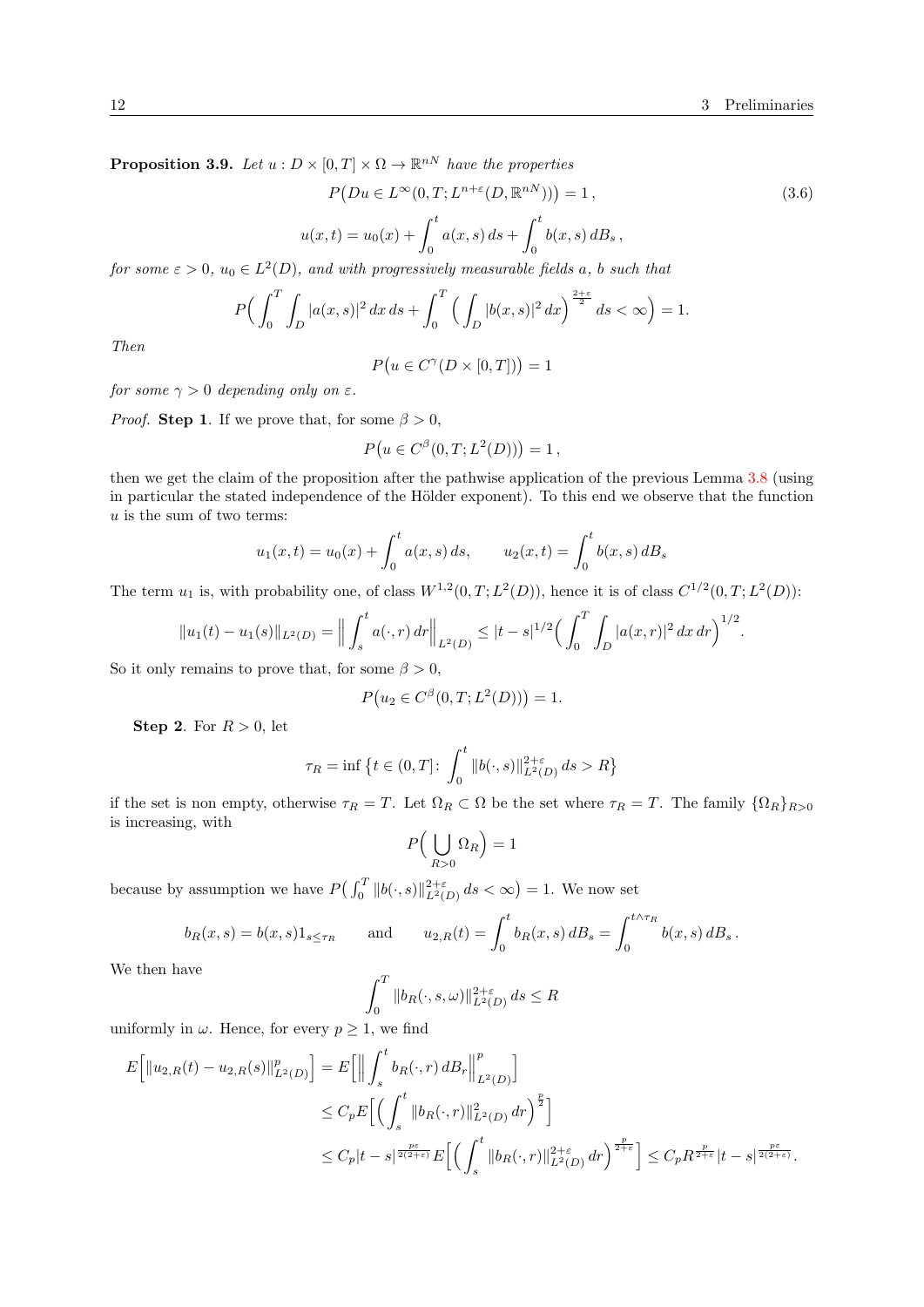**Proposition 3.9.** *Let $u : D \times [0,T] \times \Omega \to \mathbb{R}^{nN}$ have the properties*

$$
\begin{gathered}
P\big(Du \in L^\infty(0,T; L^{n+\varepsilon}(D,\mathbb{R}^{nN}))\big) = 1\,, \\
u(x,t) = u_0(x) + \int_0^t a(x,s)\,ds + \int_0^t b(x,s)\,dB_s\,,
\end{gathered}
\tag{3.6}
$$

*for some $\varepsilon > 0$, $u_0 \in L^2(D)$, and with progressively measurable fields $a$, $b$ such that*

$$
P\Big(\int_0^T \int_D |a(x,s)|^2\,dx\,ds + \int_0^T \Big(\int_D |b(x,s)|^2\,dx\Big)^{\frac{2+\varepsilon}{2}}\,ds < \infty\Big) = 1.
$$

*Then*

$$
P\big(u \in C^\gamma(D \times [0,T])\big) = 1
$$

*for some $\gamma > 0$ depending only on $\varepsilon$.*

*Proof.* **Step 1**. If we prove that, for some $\beta > 0$,

$$
P\big(u \in C^\beta(0,T; L^2(D))\big) = 1\,,
$$

then we get the claim of the proposition after the pathwise application of the previous Lemma 3.8 (using in particular the stated independence of the Hölder exponent). To this end we observe that the function $u$ is the sum of two terms:

$$
u_1(x,t) = u_0(x) + \int_0^t a(x,s)\,ds, \qquad u_2(x,t) = \int_0^t b(x,s)\,dB_s
$$

The term $u_1$ is, with probability one, of class $W^{1,2}(0,T; L^2(D))$, hence it is of class $C^{1/2}(0,T; L^2(D))$:

$$
\|u_1(t) - u_1(s)\|_{L^2(D)} = \Big\|\int_s^t a(\cdot,r)\,dr\Big\|_{L^2(D)} \le |t-s|^{1/2}\Big(\int_0^T \int_D |a(x,r)|^2\,dx\,dr\Big)^{1/2}.
$$

So it only remains to prove that, for some $\beta > 0$,

$$
P\big(u_2 \in C^\beta(0,T; L^2(D))\big) = 1.
$$

**Step 2**. For $R > 0$, let

$$
\tau_R = \inf\Big\{t \in (0,T] \colon \int_0^t \|b(\cdot,s)\|_{L^2(D)}^{2+\varepsilon}\,ds > R\Big\}
$$

if the set is non empty, otherwise $\tau_R = T$. Let $\Omega_R \subset \Omega$ be the set where $\tau_R = T$. The family $\{\Omega_R\}_{R>0}$ is increasing, with

$$
P\Big(\bigcup_{R>0} \Omega_R\Big) = 1
$$

because by assumption we have $P\big(\int_0^T \|b(\cdot,s)\|_{L^2(D)}^{2+\varepsilon}\,ds < \infty\big) = 1$. We now set

$$
b_R(x,s) = b(x,s)1_{s \le \tau_R} \qquad \text{and} \qquad u_{2,R}(t) = \int_0^t b_R(x,s)\,dB_s = \int_0^{t\wedge\tau_R} b(x,s)\,dB_s\,.
$$

We then have

$$
\int_0^T \|b_R(\cdot,s,\omega)\|_{L^2(D)}^{2+\varepsilon}\,ds \le R
$$

uniformly in $\omega$. Hence, for every $p \ge 1$, we find

$$
\begin{aligned}
E\Big[\|u_{2,R}(t) - u_{2,R}(s)\|_{L^2(D)}^p\Big] &= E\Big[\Big\|\int_s^t b_R(\cdot,r)\,dB_r\Big\|_{L^2(D)}^p\Big] \\
&\le C_p E\Big[\Big(\int_s^t \|b_R(\cdot,r)\|_{L^2(D)}^2\,dr\Big)^{\frac{p}{2}}\Big] \\
&\le C_p |t-s|^{\frac{p\varepsilon}{2(2+\varepsilon)}} E\Big[\Big(\int_s^t \|b_R(\cdot,r)\|_{L^2(D)}^{2+\varepsilon}\,dr\Big)^{\frac{p}{2+\varepsilon}}\Big] \le C_p R^{\frac{p}{2+\varepsilon}} |t-s|^{\frac{p\varepsilon}{2(2+\varepsilon)}}.
\end{aligned}
$$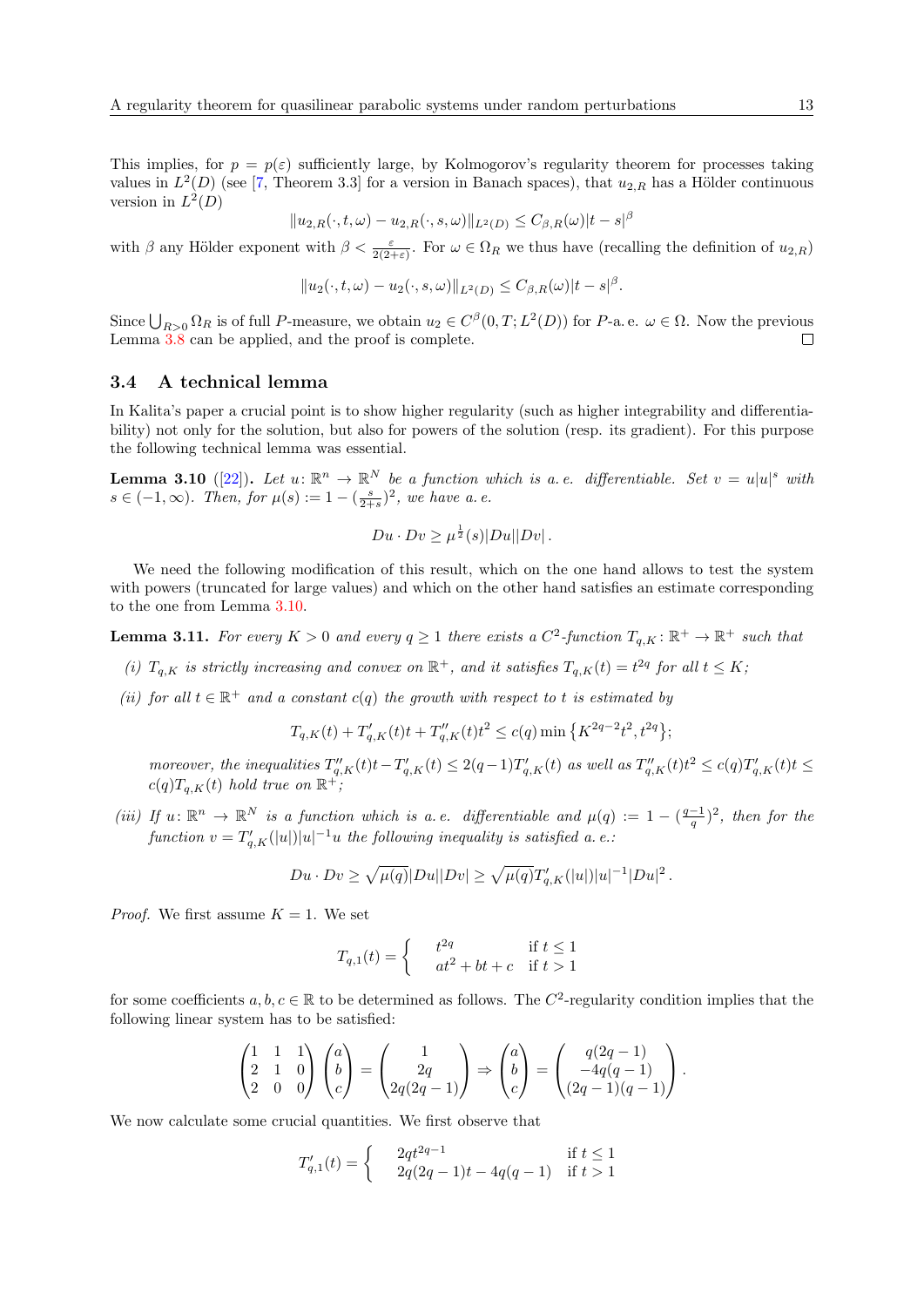This implies, for $p = p(\varepsilon)$ sufficiently large, by Kolmogorov's regularity theorem for processes taking values in $L^2(D)$ (see [7, Theorem 3.3] for a version in Banach spaces), that $u_{2,R}$ has a Hölder continuous version in $L^2(D)$

$$\|u_{2,R}(\cdot,t,\omega) - u_{2,R}(\cdot,s,\omega)\|_{L^2(D)} \leq C_{\beta,R}(\omega)|t-s|^\beta$$

with $\beta$ any Hölder exponent with $\beta < \frac{\varepsilon}{2(2+\varepsilon)}$. For $\omega \in \Omega_R$ we thus have (recalling the definition of $u_{2,R}$)

$$\|u_2(\cdot,t,\omega) - u_2(\cdot,s,\omega)\|_{L^2(D)} \leq C_{\beta,R}(\omega)|t-s|^\beta .$$

Since $\bigcup_{R>0} \Omega_R$ is of full $P$-measure, we obtain $u_2 \in C^\beta(0,T;L^2(D))$ for $P$-a. e. $\omega \in \Omega$. Now the previous Lemma 3.8 can be applied, and the proof is complete. □

### 3.4 A technical lemma

In Kalita's paper a crucial point is to show higher regularity (such as higher integrability and differentiability) not only for the solution, but also for powers of the solution (resp. its gradient). For this purpose the following technical lemma was essential.

**Lemma 3.10** ([22])**.** *Let $u\colon \mathbb{R}^n \to \mathbb{R}^N$ be a function which is a. e. differentiable. Set $v = u|u|^s$ with $s \in (-1,\infty)$. Then, for $\mu(s) := 1 - (\frac{s}{2+s})^2$, we have a. e.*

$$Du \cdot Dv \geq \mu^{\frac{1}{2}}(s)|Du||Dv| .$$

We need the following modification of this result, which on the one hand allows to test the system with powers (truncated for large values) and which on the other hand satisfies an estimate corresponding to the one from Lemma 3.10.

**Lemma 3.11.** *For every $K > 0$ and every $q \geq 1$ there exists a $C^2$-function $T_{q,K}\colon \mathbb{R}^+ \to \mathbb{R}^+$ such that*

*(i) $T_{q,K}$ is strictly increasing and convex on $\mathbb{R}^+$, and it satisfies $T_{q,K}(t) = t^{2q}$ for all $t \leq K$;*

*(ii) for all $t \in \mathbb{R}^+$ and a constant $c(q)$ the growth with respect to $t$ is estimated by*

$$T_{q,K}(t) + T'_{q,K}(t)t + T''_{q,K}(t)t^2 \leq c(q)\min\left\{K^{2q-2}t^2, t^{2q}\right\};$$

*moreover, the inequalities $T''_{q,K}(t)t - T'_{q,K}(t) \leq 2(q-1)T'_{q,K}(t)$ as well as $T''_{q,K}(t)t^2 \leq c(q)T'_{q,K}(t)t \leq c(q)T_{q,K}(t)$ hold true on $\mathbb{R}^+$;*

*(iii) If $u\colon \mathbb{R}^n \to \mathbb{R}^N$ is a function which is a. e. differentiable and $\mu(q) := 1 - (\frac{q-1}{q})^2$, then for the function $v = T'_{q,K}(|u|)|u|^{-1}u$ the following inequality is satisfied a. e.:*

$$Du \cdot Dv \geq \sqrt{\mu(q)}|Du||Dv| \geq \sqrt{\mu(q)}T'_{q,K}(|u|)|u|^{-1}|Du|^2 .$$

*Proof.* We first assume $K = 1$. We set

$$T_{q,1}(t) = \begin{cases} t^{2q} & \text{if } t \leq 1 \\ at^2 + bt + c & \text{if } t > 1 \end{cases}$$

for some coefficients $a, b, c \in \mathbb{R}$ to be determined as follows. The $C^2$-regularity condition implies that the following linear system has to be satisfied:

$$\begin{pmatrix} 1 & 1 & 1 \\ 2 & 1 & 0 \\ 2 & 0 & 0 \end{pmatrix}\begin{pmatrix} a \\ b \\ c \end{pmatrix} = \begin{pmatrix} 1 \\ 2q \\ 2q(2q-1) \end{pmatrix} \Rightarrow \begin{pmatrix} a \\ b \\ c \end{pmatrix} = \begin{pmatrix} q(2q-1) \\ -4q(q-1) \\ (2q-1)(q-1) \end{pmatrix}.$$

We now calculate some crucial quantities. We first observe that

$$T'_{q,1}(t) = \begin{cases} 2qt^{2q-1} & \text{if } t \leq 1 \\ 2q(2q-1)t - 4q(q-1) & \text{if } t > 1 \end{cases}$$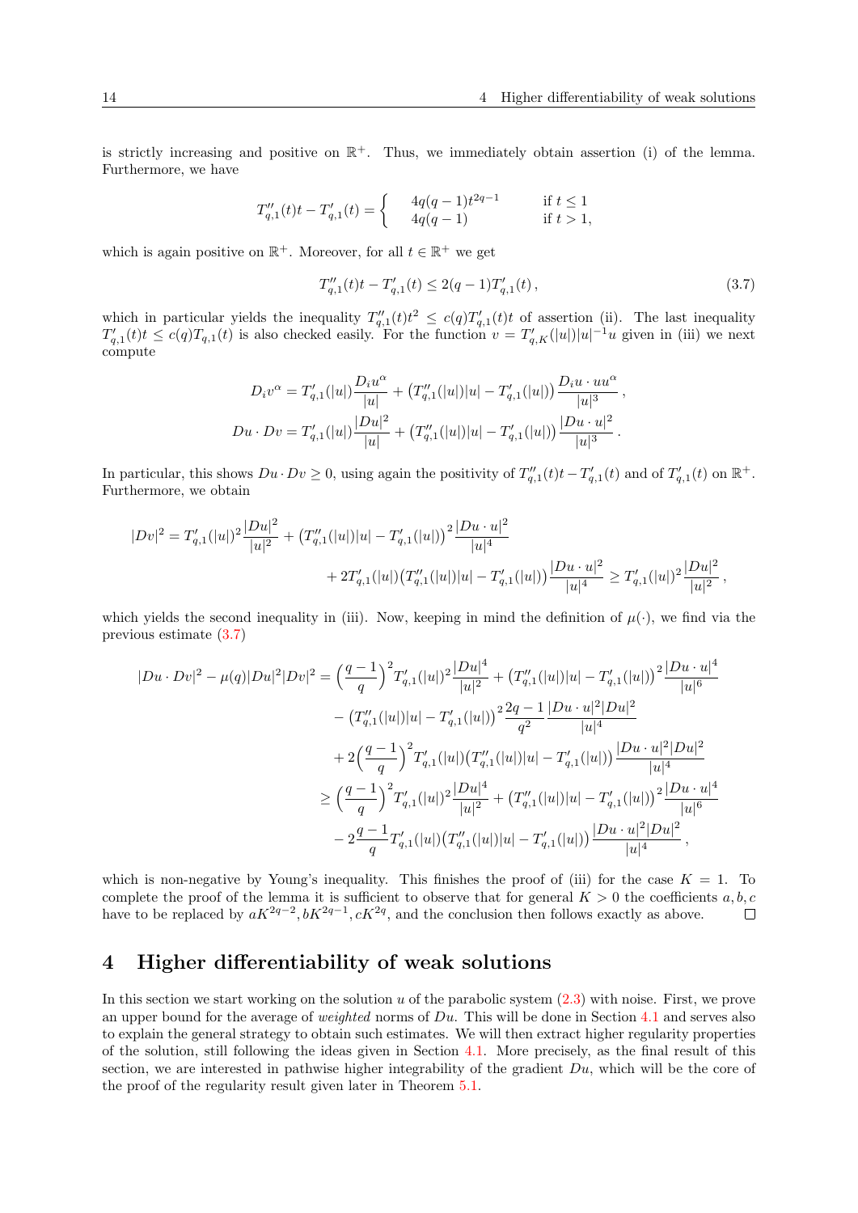is strictly increasing and positive on $\mathbb{R}^+$. Thus, we immediately obtain assertion (i) of the lemma. Furthermore, we have

$$T''_{q,1}(t)t - T'_{q,1}(t) = \begin{cases} 4q(q-1)t^{2q-1} & \text{if } t \leq 1 \\ 4q(q-1) & \text{if } t > 1, \end{cases}$$

which is again positive on $\mathbb{R}^+$. Moreover, for all $t \in \mathbb{R}^+$ we get

$$T''_{q,1}(t)t - T'_{q,1}(t) \leq 2(q-1)T'_{q,1}(t)\,, \tag{3.7}$$

which in particular yields the inequality $T''_{q,1}(t)t^2 \leq c(q)T'_{q,1}(t)t$ of assertion (ii). The last inequality $T'_{q,1}(t)t \leq c(q)T_{q,1}(t)$ is also checked easily. For the function $v = T'_{q,K}(|u|)|u|^{-1}u$ given in (iii) we next compute

$$\begin{aligned} D_i v^\alpha &= T'_{q,1}(|u|)\frac{D_i u^\alpha}{|u|} + \big(T''_{q,1}(|u|)|u| - T'_{q,1}(|u|)\big)\frac{D_i u \cdot u u^\alpha}{|u|^3}\,, \\ Du \cdot Dv &= T'_{q,1}(|u|)\frac{|Du|^2}{|u|} + \big(T''_{q,1}(|u|)|u| - T'_{q,1}(|u|)\big)\frac{|Du \cdot u|^2}{|u|^3}\,. \end{aligned}$$

In particular, this shows $Du \cdot Dv \geq 0$, using again the positivity of $T''_{q,1}(t)t - T'_{q,1}(t)$ and of $T'_{q,1}(t)$ on $\mathbb{R}^+$. Furthermore, we obtain

$$\begin{aligned} |Dv|^2 = T'_{q,1}(|u|)^2\frac{|Du|^2}{|u|^2} &+ \big(T''_{q,1}(|u|)|u| - T'_{q,1}(|u|)\big)^2\frac{|Du \cdot u|^2}{|u|^4} \\ &+ 2T'_{q,1}(|u|)\big(T''_{q,1}(|u|)|u| - T'_{q,1}(|u|)\big)\frac{|Du \cdot u|^2}{|u|^4} \geq T'_{q,1}(|u|)^2\frac{|Du|^2}{|u|^2}\,, \end{aligned}$$

which yields the second inequality in (iii). Now, keeping in mind the definition of $\mu(\cdot)$, we find via the previous estimate (3.7)

$$\begin{aligned} |Du \cdot Dv|^2 - \mu(q)|Du|^2|Dv|^2 &= \Big(\frac{q-1}{q}\Big)^2 T'_{q,1}(|u|)^2\frac{|Du|^4}{|u|^2} + \big(T''_{q,1}(|u|)|u| - T'_{q,1}(|u|)\big)^2\frac{|Du \cdot u|^4}{|u|^6} \\ &\quad - \big(T''_{q,1}(|u|)|u| - T'_{q,1}(|u|)\big)^2\frac{2q-1}{q^2}\frac{|Du \cdot u|^2|Du|^2}{|u|^4} \\ &\quad + 2\Big(\frac{q-1}{q}\Big)^2 T'_{q,1}(|u|)\big(T''_{q,1}(|u|)|u| - T'_{q,1}(|u|)\big)\frac{|Du \cdot u|^2|Du|^2}{|u|^4} \\ &\geq \Big(\frac{q-1}{q}\Big)^2 T'_{q,1}(|u|)^2\frac{|Du|^4}{|u|^2} + \big(T''_{q,1}(|u|)|u| - T'_{q,1}(|u|)\big)^2\frac{|Du \cdot u|^4}{|u|^6} \\ &\quad - 2\frac{q-1}{q}T'_{q,1}(|u|)\big(T''_{q,1}(|u|)|u| - T'_{q,1}(|u|)\big)\frac{|Du \cdot u|^2|Du|^2}{|u|^4}\,, \end{aligned}$$

which is non-negative by Young's inequality. This finishes the proof of (iii) for the case $K = 1$. To complete the proof of the lemma it is sufficient to observe that for general $K > 0$ the coefficients $a, b, c$ have to be replaced by $aK^{2q-2}, bK^{2q-1}, cK^{2q}$, and the conclusion then follows exactly as above. □

# 4 Higher differentiability of weak solutions

In this section we start working on the solution $u$ of the parabolic system (2.3) with noise. First, we prove an upper bound for the average of *weighted* norms of $Du$. This will be done in Section 4.1 and serves also to explain the general strategy to obtain such estimates. We will then extract higher regularity properties of the solution, still following the ideas given in Section 4.1. More precisely, as the final result of this section, we are interested in pathwise higher integrability of the gradient $Du$, which will be the core of the proof of the regularity result given later in Theorem 5.1.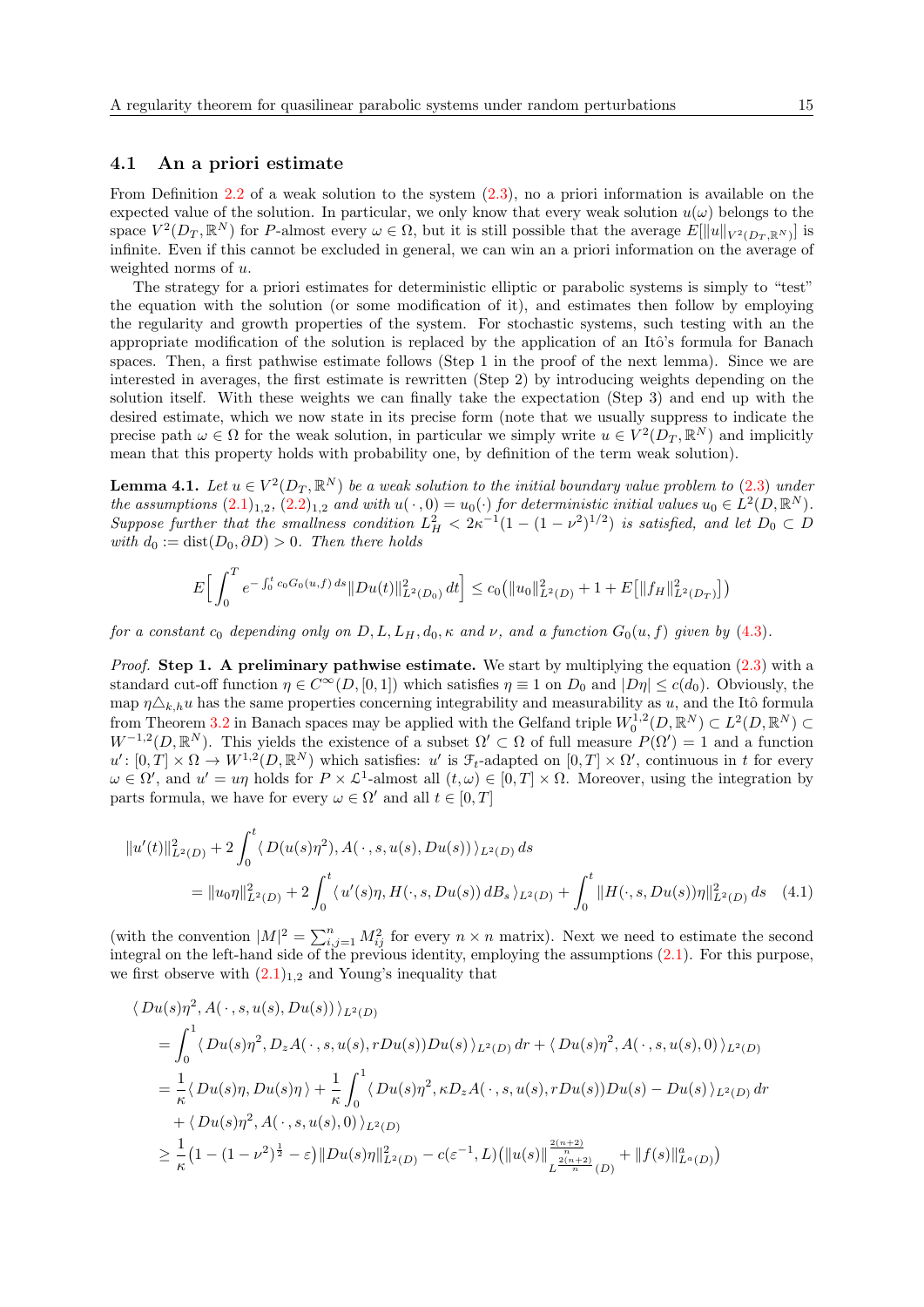### 4.1 An a priori estimate

From Definition 2.2 of a weak solution to the system (2.3), no a priori information is available on the expected value of the solution. In particular, we only know that every weak solution $u(\omega)$ belongs to the space $V^2(D_T, \mathbb{R}^N)$ for $P$-almost every $\omega \in \Omega$, but it is still possible that the average $E[\|u\|_{V^2(D_T,\mathbb{R}^N)}]$ is infinite. Even if this cannot be excluded in general, we can win an a priori information on the average of weighted norms of $u$.

The strategy for a priori estimates for deterministic elliptic or parabolic systems is simply to "test" the equation with the solution (or some modification of it), and estimates then follow by employing the regularity and growth properties of the system. For stochastic systems, such testing with an the appropriate modification of the solution is replaced by the application of an Itô's formula for Banach spaces. Then, a first pathwise estimate follows (Step 1 in the proof of the next lemma). Since we are interested in averages, the first estimate is rewritten (Step 2) by introducing weights depending on the solution itself. With these weights we can finally take the expectation (Step 3) and end up with the desired estimate, which we now state in its precise form (note that we usually suppress to indicate the precise path $\omega \in \Omega$ for the weak solution, in particular we simply write $u \in V^2(D_T, \mathbb{R}^N)$ and implicitly mean that this property holds with probability one, by definition of the term weak solution).

**Lemma 4.1.** *Let $u \in V^2(D_T, \mathbb{R}^N)$ be a weak solution to the initial boundary value problem to (2.3) under the assumptions $(2.1)_{1,2}$, $(2.2)_{1,2}$ and with $u(\,\cdot\,, 0) = u_0(\cdot)$ for deterministic initial values $u_0 \in L^2(D, \mathbb{R}^N)$. Suppose further that the smallness condition $L_H^2 < 2\kappa^{-1}(1-(1-\nu^2)^{1/2})$ is satisfied, and let $D_0 \subset D$ with $d_0 := \operatorname{dist}(D_0, \partial D) > 0$. Then there holds*

$$
E\Big[\int_0^T e^{-\int_0^t c_0 G_0(u,f)\,ds} \|Du(t)\|^2_{L^2(D_0)}\,dt\Big] \le c_0\big(\|u_0\|^2_{L^2(D)} + 1 + E\big[\|f_H\|^2_{L^2(D_T)}\big]\big)
$$

*for a constant $c_0$ depending only on $D, L, L_H, d_0, \kappa$ and $\nu$, and a function $G_0(u, f)$ given by (4.3).*

*Proof.* **Step 1. A preliminary pathwise estimate.** We start by multiplying the equation (2.3) with a standard cut-off function $\eta \in C^\infty(D, [0, 1])$ which satisfies $\eta \equiv 1$ on $D_0$ and $|D\eta| \le c(d_0)$. Obviously, the map $\eta\triangle_{k,h}u$ has the same properties concerning integrability and measurability as $u$, and the Itô formula from Theorem 3.2 in Banach spaces may be applied with the Gelfand triple $W_0^{1,2}(D, \mathbb{R}^N) \subset L^2(D, \mathbb{R}^N) \subset W^{-1,2}(D, \mathbb{R}^N)$. This yields the existence of a subset $\Omega' \subset \Omega$ of full measure $P(\Omega') = 1$ and a function $u' : [0, T] \times \Omega \to W^{1,2}(D, \mathbb{R}^N)$ which satisfies: $u'$ is $\mathcal{F}_t$-adapted on $[0, T] \times \Omega'$, continuous in $t$ for every $\omega \in \Omega'$, and $u' = u\eta$ holds for $P \times \mathcal{L}^1$-almost all $(t, \omega) \in [0, T] \times \Omega$. Moreover, using the integration by parts formula, we have for every $\omega \in \Omega'$ and all $t \in [0, T]$

$$
\begin{aligned}
\|u'(t)\|^2_{L^2(D)} &+ 2\int_0^t \langle\, D(u(s)\eta^2), A(\,\cdot\,, s, u(s), Du(s))\,\rangle_{L^2(D)}\,ds \\
&= \|u_0\eta\|^2_{L^2(D)} + 2\int_0^t \langle\, u'(s)\eta, H(\cdot, s, Du(s))\,dB_s\,\rangle_{L^2(D)} + \int_0^t \|H(\cdot, s, Du(s))\eta\|^2_{L^2(D)}\,ds \qquad (4.1)
\end{aligned}
$$

(with the convention $|M|^2 = \sum_{i,j=1}^n M_{ij}^2$ for every $n \times n$ matrix). Next we need to estimate the second integral on the left-hand side of the previous identity, employing the assumptions (2.1). For this purpose, we first observe with $(2.1)_{1,2}$ and Young's inequality that

$$
\begin{aligned}
\langle\, Du(s)\eta^2, &A(\,\cdot\,, s, u(s), Du(s))\,\rangle_{L^2(D)} \\
&= \int_0^1 \langle\, Du(s)\eta^2, D_z A(\,\cdot\,, s, u(s), rDu(s))Du(s)\,\rangle_{L^2(D)}\,dr + \langle\, Du(s)\eta^2, A(\,\cdot\,, s, u(s), 0)\,\rangle_{L^2(D)} \\
&= \frac{1}{\kappa}\langle\, Du(s)\eta, Du(s)\eta\,\rangle + \frac{1}{\kappa}\int_0^1 \langle\, Du(s)\eta^2, \kappa D_z A(\,\cdot\,, s, u(s), rDu(s))Du(s) - Du(s)\,\rangle_{L^2(D)}\,dr \\
&\quad + \langle\, Du(s)\eta^2, A(\,\cdot\,, s, u(s), 0)\,\rangle_{L^2(D)} \\
&\ge \frac{1}{\kappa}\big(1 - (1-\nu^2)^{\frac{1}{2}} - \varepsilon\big)\|Du(s)\eta\|^2_{L^2(D)} - c(\varepsilon^{-1}, L)\big(\|u(s)\|^{\frac{2(n+2)}{n}}_{L^{\frac{2(n+2)}{n}}(D)} + \|f(s)\|^a_{L^a(D)}\big)
\end{aligned}
$$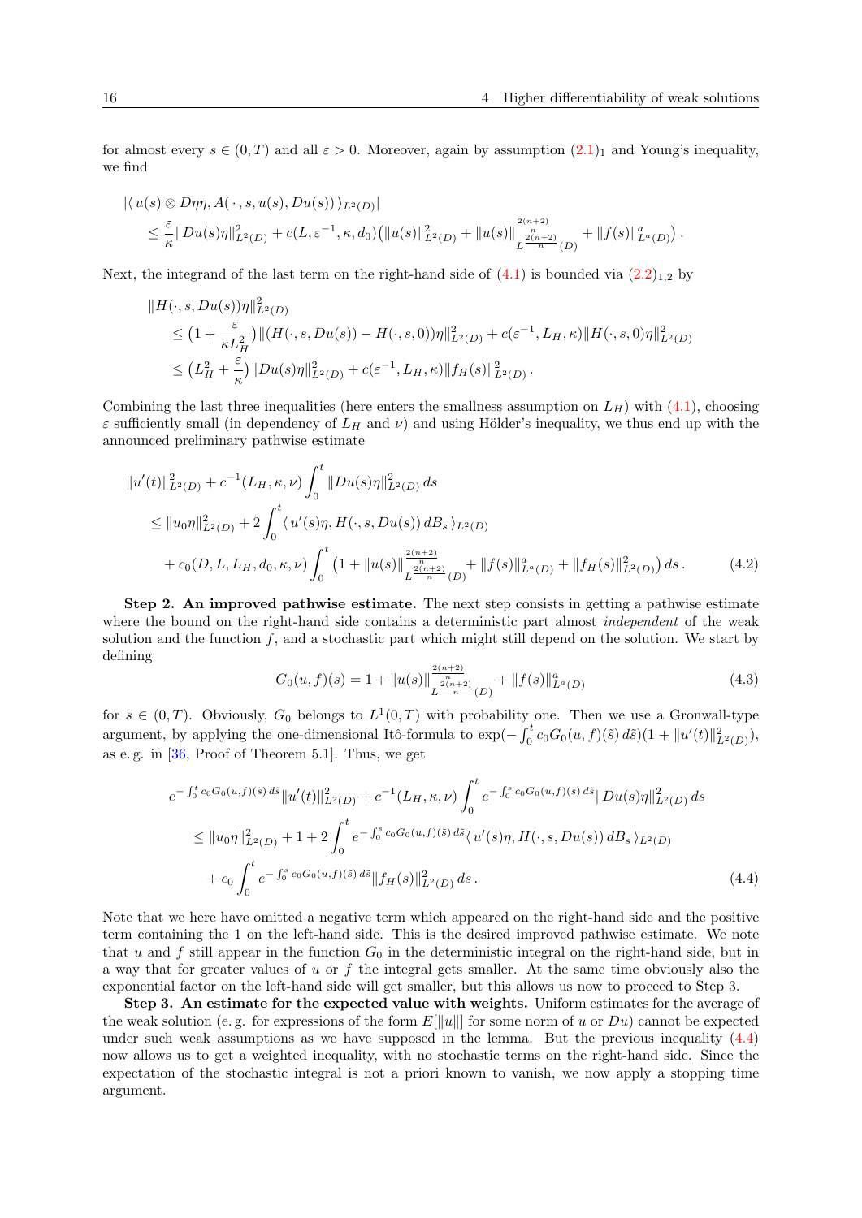for almost every $s \in (0,T)$ and all $\varepsilon > 0$. Moreover, again by assumption $(2.1)_1$ and Young's inequality, we find

$$
\begin{aligned}
&|\langle u(s) \otimes D\eta\eta, A(\,\cdot\,, s, u(s), Du(s)) \rangle_{L^2(D)}| \\
&\quad \le \frac{\varepsilon}{\kappa} \|Du(s)\eta\|^2_{L^2(D)} + c(L, \varepsilon^{-1}, \kappa, d_0)\big(\|u(s)\|^2_{L^2(D)} + \|u(s)\|^{\frac{2(n+2)}{n}}_{L^{\frac{2(n+2)}{n}}(D)} + \|f(s)\|^a_{L^a(D)}\big)\,.
\end{aligned}
$$

Next, the integrand of the last term on the right-hand side of (4.1) is bounded via $(2.2)_{1,2}$ by

$$
\begin{aligned}
&\|H(\cdot, s, Du(s))\eta\|^2_{L^2(D)} \\
&\quad \le \big(1 + \frac{\varepsilon}{\kappa L_H^2}\big)\|(H(\cdot, s, Du(s)) - H(\cdot, s, 0))\eta\|^2_{L^2(D)} + c(\varepsilon^{-1}, L_H, \kappa)\|H(\cdot, s, 0)\eta\|^2_{L^2(D)} \\
&\quad \le \big(L_H^2 + \frac{\varepsilon}{\kappa}\big)\|Du(s)\eta\|^2_{L^2(D)} + c(\varepsilon^{-1}, L_H, \kappa)\|f_H(s)\|^2_{L^2(D)}\,.
\end{aligned}
$$

Combining the last three inequalities (here enters the smallness assumption on $L_H$) with (4.1), choosing $\varepsilon$ sufficiently small (in dependency of $L_H$ and $\nu$) and using Hölder's inequality, we thus end up with the announced preliminary pathwise estimate

$$
\begin{aligned}
&\|u'(t)\|^2_{L^2(D)} + c^{-1}(L_H, \kappa, \nu) \int_0^t \|Du(s)\eta\|^2_{L^2(D)}\, ds \\
&\quad \le \|u_0\eta\|^2_{L^2(D)} + 2\int_0^t \langle u'(s)\eta, H(\cdot, s, Du(s))\, dB_s \rangle_{L^2(D)} \\
&\qquad + c_0(D, L, L_H, d_0, \kappa, \nu) \int_0^t \big(1 + \|u(s)\|^{\frac{2(n+2)}{n}}_{L^{\frac{2(n+2)}{n}}(D)} + \|f(s)\|^a_{L^a(D)} + \|f_H(s)\|^2_{L^2(D)}\big)\, ds\,.
\end{aligned}
\tag{4.2}
$$

**Step 2. An improved pathwise estimate.** The next step consists in getting a pathwise estimate where the bound on the right-hand side contains a deterministic part almost *independent* of the weak solution and the function $f$, and a stochastic part which might still depend on the solution. We start by defining

$$
G_0(u, f)(s) = 1 + \|u(s)\|^{\frac{2(n+2)}{n}}_{L^{\frac{2(n+2)}{n}}(D)} + \|f(s)\|^a_{L^a(D)}
\tag{4.3}
$$

for $s \in (0,T)$. Obviously, $G_0$ belongs to $L^1(0,T)$ with probability one. Then we use a Gronwall-type argument, by applying the one-dimensional Itô-formula to $\exp(-\int_0^t c_0 G_0(u,f)(\tilde{s})\, d\tilde{s})(1 + \|u'(t)\|^2_{L^2(D)})$, as e. g. in [36, Proof of Theorem 5.1]. Thus, we get

$$
\begin{aligned}
&e^{-\int_0^t c_0 G_0(u,f)(\tilde{s})\, d\tilde{s}} \|u'(t)\|^2_{L^2(D)} + c^{-1}(L_H, \kappa, \nu) \int_0^t e^{-\int_0^s c_0 G_0(u,f)(\tilde{s})\, d\tilde{s}} \|Du(s)\eta\|^2_{L^2(D)}\, ds \\
&\quad \le \|u_0\eta\|^2_{L^2(D)} + 1 + 2\int_0^t e^{-\int_0^s c_0 G_0(u,f)(\tilde{s})\, d\tilde{s}} \langle u'(s)\eta, H(\cdot, s, Du(s))\, dB_s \rangle_{L^2(D)} \\
&\qquad + c_0 \int_0^t e^{-\int_0^s c_0 G_0(u,f)(\tilde{s})\, d\tilde{s}} \|f_H(s)\|^2_{L^2(D)}\, ds\,.
\end{aligned}
\tag{4.4}
$$

Note that we here have omitted a negative term which appeared on the right-hand side and the positive term containing the 1 on the left-hand side. This is the desired improved pathwise estimate. We note that $u$ and $f$ still appear in the function $G_0$ in the deterministic integral on the right-hand side, but in a way that for greater values of $u$ or $f$ the integral gets smaller. At the same time obviously also the exponential factor on the left-hand side will get smaller, but this allows us now to proceed to Step 3.

**Step 3. An estimate for the expected value with weights.** Uniform estimates for the average of the weak solution (e. g. for expressions of the form $E[\|u\|]$ for some norm of $u$ or $Du$) cannot be expected under such weak assumptions as we have supposed in the lemma. But the previous inequality (4.4) now allows us to get a weighted inequality, with no stochastic terms on the right-hand side. Since the expectation of the stochastic integral is not a priori known to vanish, we now apply a stopping time argument.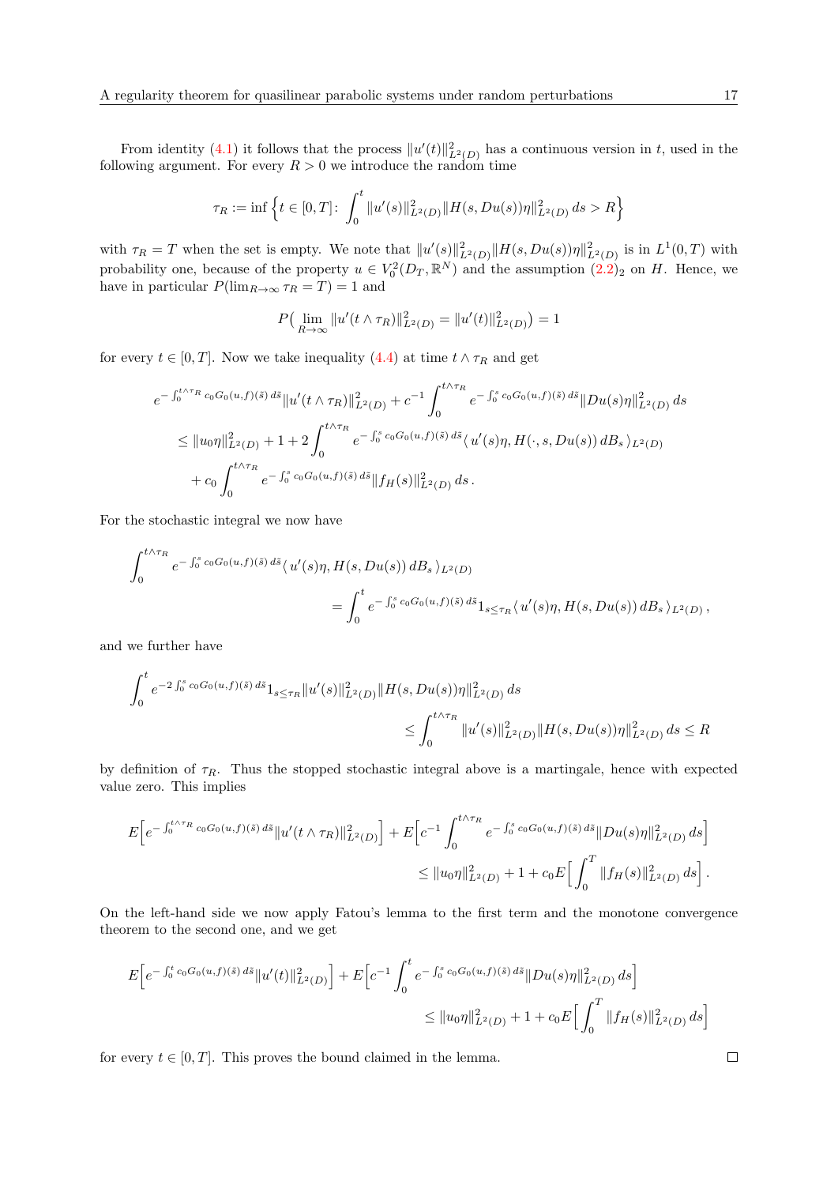From identity (4.1) it follows that the process $\|u'(t)\|^2_{L^2(D)}$ has a continuous version in $t$, used in the following argument. For every $R > 0$ we introduce the random time

$$\tau_R := \inf\Big\{t \in [0,T]\colon \int_0^t \|u'(s)\|^2_{L^2(D)} \|H(s, Du(s))\eta\|^2_{L^2(D)}\, ds > R\Big\}$$

with $\tau_R = T$ when the set is empty. We note that $\|u'(s)\|^2_{L^2(D)} \|H(s, Du(s))\eta\|^2_{L^2(D)}$ is in $L^1(0,T)$ with probability one, because of the property $u \in V_0^2(D_T, \mathbb{R}^N)$ and the assumption $(2.2)_2$ on $H$. Hence, we have in particular $P(\lim_{R\to\infty} \tau_R = T) = 1$ and

$$P\big(\lim_{R\to\infty} \|u'(t\wedge\tau_R)\|^2_{L^2(D)} = \|u'(t)\|^2_{L^2(D)}\big) = 1$$

for every $t \in [0,T]$. Now we take inequality (4.4) at time $t \wedge \tau_R$ and get

$$\begin{aligned}
&e^{-\int_0^{t\wedge\tau_R} c_0 G_0(u,f)(\tilde{s})\, d\tilde{s}} \|u'(t\wedge\tau_R)\|^2_{L^2(D)} + c^{-1} \int_0^{t\wedge\tau_R} e^{-\int_0^s c_0 G_0(u,f)(\tilde{s})\, d\tilde{s}} \|Du(s)\eta\|^2_{L^2(D)}\, ds \\
&\quad \le \|u_0\eta\|^2_{L^2(D)} + 1 + 2\int_0^{t\wedge\tau_R} e^{-\int_0^s c_0 G_0(u,f)(\tilde{s})\, d\tilde{s}} \langle\, u'(s)\eta, H(\cdot, s, Du(s))\, dB_s\,\rangle_{L^2(D)} \\
&\qquad + c_0 \int_0^{t\wedge\tau_R} e^{-\int_0^s c_0 G_0(u,f)(\tilde{s})\, d\tilde{s}} \|f_H(s)\|^2_{L^2(D)}\, ds\,.
\end{aligned}$$

For the stochastic integral we now have

$$\begin{aligned}
&\int_0^{t\wedge\tau_R} e^{-\int_0^s c_0 G_0(u,f)(\tilde{s})\, d\tilde{s}} \langle\, u'(s)\eta, H(s, Du(s))\, dB_s\,\rangle_{L^2(D)} \\
&\qquad\qquad = \int_0^t e^{-\int_0^s c_0 G_0(u,f)(\tilde{s})\, d\tilde{s}} 1_{s\le\tau_R} \langle\, u'(s)\eta, H(s, Du(s))\, dB_s\,\rangle_{L^2(D)}\,,
\end{aligned}$$

and we further have

$$\begin{aligned}
&\int_0^t e^{-2\int_0^s c_0 G_0(u,f)(\tilde{s})\, d\tilde{s}} 1_{s\le\tau_R} \|u'(s)\|^2_{L^2(D)} \|H(s, Du(s))\eta\|^2_{L^2(D)}\, ds \\
&\qquad\qquad \le \int_0^{t\wedge\tau_R} \|u'(s)\|^2_{L^2(D)} \|H(s, Du(s))\eta\|^2_{L^2(D)}\, ds \le R
\end{aligned}$$

by definition of $\tau_R$. Thus the stopped stochastic integral above is a martingale, hence with expected value zero. This implies

$$\begin{aligned}
&E\Big[e^{-\int_0^{t\wedge\tau_R} c_0 G_0(u,f)(\tilde{s})\, d\tilde{s}} \|u'(t\wedge\tau_R)\|^2_{L^2(D)}\Big] + E\Big[c^{-1} \int_0^{t\wedge\tau_R} e^{-\int_0^s c_0 G_0(u,f)(\tilde{s})\, d\tilde{s}} \|Du(s)\eta\|^2_{L^2(D)}\, ds\Big] \\
&\qquad\qquad \le \|u_0\eta\|^2_{L^2(D)} + 1 + c_0 E\Big[\int_0^T \|f_H(s)\|^2_{L^2(D)}\, ds\Big]\,.
\end{aligned}$$

On the left-hand side we now apply Fatou's lemma to the first term and the monotone convergence theorem to the second one, and we get

$$\begin{aligned}
&E\Big[e^{-\int_0^t c_0 G_0(u,f)(\tilde{s})\, d\tilde{s}} \|u'(t)\|^2_{L^2(D)}\Big] + E\Big[c^{-1} \int_0^t e^{-\int_0^s c_0 G_0(u,f)(\tilde{s})\, d\tilde{s}} \|Du(s)\eta\|^2_{L^2(D)}\, ds\Big] \\
&\qquad\qquad \le \|u_0\eta\|^2_{L^2(D)} + 1 + c_0 E\Big[\int_0^T \|f_H(s)\|^2_{L^2(D)}\, ds\Big]
\end{aligned}$$

for every $t \in [0,T]$. This proves the bound claimed in the lemma. □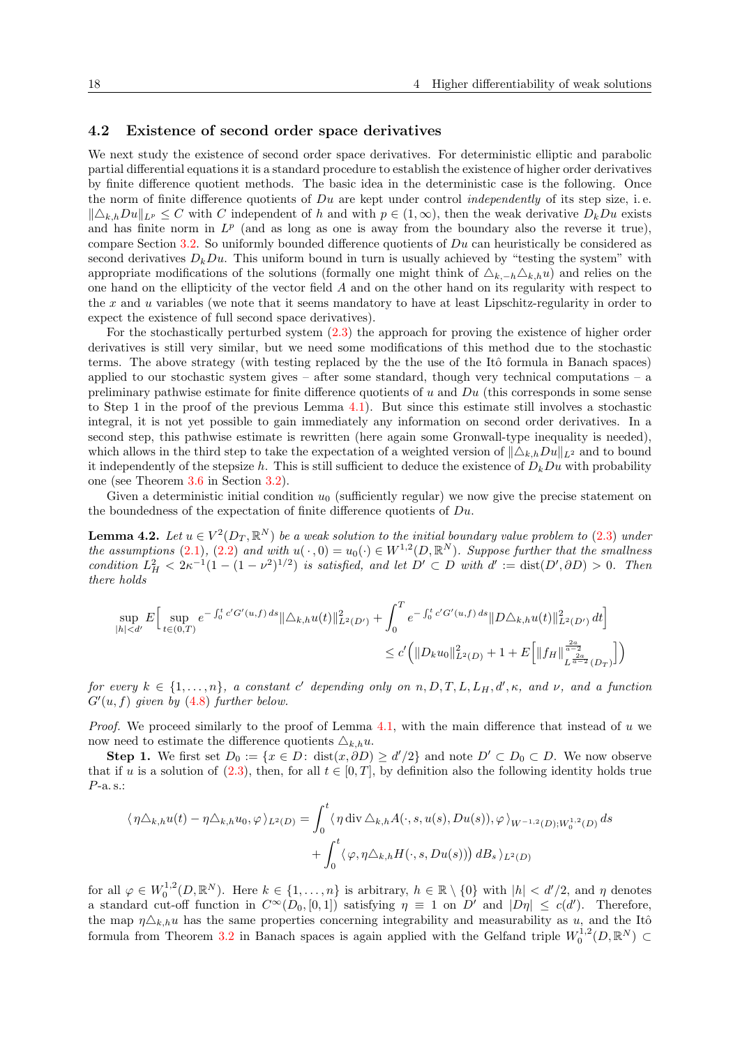## 4.2 Existence of second order space derivatives

We next study the existence of second order space derivatives. For deterministic elliptic and parabolic partial differential equations it is a standard procedure to establish the existence of higher order derivatives by finite difference quotient methods. The basic idea in the deterministic case is the following. Once the norm of finite difference quotients of $Du$ are kept under control *independently* of its step size, i. e. $\|\triangle_{k,h}Du\|_{L^p} \leq C$ with $C$ independent of $h$ and with $p \in (1,\infty)$, then the weak derivative $D_k Du$ exists and has finite norm in $L^p$ (and as long as one is away from the boundary also the reverse it true), compare Section 3.2. So uniformly bounded difference quotients of $Du$ can heuristically be considered as second derivatives $D_k Du$. This uniform bound in turn is usually achieved by "testing the system" with appropriate modifications of the solutions (formally one might think of $\triangle_{k,-h}\triangle_{k,h}u$) and relies on the one hand on the ellipticity of the vector field $A$ and on the other hand on its regularity with respect to the $x$ and $u$ variables (we note that it seems mandatory to have at least Lipschitz-regularity in order to expect the existence of full second space derivatives).

For the stochastically perturbed system (2.3) the approach for proving the existence of higher order derivatives is still very similar, but we need some modifications of this method due to the stochastic terms. The above strategy (with testing replaced by the the use of the Itô formula in Banach spaces) applied to our stochastic system gives – after some standard, though very technical computations – a preliminary pathwise estimate for finite difference quotients of $u$ and $Du$ (this corresponds in some sense to Step 1 in the proof of the previous Lemma 4.1). But since this estimate still involves a stochastic integral, it is not yet possible to gain immediately any information on second order derivatives. In a second step, this pathwise estimate is rewritten (here again some Gronwall-type inequality is needed), which allows in the third step to take the expectation of a weighted version of $\|\triangle_{k,h}Du\|_{L^2}$ and to bound it independently of the stepsize $h$. This is still sufficient to deduce the existence of $D_k Du$ with probability one (see Theorem 3.6 in Section 3.2).

Given a deterministic initial condition $u_0$ (sufficiently regular) we now give the precise statement on the boundedness of the expectation of finite difference quotients of $Du$.

**Lemma 4.2.** *Let $u \in V^2(D_T,\mathbb{R}^N)$ be a weak solution to the initial boundary value problem to (2.3) under the assumptions (2.1), (2.2) and with $u(\cdot,0) = u_0(\cdot) \in W^{1,2}(D,\mathbb{R}^N)$. Suppose further that the smallness condition $L_H^2 < 2\kappa^{-1}(1-(1-\nu^2)^{1/2})$ is satisfied, and let $D' \subset D$ with $d' := \operatorname{dist}(D',\partial D) > 0$. Then there holds*

$$
\sup_{|h|<d'} E\Big[\sup_{t\in(0,T)} e^{-\int_0^t c' G'(u,f)\,ds}\|\triangle_{k,h}u(t)\|^2_{L^2(D')} + \int_0^T e^{-\int_0^t c' G'(u,f)\,ds}\|D\triangle_{k,h}u(t)\|^2_{L^2(D')}\,dt\Big]
$$
$$
\leq c'\Big(\|D_k u_0\|^2_{L^2(D)} + 1 + E\Big[\|f_H\|^{\frac{2a}{a-2}}_{L^{\frac{2a}{a-2}}(D_T)}\Big]\Big)
$$

*for every $k \in \{1,\ldots,n\}$, a constant $c'$ depending only on $n, D, T, L, L_H, d', \kappa$, and $\nu$, and a function $G'(u,f)$ given by (4.8) further below.*

*Proof.* We proceed similarly to the proof of Lemma 4.1, with the main difference that instead of $u$ we now need to estimate the difference quotients $\triangle_{k,h}u$.

**Step 1.** We first set $D_0 := \{x \in D\colon \operatorname{dist}(x,\partial D) \geq d'/2\}$ and note $D' \subset D_0 \subset D$. We now observe that if $u$ is a solution of (2.3), then, for all $t \in [0,T]$, by definition also the following identity holds true $P$-a. s.:

$$
\langle \eta\triangle_{k,h}u(t) - \eta\triangle_{k,h}u_0, \varphi \rangle_{L^2(D)} = \int_0^t \langle \eta \operatorname{div} \triangle_{k,h}A(\cdot,s,u(s),Du(s)), \varphi \rangle_{W^{-1,2}(D);W_0^{1,2}(D)}\,ds
$$
$$
+ \int_0^t \langle \varphi, \eta\triangle_{k,h}H(\cdot,s,Du(s))\big)\,dB_s \rangle_{L^2(D)}
$$

for all $\varphi \in W_0^{1,2}(D,\mathbb{R}^N)$. Here $k \in \{1,\ldots,n\}$ is arbitrary, $h \in \mathbb{R}\setminus\{0\}$ with $|h| < d'/2$, and $\eta$ denotes a standard cut-off function in $C^\infty(D_0,[0,1])$ satisfying $\eta \equiv 1$ on $D'$ and $|D\eta| \leq c(d')$. Therefore, the map $\eta\triangle_{k,h}u$ has the same properties concerning integrability and measurability as $u$, and the Itô formula from Theorem 3.2 in Banach spaces is again applied with the Gelfand triple $W_0^{1,2}(D,\mathbb{R}^N) \subset$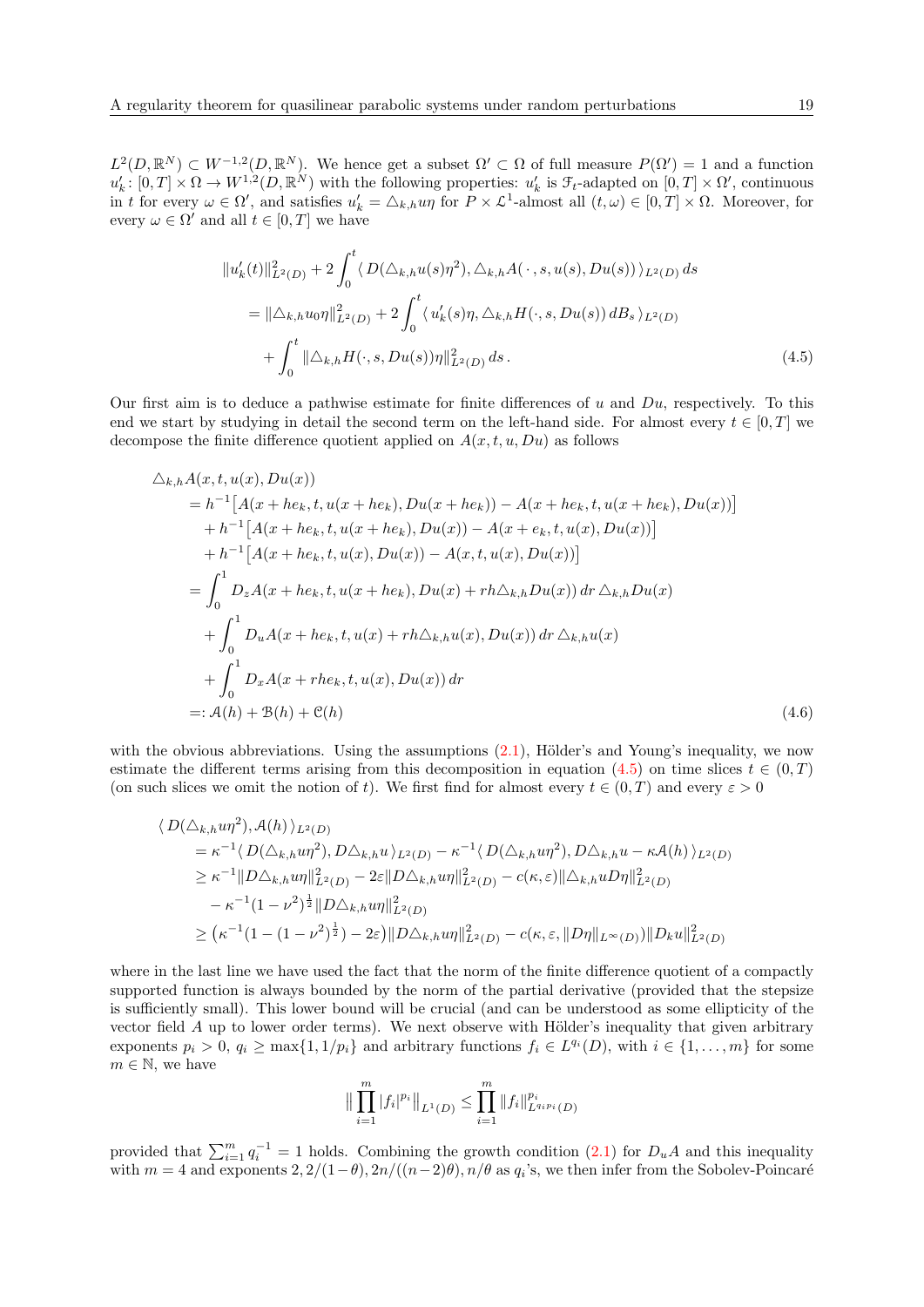$L^2(D,\mathbb{R}^N) \subset W^{-1,2}(D,\mathbb{R}^N)$. We hence get a subset $\Omega' \subset \Omega$ of full measure $P(\Omega') = 1$ and a function $u_k' \colon [0,T] \times \Omega \to W^{1,2}(D,\mathbb{R}^N)$ with the following properties: $u_k'$ is $\mathcal{F}_t$-adapted on $[0,T]\times\Omega'$, continuous in $t$ for every $\omega \in \Omega'$, and satisfies $u_k' = \triangle_{k,h} u\eta$ for $P \times \mathcal{L}^1$-almost all $(t,\omega) \in [0,T]\times\Omega$. Moreover, for every $\omega \in \Omega'$ and all $t \in [0,T]$ we have

$$
\begin{aligned}
\|u_k'(t)\|_{L^2(D)}^2 &+ 2\int_0^t \langle\, D(\triangle_{k,h} u(s)\eta^2), \triangle_{k,h} A(\,\cdot\,, s, u(s), Du(s))\,\rangle_{L^2(D)}\, ds \\
&= \|\triangle_{k,h} u_0 \eta\|_{L^2(D)}^2 + 2\int_0^t \langle\, u_k'(s)\eta, \triangle_{k,h} H(\cdot, s, Du(s))\, dB_s\,\rangle_{L^2(D)} \\
&\quad + \int_0^t \|\triangle_{k,h} H(\cdot, s, Du(s))\eta\|_{L^2(D)}^2\, ds\,.
\end{aligned} \tag{4.5}
$$

Our first aim is to deduce a pathwise estimate for finite differences of $u$ and $Du$, respectively. To this end we start by studying in detail the second term on the left-hand side. For almost every $t \in [0,T]$ we decompose the finite difference quotient applied on $A(x,t,u,Du)$ as follows

$$
\begin{aligned}
\triangle_{k,h} & A(x,t,u(x),Du(x)) \\
&= h^{-1}\big[A(x+he_k, t, u(x+he_k), Du(x+he_k)) - A(x+he_k, t, u(x+he_k), Du(x))\big] \\
&\quad + h^{-1}\big[A(x+he_k, t, u(x+he_k), Du(x)) - A(x+e_k, t, u(x), Du(x))\big] \\
&\quad + h^{-1}\big[A(x+he_k, t, u(x), Du(x)) - A(x, t, u(x), Du(x))\big] \\
&= \int_0^1 D_z A(x+he_k, t, u(x+he_k), Du(x) + rh\triangle_{k,h} Du(x))\, dr\, \triangle_{k,h} Du(x) \\
&\quad + \int_0^1 D_u A(x+he_k, t, u(x) + rh\triangle_{k,h} u(x), Du(x))\, dr\, \triangle_{k,h} u(x) \\
&\quad + \int_0^1 D_x A(x+rhe_k, t, u(x), Du(x))\, dr \\
&=: \mathcal{A}(h) + \mathcal{B}(h) + \mathcal{C}(h)
\end{aligned} \tag{4.6}
$$

with the obvious abbreviations. Using the assumptions (2.1), Hölder's and Young's inequality, we now estimate the different terms arising from this decomposition in equation (4.5) on time slices $t \in (0,T)$ (on such slices we omit the notion of $t$). We first find for almost every $t \in (0,T)$ and every $\varepsilon > 0$

$$
\begin{aligned}
\langle\, & D(\triangle_{k,h} u\eta^2), \mathcal{A}(h)\,\rangle_{L^2(D)} \\
&= \kappa^{-1}\langle\, D(\triangle_{k,h} u\eta^2), D\triangle_{k,h} u\,\rangle_{L^2(D)} - \kappa^{-1}\langle\, D(\triangle_{k,h} u\eta^2), D\triangle_{k,h} u - \kappa\mathcal{A}(h)\,\rangle_{L^2(D)} \\
&\geq \kappa^{-1}\|D\triangle_{k,h} u\eta\|_{L^2(D)}^2 - 2\varepsilon\|D\triangle_{k,h} u\eta\|_{L^2(D)}^2 - c(\kappa,\varepsilon)\|\triangle_{k,h} u D\eta\|_{L^2(D)}^2 \\
&\quad - \kappa^{-1}(1-\nu^2)^{\frac{1}{2}}\|D\triangle_{k,h} u\eta\|_{L^2(D)}^2 \\
&\geq \big(\kappa^{-1}(1-(1-\nu^2)^{\frac{1}{2}}) - 2\varepsilon\big)\|D\triangle_{k,h} u\eta\|_{L^2(D)}^2 - c(\kappa,\varepsilon,\|D\eta\|_{L^\infty(D)})\|D_k u\|_{L^2(D)}^2
\end{aligned}
$$

where in the last line we have used the fact that the norm of the finite difference quotient of a compactly supported function is always bounded by the norm of the partial derivative (provided that the stepsize is sufficiently small). This lower bound will be crucial (and can be understood as some ellipticity of the vector field $A$ up to lower order terms). We next observe with Hölder's inequality that given arbitrary exponents $p_i > 0$, $q_i \geq \max\{1, 1/p_i\}$ and arbitrary functions $f_i \in L^{q_i}(D)$, with $i \in \{1,\ldots,m\}$ for some $m \in \mathbb{N}$, we have

$$
\Big\| \prod_{i=1}^m |f_i|^{p_i} \Big\|_{L^1(D)} \leq \prod_{i=1}^m \|f_i\|_{L^{q_i p_i}(D)}^{p_i}
$$

provided that $\sum_{i=1}^m q_i^{-1} = 1$ holds. Combining the growth condition (2.1) for $D_u A$ and this inequality with $m = 4$ and exponents $2, 2/(1-\theta), 2n/((n-2)\theta), n/\theta$ as $q_i$'s, we then infer from the Sobolev-Poincaré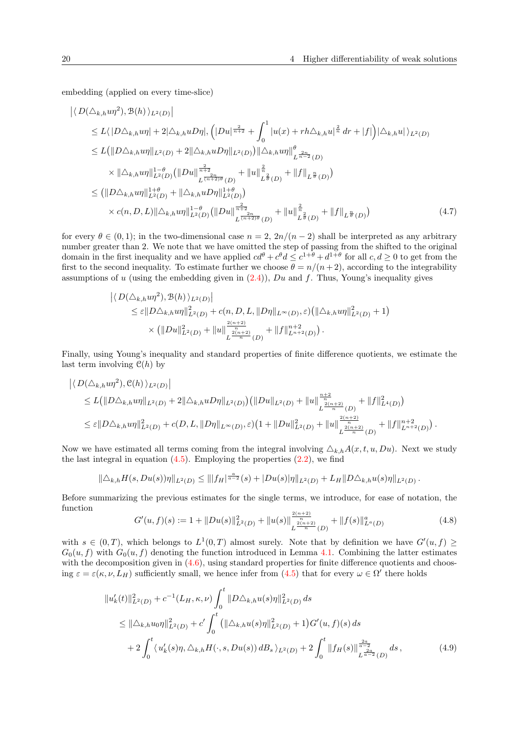embedding (applied on every time-slice)

$$
\begin{aligned}
&\big|\langle D(\triangle_{k,h}u\eta^2), \mathcal{B}(h)\rangle_{L^2(D)}\big| \\
&\le L\langle |D\triangle_{k,h}u\eta| + 2|\triangle_{k,h}uD\eta|, \Big(|Du|^{\frac{2}{n+2}} + \int_0^1 |u(x)+rh\triangle_{k,h}u|^{\frac{2}{n}}\,dr + |f|\Big)|\triangle_{k,h}u|\,\rangle_{L^2(D)} \\
&\le L\big(\|D\triangle_{k,h}u\eta\|_{L^2(D)} + 2\|\triangle_{k,h}uD\eta\|_{L^2(D)}\big)\|\triangle_{k,h}u\eta\|^{\theta}_{L^{\frac{2n}{n-2}}(D)} \\
&\quad\times \|\triangle_{k,h}u\eta\|^{1-\theta}_{L^2(D)}\big(\|Du\|^{\frac{2}{n+2}}_{L^{\frac{2n}{(n+2)\theta}}(D)} + \|u\|^{\frac{2}{n}}_{L^{\frac{2}{\theta}}(D)} + \|f\|_{L^{\frac{n}{\theta}}(D)}\big) \\
&\le \big(\|D\triangle_{k,h}u\eta\|^{1+\theta}_{L^2(D)} + \|\triangle_{k,h}uD\eta\|^{1+\theta}_{L^2(D)}\big) \\
&\quad\times c(n,D,L)\|\triangle_{k,h}u\eta\|^{1-\theta}_{L^2(D)}\big(\|Du\|^{\frac{2}{n+2}}_{L^{\frac{2n}{(n+2)\theta}}(D)} + \|u\|^{\frac{2}{n}}_{L^{\frac{2}{\theta}}(D)} + \|f\|_{L^{\frac{n}{\theta}}(D)}\big)
\end{aligned}
\tag{4.7}
$$

for every $\theta \in (0,1)$; in the two-dimensional case $n = 2$, $2n/(n-2)$ shall be interpreted as any arbitrary number greater than 2. We note that we have omitted the step of passing from the shifted to the original domain in the first inequality and we have applied $cd^\theta + c^\theta d \le c^{1+\theta} + d^{1+\theta}$ for all $c, d \ge 0$ to get from the first to the second inequality. To estimate further we choose $\theta = n/(n+2)$, according to the integrability assumptions of $u$ (using the embedding given in (2.4)), $Du$ and $f$. Thus, Young's inequality gives

$$
\begin{aligned}
&\big|\langle D(\triangle_{k,h}u\eta^2), \mathcal{B}(h)\rangle_{L^2(D)}\big| \\
&\le \varepsilon\|D\triangle_{k,h}u\eta\|^2_{L^2(D)} + c(n,D,L,\|D\eta\|_{L^\infty(D)},\varepsilon)\big(\|\triangle_{k,h}u\eta\|^2_{L^2(D)} + 1\big) \\
&\quad\times\big(\|Du\|^2_{L^2(D)} + \|u\|^{\frac{2(n+2)}{n}}_{L^{\frac{2(n+2)}{n}}(D)} + \|f\|^{n+2}_{L^{n+2}(D)}\big)\,.
\end{aligned}
$$

Finally, using Young's inequality and standard properties of finite difference quotients, we estimate the last term involving $\mathcal{C}(h)$ by

$$
\begin{aligned}
&\big|\langle D(\triangle_{k,h}u\eta^2), \mathcal{C}(h)\rangle_{L^2(D)}\big| \\
&\le L\big(\|D\triangle_{k,h}u\eta\|_{L^2(D)} + 2\|\triangle_{k,h}uD\eta\|_{L^2(D)}\big)\big(\|Du\|_{L^2(D)} + \|u\|^{\frac{n+2}{n}}_{L^{\frac{2(n+2)}{n}}(D)} + \|f\|^2_{L^4(D)}\big) \\
&\le \varepsilon\|D\triangle_{k,h}u\eta\|^2_{L^2(D)} + c(D,L,\|D\eta\|_{L^\infty(D)},\varepsilon)\big(1 + \|Du\|^2_{L^2(D)} + \|u\|^{\frac{2(n+2)}{n}}_{L^{\frac{2(n+2)}{n}}(D)} + \|f\|^{n+2}_{L^{n+2}(D)}\big)\,.
\end{aligned}
$$

Now we have estimated all terms coming from the integral involving $\triangle_{k,h}A(x,t,u,Du)$. Next we study the last integral in equation (4.5). Employing the properties (2.2), we find

$$
\|\triangle_{k,h}H(s,Du(s))\eta\|_{L^2(D)} \le \||f_H|^{\frac{a}{a-2}}(s) + |Du(s)|\eta\|_{L^2(D)} + L_H\|D\triangle_{k,h}u(s)\eta\|_{L^2(D)}\,.
$$

Before summarizing the previous estimates for the single terms, we introduce, for ease of notation, the function

$$
G'(u,f)(s) := 1 + \|Du(s)\|^2_{L^2(D)} + \|u(s)\|^{\frac{2(n+2)}{n}}_{L^{\frac{2(n+2)}{n}}(D)} + \|f(s)\|^a_{L^a(D)}
\tag{4.8}
$$

with $s \in (0,T)$, which belongs to $L^1(0,T)$ almost surely. Note that by definition we have $G'(u,f) \ge G_0(u,f)$ with $G_0(u,f)$ denoting the function introduced in Lemma 4.1. Combining the latter estimates with the decomposition given in (4.6), using standard properties for finite difference quotients and choosing $\varepsilon = \varepsilon(\kappa,\nu,L_H)$ sufficiently small, we hence infer from (4.5) that for every $\omega \in \Omega'$ there holds

$$
\begin{aligned}
&\|u_k'(t)\|^2_{L^2(D)} + c^{-1}(L_H,\kappa,\nu)\int_0^t \|D\triangle_{k,h}u(s)\eta\|^2_{L^2(D)}\,ds \\
&\le \|\triangle_{k,h}u_0\eta\|^2_{L^2(D)} + c'\int_0^t \big(\|\triangle_{k,h}u(s)\eta\|^2_{L^2(D)} + 1\big)G'(u,f)(s)\,ds \\
&\quad + 2\int_0^t \langle u_k'(s)\eta, \triangle_{k,h}H(\cdot,s,Du(s))\,dB_s\rangle_{L^2(D)} + 2\int_0^t \|f_H(s)\|^{\frac{2a}{a-2}}_{L^{\frac{2a}{a-2}}(D)}\,ds\,,
\end{aligned}
\tag{4.9}
$$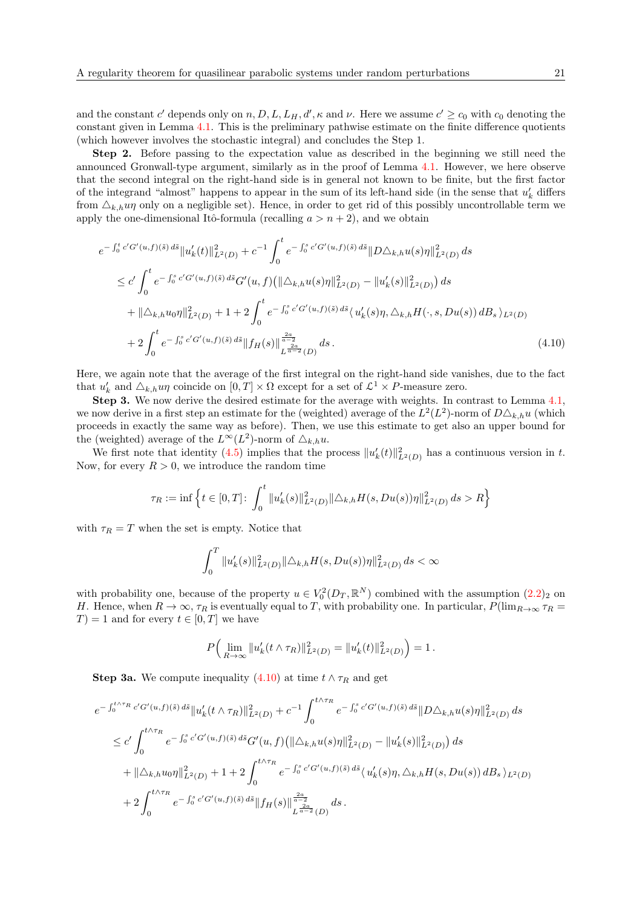and the constant $c'$ depends only on $n, D, L, L_H, d', \kappa$ and $\nu$. Here we assume $c' \geq c_0$ with $c_0$ denoting the constant given in Lemma 4.1. This is the preliminary pathwise estimate on the finite difference quotients (which however involves the stochastic integral) and concludes the Step 1.

**Step 2.** Before passing to the expectation value as described in the beginning we still need the announced Gronwall-type argument, similarly as in the proof of Lemma 4.1. However, we here observe that the second integral on the right-hand side is in general not known to be finite, but the first factor of the integrand "almost" happens to appear in the sum of its left-hand side (in the sense that $u'_k$ differs from $\triangle_{k,h} u\eta$ only on a negligible set). Hence, in order to get rid of this possibly uncontrollable term we apply the one-dimensional Itô-formula (recalling $a > n+2$), and we obtain

$$
\begin{aligned}
e^{-\int_0^t c' G'(u,f)(\tilde{s})\, d\tilde{s}} \|u'_k(t)\|^2_{L^2(D)} &+ c^{-1} \int_0^t e^{-\int_0^s c' G'(u,f)(\tilde{s})\, d\tilde{s}} \|D\triangle_{k,h} u(s)\eta\|^2_{L^2(D)}\, ds \\
\leq{}& c' \int_0^t e^{-\int_0^s c' G'(u,f)(\tilde{s})\, d\tilde{s}} G'(u,f) \big( \|\triangle_{k,h} u(s)\eta\|^2_{L^2(D)} - \|u'_k(s)\|^2_{L^2(D)} \big)\, ds \\
&+ \|\triangle_{k,h} u_0 \eta\|^2_{L^2(D)} + 1 + 2 \int_0^t e^{-\int_0^s c' G'(u,f)(\tilde{s})\, d\tilde{s}} \langle\, u'_k(s)\eta, \triangle_{k,h} H(\cdot, s, Du(s))\, dB_s \,\rangle_{L^2(D)} \\
&+ 2 \int_0^t e^{-\int_0^s c' G'(u,f)(\tilde{s})\, d\tilde{s}} \|f_H(s)\|^{\frac{2a}{a-2}}_{L^{\frac{2a}{a-2}}(D)}\, ds\,.
\end{aligned} \tag{4.10}
$$

Here, we again note that the average of the first integral on the right-hand side vanishes, due to the fact that $u'_k$ and $\triangle_{k,h} u\eta$ coincide on $[0,T] \times \Omega$ except for a set of $\mathcal{L}^1 \times P$-measure zero.

**Step 3.** We now derive the desired estimate for the average with weights. In contrast to Lemma 4.1, we now derive in a first step an estimate for the (weighted) average of the $L^2(L^2)$-norm of $D\triangle_{k,h} u$ (which proceeds in exactly the same way as before). Then, we use this estimate to get also an upper bound for the (weighted) average of the $L^\infty(L^2)$-norm of $\triangle_{k,h} u$.

We first note that identity (4.5) implies that the process $\|u'_k(t)\|^2_{L^2(D)}$ has a continuous version in $t$. Now, for every $R > 0$, we introduce the random time

$$
\tau_R := \inf \Big\{ t \in [0,T] \colon \int_0^t \|u'_k(s)\|^2_{L^2(D)} \|\triangle_{k,h} H(s, Du(s))\eta\|^2_{L^2(D)}\, ds > R \Big\}
$$

with $\tau_R = T$ when the set is empty. Notice that

$$
\int_0^T \|u'_k(s)\|^2_{L^2(D)} \|\triangle_{k,h} H(s, Du(s))\eta\|^2_{L^2(D)}\, ds < \infty
$$

with probability one, because of the property $u \in V_0^2(D_T, \mathbb{R}^N)$ combined with the assumption $(2.2)_2$ on $H$. Hence, when $R \to \infty$, $\tau_R$ is eventually equal to $T$, with probability one. In particular, $P(\lim_{R\to\infty} \tau_R = T) = 1$ and for every $t \in [0,T]$ we have

$$
P\Big( \lim_{R\to\infty} \|u'_k(t \wedge \tau_R)\|^2_{L^2(D)} = \|u'_k(t)\|^2_{L^2(D)} \Big) = 1\,.
$$

**Step 3a.** We compute inequality (4.10) at time $t \wedge \tau_R$ and get

$$
\begin{aligned}
e^{-\int_0^{t\wedge\tau_R} c' G'(u,f)(\tilde{s})\, d\tilde{s}} \|u'_k(t\wedge\tau_R)\|^2_{L^2(D)} &+ c^{-1} \int_0^{t\wedge\tau_R} e^{-\int_0^s c' G'(u,f)(\tilde{s})\, d\tilde{s}} \|D\triangle_{k,h} u(s)\eta\|^2_{L^2(D)}\, ds \\
\leq{}& c' \int_0^{t\wedge\tau_R} e^{-\int_0^s c' G'(u,f)(\tilde{s})\, d\tilde{s}} G'(u,f) \big( \|\triangle_{k,h} u(s)\eta\|^2_{L^2(D)} - \|u'_k(s)\|^2_{L^2(D)} \big)\, ds \\
&+ \|\triangle_{k,h} u_0 \eta\|^2_{L^2(D)} + 1 + 2 \int_0^{t\wedge\tau_R} e^{-\int_0^s c' G'(u,f)(\tilde{s})\, d\tilde{s}} \langle\, u'_k(s)\eta, \triangle_{k,h} H(s, Du(s))\, dB_s \,\rangle_{L^2(D)} \\
&+ 2 \int_0^{t\wedge\tau_R} e^{-\int_0^s c' G'(u,f)(\tilde{s})\, d\tilde{s}} \|f_H(s)\|^{\frac{2a}{a-2}}_{L^{\frac{2a}{a-2}}(D)}\, ds\,.
\end{aligned}
$$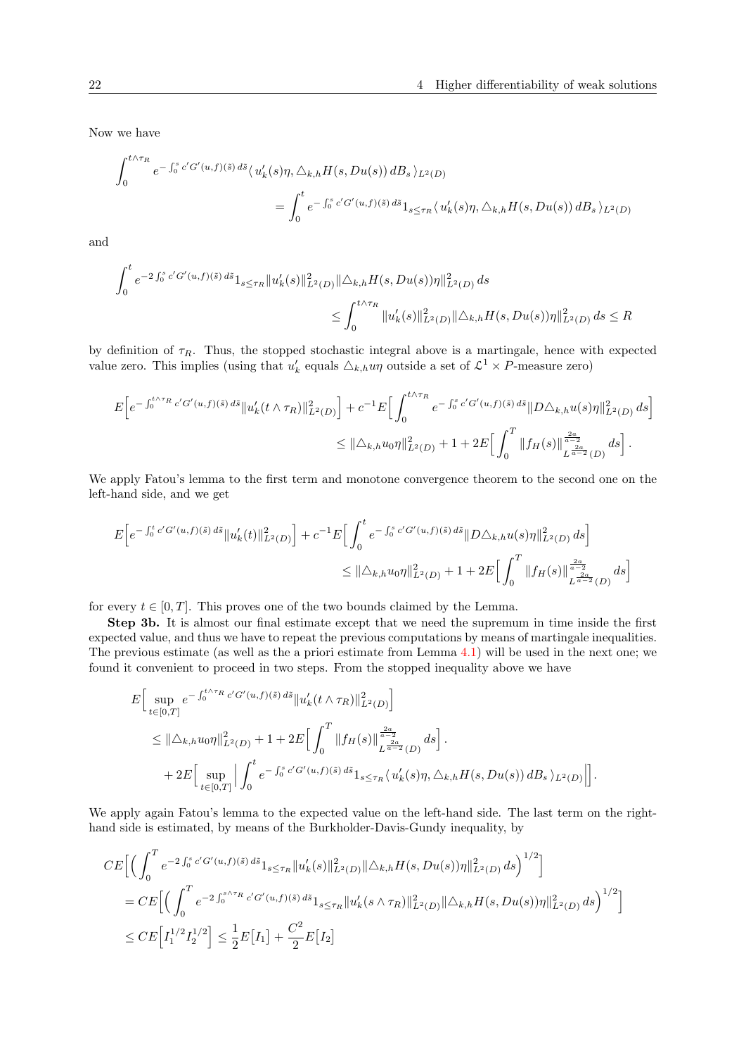Now we have

$$
\int_0^{t\wedge\tau_R} e^{-\int_0^s c'G'(u,f)(\tilde{s})\,d\tilde{s}}\langle\, u_k'(s)\eta, \triangle_{k,h}H(s,Du(s))\,dB_s\,\rangle_{L^2(D)}
= \int_0^t e^{-\int_0^s c'G'(u,f)(\tilde{s})\,d\tilde{s}} 1_{s\le\tau_R}\langle\, u_k'(s)\eta, \triangle_{k,h}H(s,Du(s))\,dB_s\,\rangle_{L^2(D)}
$$

and

$$
\int_0^t e^{-2\int_0^s c'G'(u,f)(\tilde{s})\,d\tilde{s}} 1_{s\le\tau_R}\|u_k'(s)\|^2_{L^2(D)}\|\triangle_{k,h}H(s,Du(s))\eta\|^2_{L^2(D)}\,ds
\le \int_0^{t\wedge\tau_R}\|u_k'(s)\|^2_{L^2(D)}\|\triangle_{k,h}H(s,Du(s))\eta\|^2_{L^2(D)}\,ds \le R
$$

by definition of $\tau_R$. Thus, the stopped stochastic integral above is a martingale, hence with expected value zero. This implies (using that $u_k'$ equals $\triangle_{k,h}u\eta$ outside a set of $\mathcal{L}^1\times P$-measure zero)

$$
E\Big[e^{-\int_0^{t\wedge\tau_R} c'G'(u,f)(\tilde{s})\,d\tilde{s}}\|u_k'(t\wedge\tau_R)\|^2_{L^2(D)}\Big] + c^{-1}E\Big[\int_0^{t\wedge\tau_R} e^{-\int_0^s c'G'(u,f)(\tilde{s})\,d\tilde{s}}\|D\triangle_{k,h}u(s)\eta\|^2_{L^2(D)}\,ds\Big]
\le \|\triangle_{k,h}u_0\eta\|^2_{L^2(D)} + 1 + 2E\Big[\int_0^T\|f_H(s)\|^{\frac{2a}{a-2}}_{L^{\frac{2a}{a-2}}(D)}\,ds\Big].
$$

We apply Fatou's lemma to the first term and monotone convergence theorem to the second one on the left-hand side, and we get

$$
E\Big[e^{-\int_0^{t} c'G'(u,f)(\tilde{s})\,d\tilde{s}}\|u_k'(t)\|^2_{L^2(D)}\Big] + c^{-1}E\Big[\int_0^{t} e^{-\int_0^s c'G'(u,f)(\tilde{s})\,d\tilde{s}}\|D\triangle_{k,h}u(s)\eta\|^2_{L^2(D)}\,ds\Big]
\le \|\triangle_{k,h}u_0\eta\|^2_{L^2(D)} + 1 + 2E\Big[\int_0^T\|f_H(s)\|^{\frac{2a}{a-2}}_{L^{\frac{2a}{a-2}}(D)}\,ds\Big]
$$

for every $t\in[0,T]$. This proves one of the two bounds claimed by the Lemma.

**Step 3b.** It is almost our final estimate except that we need the supremum in time inside the first expected value, and thus we have to repeat the previous computations by means of martingale inequalities. The previous estimate (as well as the a priori estimate from Lemma 4.1) will be used in the next one; we found it convenient to proceed in two steps. From the stopped inequality above we have

$$
\begin{aligned}
E\Big[&\sup_{t\in[0,T]} e^{-\int_0^{t\wedge\tau_R} c'G'(u,f)(\tilde{s})\,d\tilde{s}}\|u_k'(t\wedge\tau_R)\|^2_{L^2(D)}\Big]\\
&\le \|\triangle_{k,h}u_0\eta\|^2_{L^2(D)} + 1 + 2E\Big[\int_0^T\|f_H(s)\|^{\frac{2a}{a-2}}_{L^{\frac{2a}{a-2}}(D)}\,ds\Big].\\
&\quad + 2E\Big[\sup_{t\in[0,T]}\Big|\int_0^t e^{-\int_0^s c'G'(u,f)(\tilde{s})\,d\tilde{s}}1_{s\le\tau_R}\langle\, u_k'(s)\eta, \triangle_{k,h}H(s,Du(s))\,dB_s\,\rangle_{L^2(D)}\Big|\Big].
\end{aligned}
$$

We apply again Fatou's lemma to the expected value on the left-hand side. The last term on the right-hand side is estimated, by means of the Burkholder-Davis-Gundy inequality, by

$$
\begin{aligned}
CE\Big[&\Big(\int_0^T e^{-2\int_0^s c'G'(u,f)(\tilde{s})\,d\tilde{s}}1_{s\le\tau_R}\|u_k'(s)\|^2_{L^2(D)}\|\triangle_{k,h}H(s,Du(s))\eta\|^2_{L^2(D)}\,ds\Big)^{1/2}\Big]\\
&= CE\Big[\Big(\int_0^T e^{-2\int_0^{s\wedge\tau_R} c'G'(u,f)(\tilde{s})\,d\tilde{s}}1_{s\le\tau_R}\|u_k'(s\wedge\tau_R)\|^2_{L^2(D)}\|\triangle_{k,h}H(s,Du(s))\eta\|^2_{L^2(D)}\,ds\Big)^{1/2}\Big]\\
&\le CE\Big[I_1^{1/2}I_2^{1/2}\Big] \le \frac{1}{2}E\big[I_1\big] + \frac{C^2}{2}E\big[I_2\big]
\end{aligned}
$$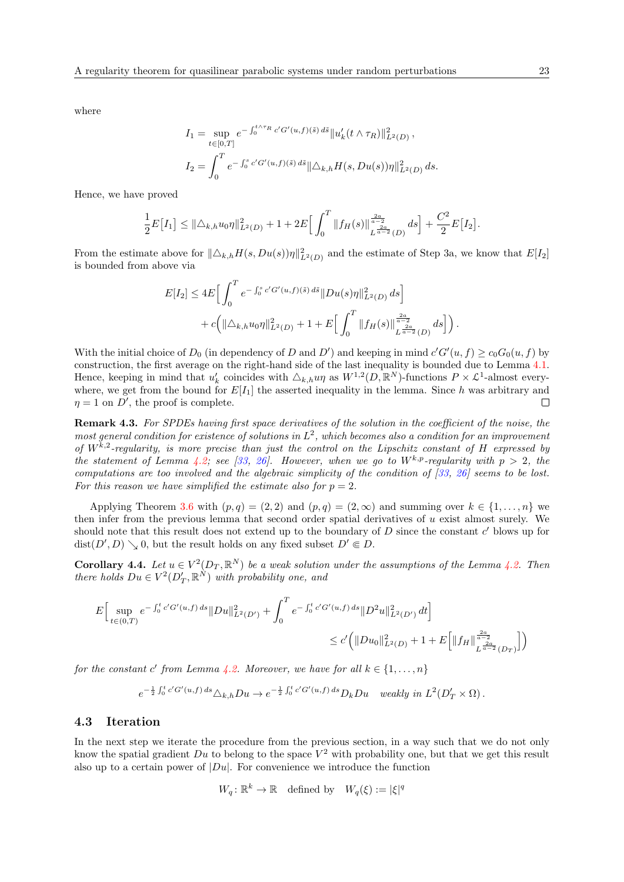where

$$I_1 = \sup_{t\in[0,T]} e^{-\int_0^{t\wedge\tau_R} c' G'(u,f)(\tilde{s})\, d\tilde{s}} \|u_k'(t\wedge\tau_R)\|^2_{L^2(D)}\,,$$

$$I_2 = \int_0^T e^{-\int_0^s c' G'(u,f)(\tilde{s})\, d\tilde{s}} \|\triangle_{k,h} H(s, Du(s))\eta\|^2_{L^2(D)}\, ds.$$

Hence, we have proved

$$\frac{1}{2} E\big[I_1\big] \leq \|\triangle_{k,h} u_0 \eta\|^2_{L^2(D)} + 1 + 2E\Big[\int_0^T \|f_H(s)\|^{\frac{2a}{a-2}}_{L^{\frac{2a}{a-2}}(D)}\, ds\Big] + \frac{C^2}{2} E\big[I_2\big].$$

From the estimate above for $\|\triangle_{k,h} H(s, Du(s))\eta\|^2_{L^2(D)}$ and the estimate of Step 3a, we know that $E[I_2]$ is bounded from above via

$$E[I_2] \leq 4E\Big[\int_0^T e^{-\int_0^s c' G'(u,f)(\tilde{s})\, d\tilde{s}} \|Du(s)\eta\|^2_{L^2(D)}\, ds\Big]$$
$$+ c\Big(\|\triangle_{k,h} u_0 \eta\|^2_{L^2(D)} + 1 + E\Big[\int_0^T \|f_H(s)\|^{\frac{2a}{a-2}}_{L^{\frac{2a}{a-2}}(D)}\, ds\Big]\Big)\,.$$

With the initial choice of $D_0$ (in dependency of $D$ and $D'$) and keeping in mind $c'G'(u,f) \geq c_0 G_0(u,f)$ by construction, the first average on the right-hand side of the last inequality is bounded due to Lemma 4.1. Hence, keeping in mind that $u_k'$ coincides with $\triangle_{k,h} u\eta$ as $W^{1,2}(D,\mathbb{R}^N)$-functions $P \times \mathcal{L}^1$-almost everywhere, we get from the bound for $E[I_1]$ the asserted inequality in the lemma. Since $h$ was arbitrary and $\eta = 1$ on $D'$, the proof is complete. ☐

**Remark 4.3.** *For SPDEs having first space derivatives of the solution in the coefficient of the noise, the most general condition for existence of solutions in $L^2$, which becomes also a condition for an improvement of $W^{k,2}$-regularity, is more precise than just the control on the Lipschitz constant of $H$ expressed by the statement of Lemma 4.2; see [33, 26]. However, when we go to $W^{k,p}$-regularity with $p > 2$, the computations are too involved and the algebraic simplicity of the condition of [33, 26] seems to be lost. For this reason we have simplified the estimate also for $p = 2$.*

Applying Theorem 3.6 with $(p,q) = (2,2)$ and $(p,q) = (2,\infty)$ and summing over $k \in \{1,\ldots,n\}$ we then infer from the previous lemma that second order spatial derivatives of $u$ exist almost surely. We should note that this result does not extend up to the boundary of $D$ since the constant $c'$ blows up for $\operatorname{dist}(D', D) \searrow 0$, but the result holds on any fixed subset $D' \Subset D$.

**Corollary 4.4.** *Let $u \in V^2(D_T, \mathbb{R}^N)$ be a weak solution under the assumptions of the Lemma 4.2. Then there holds $Du \in V^2(D_T', \mathbb{R}^N)$ with probability one, and*

$$E\Big[\sup_{t\in(0,T)} e^{-\int_0^t c' G'(u,f)\, ds} \|Du\|^2_{L^2(D')} + \int_0^T e^{-\int_0^t c' G'(u,f)\, ds} \|D^2 u\|^2_{L^2(D')}\, dt\Big]$$
$$\leq c'\Big(\|Du_0\|^2_{L^2(D)} + 1 + E\Big[\|f_H\|^{\frac{2a}{a-2}}_{L^{\frac{2a}{a-2}}(D_T)}\Big]\Big)$$

*for the constant $c'$ from Lemma 4.2. Moreover, we have for all $k \in \{1,\ldots,n\}$*

$$e^{-\frac{1}{2}\int_0^t c' G'(u,f)\, ds} \triangle_{k,h} Du \to e^{-\frac{1}{2}\int_0^t c' G'(u,f)\, ds} D_k Du \quad \text{weakly in } L^2(D_T' \times \Omega)\,.$$

### 4.3 Iteration

In the next step we iterate the procedure from the previous section, in a way such that we do not only know the spatial gradient $Du$ to belong to the space $V^2$ with probability one, but that we get this result also up to a certain power of $|Du|$. For convenience we introduce the function

$$W_q \colon \mathbb{R}^k \to \mathbb{R} \quad \text{defined by} \quad W_q(\xi) := |\xi|^q$$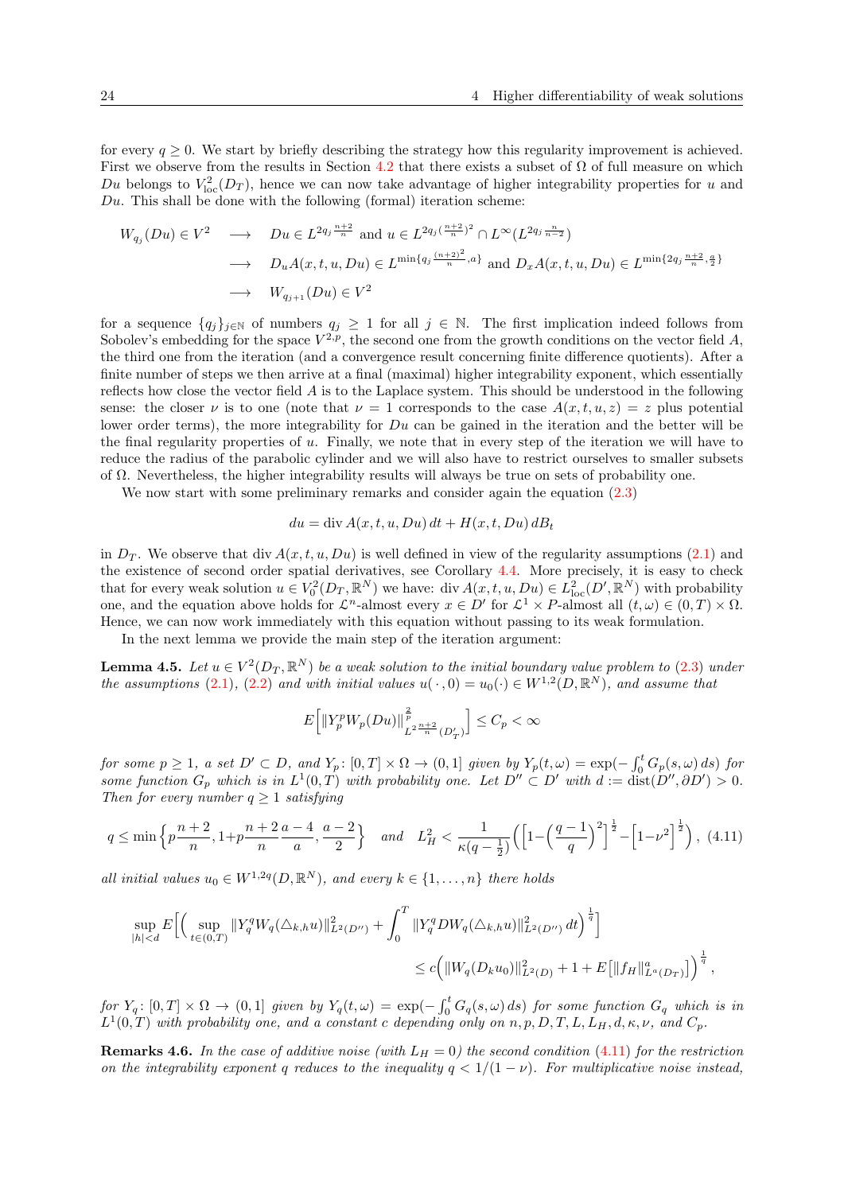for every $q \geq 0$. We start by briefly describing the strategy how this regularity improvement is achieved. First we observe from the results in Section 4.2 that there exists a subset of $\Omega$ of full measure on which $Du$ belongs to $V^2_{\mathrm{loc}}(D_T)$, hence we can now take advantage of higher integrability properties for $u$ and $Du$. This shall be done with the following (formal) iteration scheme:

$$
\begin{aligned}
W_{q_j}(Du) \in V^2 \quad &\longrightarrow \quad Du \in L^{2q_j \frac{n+2}{n}} \text{ and } u \in L^{2q_j (\frac{n+2}{n})^2} \cap L^\infty(L^{2q_j \frac{n}{n-2}}) \\
&\longrightarrow \quad D_u A(x,t,u,Du) \in L^{\min\{q_j \frac{(n+2)^2}{n}, a\}} \text{ and } D_x A(x,t,u,Du) \in L^{\min\{2q_j \frac{n+2}{n}, \frac{a}{2}\}} \\
&\longrightarrow \quad W_{q_{j+1}}(Du) \in V^2
\end{aligned}
$$

for a sequence $\{q_j\}_{j\in\mathbb{N}}$ of numbers $q_j \geq 1$ for all $j \in \mathbb{N}$. The first implication indeed follows from Sobolev's embedding for the space $V^{2,p}$, the second one from the growth conditions on the vector field $A$, the third one from the iteration (and a convergence result concerning finite difference quotients). After a finite number of steps we then arrive at a final (maximal) higher integrability exponent, which essentially reflects how close the vector field $A$ is to the Laplace system. This should be understood in the following sense: the closer $\nu$ is to one (note that $\nu = 1$ corresponds to the case $A(x,t,u,z) = z$ plus potential lower order terms), the more integrability for $Du$ can be gained in the iteration and the better will be the final regularity properties of $u$. Finally, we note that in every step of the iteration we will have to reduce the radius of the parabolic cylinder and we will also have to restrict ourselves to smaller subsets of $\Omega$. Nevertheless, the higher integrability results will always be true on sets of probability one.

We now start with some preliminary remarks and consider again the equation (2.3)

$$
du = \operatorname{div} A(x,t,u,Du)\, dt + H(x,t,Du)\, dB_t
$$

in $D_T$. We observe that $\operatorname{div} A(x,t,u,Du)$ is well defined in view of the regularity assumptions (2.1) and the existence of second order spatial derivatives, see Corollary 4.4. More precisely, it is easy to check that for every weak solution $u \in V^2_0(D_T, \mathbb{R}^N)$ we have: $\operatorname{div} A(x,t,u,Du) \in L^2_{\mathrm{loc}}(D', \mathbb{R}^N)$ with probability one, and the equation above holds for $\mathcal{L}^n$-almost every $x \in D'$ for $\mathcal{L}^1 \times P$-almost all $(t,\omega) \in (0,T) \times \Omega$. Hence, we can now work immediately with this equation without passing to its weak formulation.

In the next lemma we provide the main step of the iteration argument:

**Lemma 4.5.** *Let $u \in V^2(D_T, \mathbb{R}^N)$ be a weak solution to the initial boundary value problem to (2.3) under the assumptions (2.1), (2.2) and with initial values $u(\cdot,0) = u_0(\cdot) \in W^{1,2}(D, \mathbb{R}^N)$, and assume that*

$$
E\Big[ \| Y_p^p W_p(Du) \|^{\frac{2}{p}}_{L^{2\frac{n+2}{n}}(D'_T)} \Big] \leq C_p < \infty
$$

*for some $p \geq 1$, a set $D' \subset D$, and $Y_p \colon [0,T] \times \Omega \to (0,1]$ given by $Y_p(t,\omega) = \exp(-\int_0^t G_p(s,\omega)\, ds)$ for some function $G_p$ which is in $L^1(0,T)$ with probability one. Let $D'' \subset D'$ with $d := \operatorname{dist}(D'', \partial D') > 0$. Then for every number $q \geq 1$ satisfying*

$$
q \leq \min\Big\{ p\frac{n+2}{n}, 1 + p\frac{n+2}{n}\frac{a-4}{a}, \frac{a-2}{2} \Big\} \quad \text{and} \quad L_H^2 < \frac{1}{\kappa(q-\frac{1}{2})} \Big( \Big[ 1 - \Big(\frac{q-1}{q}\Big)^2 \Big]^{\frac{1}{2}} - \Big[ 1 - \nu^2 \Big]^{\frac{1}{2}} \Big), \tag{4.11}
$$

*all initial values $u_0 \in W^{1,2q}(D, \mathbb{R}^N)$, and every $k \in \{1, \ldots, n\}$ there holds*

$$
\begin{aligned}
\sup_{|h|<d} E\Big[ \Big( \sup_{t\in(0,T)} \| Y_q^q W_q(\triangle_{k,h} u) \|^2_{L^2(D'')} + \int_0^T \| Y_q^q D W_q(\triangle_{k,h} u) \|^2_{L^2(D'')}\, dt \Big)^{\frac{1}{q}} \Big] \\
\leq c\Big( \| W_q(D_k u_0) \|^2_{L^2(D)} + 1 + E\big[ \| f_H \|^a_{L^a(D_T)} \big] \Big)^{\frac{1}{q}},
\end{aligned}
$$

*for $Y_q \colon [0,T] \times \Omega \to (0,1]$ given by $Y_q(t,\omega) = \exp(-\int_0^t G_q(s,\omega)\, ds)$ for some function $G_q$ which is in $L^1(0,T)$ with probability one, and a constant $c$ depending only on $n, p, D, T, L, L_H, d, \kappa, \nu$, and $C_p$.*

**Remarks 4.6.** *In the case of additive noise (with $L_H = 0$) the second condition (4.11) for the restriction on the integrability exponent $q$ reduces to the inequality $q < 1/(1-\nu)$. For multiplicative noise instead,*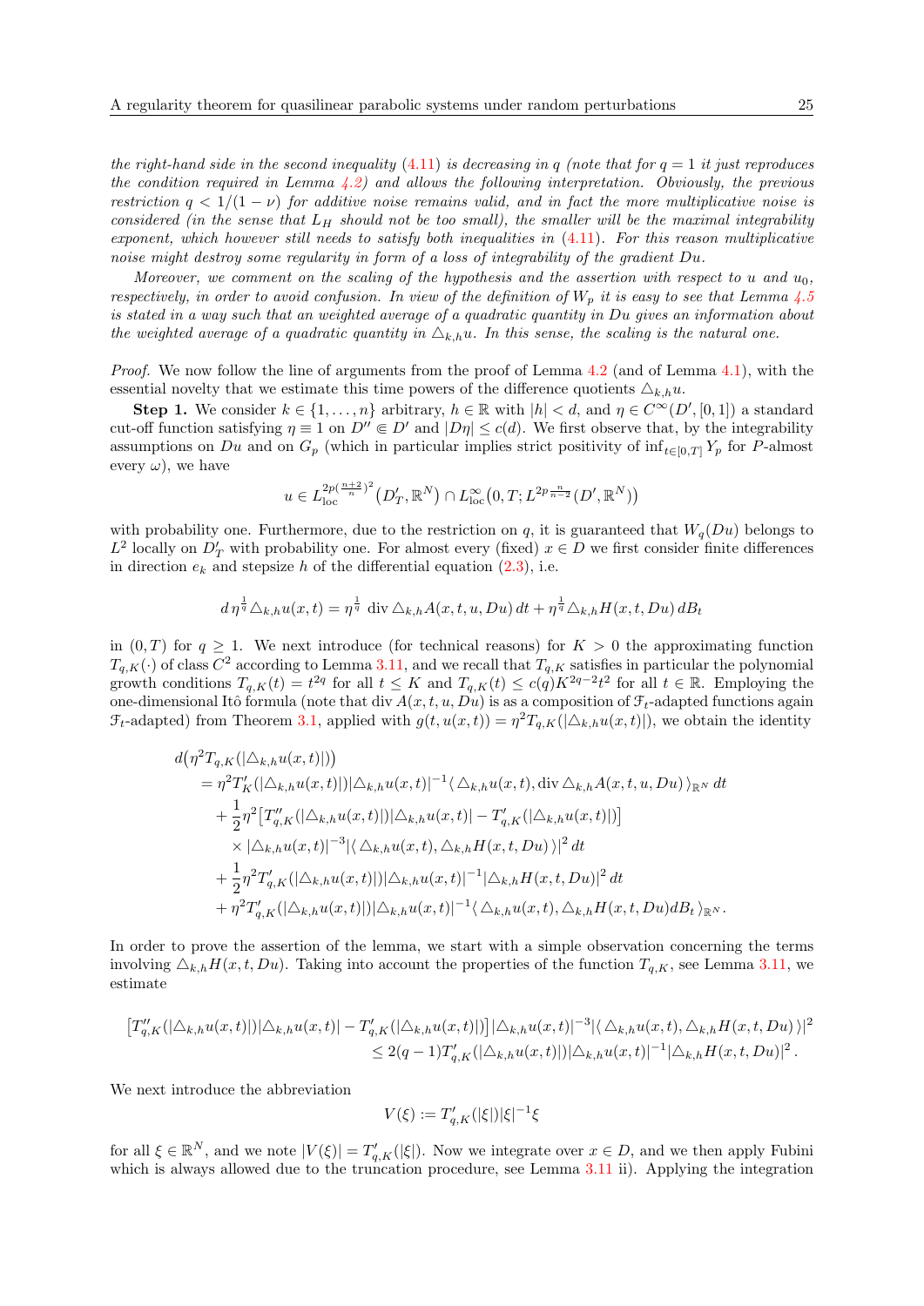*the right-hand side in the second inequality (4.11) is decreasing in $q$ (note that for $q = 1$ it just reproduces the condition required in Lemma 4.2) and allows the following interpretation. Obviously, the previous restriction $q < 1/(1-\nu)$ for additive noise remains valid, and in fact the more multiplicative noise is considered (in the sense that $L_H$ should not be too small), the smaller will be the maximal integrability exponent, which however still needs to satisfy both inequalities in (4.11). For this reason multiplicative noise might destroy some regularity in form of a loss of integrability of the gradient $Du$.*

*Moreover, we comment on the scaling of the hypothesis and the assertion with respect to $u$ and $u_0$, respectively, in order to avoid confusion. In view of the definition of $W_p$ it is easy to see that Lemma 4.5 is stated in a way such that an weighted average of a quadratic quantity in $Du$ gives an information about the weighted average of a quadratic quantity in $\triangle_{k,h} u$. In this sense, the scaling is the natural one.*

*Proof.* We now follow the line of arguments from the proof of Lemma 4.2 (and of Lemma 4.1), with the essential novelty that we estimate this time powers of the difference quotients $\triangle_{k,h} u$.

**Step 1.** We consider $k \in \{1, \ldots, n\}$ arbitrary, $h \in \mathbb{R}$ with $|h| < d$, and $\eta \in C^\infty(D', [0,1])$ a standard cut-off function satisfying $\eta \equiv 1$ on $D'' \Subset D'$ and $|D\eta| \leq c(d)$. We first observe that, by the integrability assumptions on $Du$ and on $G_p$ (which in particular implies strict positivity of $\inf_{t\in[0,T]} Y_p$ for $P$-almost every $\omega$), we have

$$u \in L^{2p(\frac{n+2}{n})^2}_{\mathrm{loc}}\big(D'_T, \mathbb{R}^N\big) \cap L^\infty_{\mathrm{loc}}\big(0,T; L^{2p\frac{n}{n-2}}(D', \mathbb{R}^N)\big)$$

with probability one. Furthermore, due to the restriction on $q$, it is guaranteed that $W_q(Du)$ belongs to $L^2$ locally on $D'_T$ with probability one. For almost every (fixed) $x \in D$ we first consider finite differences in direction $e_k$ and stepsize $h$ of the differential equation (2.3), i.e.

$$d\, \eta^{\frac{1}{q}} \triangle_{k,h} u(x,t) = \eta^{\frac{1}{q}} \operatorname{div} \triangle_{k,h} A(x,t,u,Du)\, dt + \eta^{\frac{1}{q}} \triangle_{k,h} H(x,t,Du)\, dB_t$$

in $(0,T)$ for $q \geq 1$. We next introduce (for technical reasons) for $K > 0$ the approximating function $T_{q,K}(\cdot)$ of class $C^2$ according to Lemma 3.11, and we recall that $T_{q,K}$ satisfies in particular the polynomial growth conditions $T_{q,K}(t) = t^{2q}$ for all $t \leq K$ and $T_{q,K}(t) \leq c(q) K^{2q-2} t^2$ for all $t \in \mathbb{R}$. Employing the one-dimensional Itô formula (note that $\operatorname{div} A(x,t,u,Du)$ is as a composition of $\mathcal{F}_t$-adapted functions again $\mathcal{F}_t$-adapted) from Theorem 3.1, applied with $g(t, u(x,t)) = \eta^2 T_{q,K}(|\triangle_{k,h} u(x,t)|)$, we obtain the identity

$$\begin{aligned}
d\big(&\eta^2 T_{q,K}(|\triangle_{k,h} u(x,t)|)\big) \\
&= \eta^2 T'_K(|\triangle_{k,h} u(x,t)|) |\triangle_{k,h} u(x,t)|^{-1} \langle \triangle_{k,h} u(x,t), \operatorname{div} \triangle_{k,h} A(x,t,u,Du) \rangle_{\mathbb{R}^N}\, dt \\
&\quad + \frac{1}{2} \eta^2 \big[T''_{q,K}(|\triangle_{k,h} u(x,t)|) |\triangle_{k,h} u(x,t)| - T'_{q,K}(|\triangle_{k,h} u(x,t)|)\big] \\
&\quad \times |\triangle_{k,h} u(x,t)|^{-3} |\langle \triangle_{k,h} u(x,t), \triangle_{k,h} H(x,t,Du) \rangle|^2\, dt \\
&\quad + \frac{1}{2} \eta^2 T'_{q,K}(|\triangle_{k,h} u(x,t)|) |\triangle_{k,h} u(x,t)|^{-1} |\triangle_{k,h} H(x,t,Du)|^2\, dt \\
&\quad + \eta^2 T'_{q,K}(|\triangle_{k,h} u(x,t)|) |\triangle_{k,h} u(x,t)|^{-1} \langle \triangle_{k,h} u(x,t), \triangle_{k,h} H(x,t,Du) dB_t \rangle_{\mathbb{R}^N}.
\end{aligned}$$

In order to prove the assertion of the lemma, we start with a simple observation concerning the terms involving $\triangle_{k,h} H(x,t,Du)$. Taking into account the properties of the function $T_{q,K}$, see Lemma 3.11, we estimate

$$\begin{aligned}
\big[T''_{q,K}(|\triangle_{k,h} u(x,t)|) |\triangle_{k,h} u(x,t)| - T'_{q,K}(|\triangle_{k,h} u(x,t)|)\big] |\triangle_{k,h} u(x,t)|^{-3} |\langle \triangle_{k,h} u(x,t), \triangle_{k,h} H(x,t,Du) \rangle|^2 \\
\leq 2(q-1) T'_{q,K}(|\triangle_{k,h} u(x,t)|) |\triangle_{k,h} u(x,t)|^{-1} |\triangle_{k,h} H(x,t,Du)|^2.
\end{aligned}$$

We next introduce the abbreviation

$$V(\xi) := T'_{q,K}(|\xi|) |\xi|^{-1} \xi$$

for all $\xi \in \mathbb{R}^N$, and we note $|V(\xi)| = T'_{q,K}(|\xi|)$. Now we integrate over $x \in D$, and we then apply Fubini which is always allowed due to the truncation procedure, see Lemma 3.11 ii). Applying the integration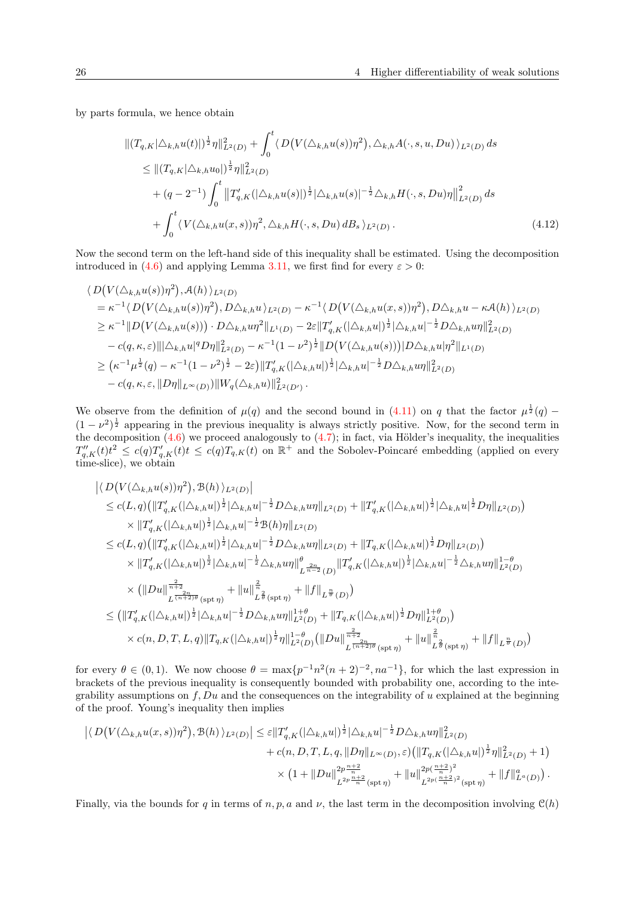by parts formula, we hence obtain

$$
\begin{aligned}
&\|(T_{q,K}|\triangle_{k,h}u(t)|)^{\frac12}\eta\|^2_{L^2(D)} + \int_0^t \langle D\big(V(\triangle_{k,h}u(s))\eta^2\big), \triangle_{k,h}A(\cdot,s,u,Du)\rangle_{L^2(D)}\,ds \\
&\quad \le \|(T_{q,K}|\triangle_{k,h}u_0|)^{\frac12}\eta\|^2_{L^2(D)} \\
&\qquad + (q-2^{-1})\int_0^t \big\|T'_{q,K}(|\triangle_{k,h}u(s)|)^{\frac12}|\triangle_{k,h}u(s)|^{-\frac12}\triangle_{k,h}H(\cdot,s,Du)\eta\big\|^2_{L^2(D)}\,ds \\
&\qquad + \int_0^t \langle V(\triangle_{k,h}u(x,s))\eta^2, \triangle_{k,h}H(\cdot,s,Du)\,dB_s\rangle_{L^2(D)}\,. \qquad (4.12)
\end{aligned}
$$

Now the second term on the left-hand side of this inequality shall be estimated. Using the decomposition introduced in (4.6) and applying Lemma 3.11, we first find for every $\varepsilon > 0$:

$$
\begin{aligned}
&\langle D\big(V(\triangle_{k,h}u(s))\eta^2\big), \mathcal{A}(h)\rangle_{L^2(D)} \\
&= \kappa^{-1}\langle D\big(V(\triangle_{k,h}u(s))\eta^2\big), D\triangle_{k,h}u\rangle_{L^2(D)} - \kappa^{-1}\langle D\big(V(\triangle_{k,h}u(x,s))\eta^2\big), D\triangle_{k,h}u - \kappa\mathcal{A}(h)\rangle_{L^2(D)} \\
&\ge \kappa^{-1}\|D\big(V(\triangle_{k,h}u(s))\big)\cdot D\triangle_{k,h}u\eta^2\|_{L^1(D)} - 2\varepsilon\|T'_{q,K}(|\triangle_{k,h}u|)^{\frac12}|\triangle_{k,h}u|^{-\frac12}D\triangle_{k,h}u\eta\|^2_{L^2(D)} \\
&\quad - c(q,\kappa,\varepsilon)\||\triangle_{k,h}u|^qD\eta\|^2_{L^2(D)} - \kappa^{-1}(1-\nu^2)^{\frac12}\|D\big(V(\triangle_{k,h}u(s))\big)|D\triangle_{k,h}u|\eta^2\|_{L^1(D)} \\
&\ge \big(\kappa^{-1}\mu^{\frac12}(q) - \kappa^{-1}(1-\nu^2)^{\frac12} - 2\varepsilon\big)\|T'_{q,K}(|\triangle_{k,h}u|)^{\frac12}|\triangle_{k,h}u|^{-\frac12}D\triangle_{k,h}u\eta\|^2_{L^2(D)} \\
&\quad - c(q,\kappa,\varepsilon,\|D\eta\|_{L^\infty(D)})\|W_q(\triangle_{k,h}u)\|^2_{L^2(D')}\,.
\end{aligned}
$$

We observe from the definition of $\mu(q)$ and the second bound in (4.11) on $q$ that the factor $\mu^{\frac12}(q) - (1-\nu^2)^{\frac12}$ appearing in the previous inequality is always strictly positive. Now, for the second term in the decomposition (4.6) we proceed analogously to (4.7); in fact, via Hölder's inequality, the inequalities $T''_{q,K}(t)t^2 \le c(q)T'_{q,K}(t)t \le c(q)T_{q,K}(t)$ on $\mathbb{R}^+$ and the Sobolev-Poincaré embedding (applied on every time-slice), we obtain

$$
\begin{aligned}
&\big|\langle D\big(V(\triangle_{k,h}u(s))\eta^2\big), \mathcal{B}(h)\rangle_{L^2(D)}\big| \\
&\le c(L,q)\big(\|T'_{q,K}(|\triangle_{k,h}u|)^{\frac12}|\triangle_{k,h}u|^{-\frac12}D\triangle_{k,h}u\eta\|_{L^2(D)} + \|T'_{q,K}(|\triangle_{k,h}u|)^{\frac12}|\triangle_{k,h}u|^{\frac12}D\eta\|_{L^2(D)}\big) \\
&\quad \times \|T'_{q,K}(|\triangle_{k,h}u|)^{\frac12}|\triangle_{k,h}u|^{-\frac12}\mathcal{B}(h)\eta\|_{L^2(D)} \\
&\le c(L,q)\big(\|T'_{q,K}(|\triangle_{k,h}u|)^{\frac12}|\triangle_{k,h}u|^{-\frac12}D\triangle_{k,h}u\eta\|_{L^2(D)} + \|T_{q,K}(|\triangle_{k,h}u|)^{\frac12}D\eta\|_{L^2(D)}\big) \\
&\quad \times \|T'_{q,K}(|\triangle_{k,h}u|)^{\frac12}|\triangle_{k,h}u|^{-\frac12}\triangle_{k,h}u\eta\|^{\theta}_{L^{\frac{2n}{n-2}}(D)}\|T'_{q,K}(|\triangle_{k,h}u|)^{\frac12}|\triangle_{k,h}u|^{-\frac12}\triangle_{k,h}u\eta\|^{1-\theta}_{L^2(D)} \\
&\quad \times \big(\|Du\|^{\frac{2}{n+2}}_{L^{\frac{2n}{(n+2)\theta}}(\operatorname{spt}\eta)} + \|u\|^{\frac2n}_{L^{\frac2\theta}(\operatorname{spt}\eta)} + \|f\|_{L^{\frac n\theta}(D)}\big) \\
&\le \big(\|T'_{q,K}(|\triangle_{k,h}u|)^{\frac12}|\triangle_{k,h}u|^{-\frac12}D\triangle_{k,h}u\eta\|^{1+\theta}_{L^2(D)} + \|T_{q,K}(|\triangle_{k,h}u|)^{\frac12}D\eta\|^{1+\theta}_{L^2(D)}\big) \\
&\quad \times c(n,D,T,L,q)\|T_{q,K}(|\triangle_{k,h}u|)^{\frac12}\eta\|^{1-\theta}_{L^2(D)}\big(\|Du\|^{\frac{2}{n+2}}_{L^{\frac{2n}{(n+2)\theta}}(\operatorname{spt}\eta)} + \|u\|^{\frac2n}_{L^{\frac2\theta}(\operatorname{spt}\eta)} + \|f\|_{L^{\frac n\theta}(D)}\big)
\end{aligned}
$$

for every $\theta \in (0,1)$. We now choose $\theta = \max\{p^{-1}n^2(n+2)^{-2}, na^{-1}\}$, for which the last expression in brackets of the previous inequality is consequently bounded with probability one, according to the integrability assumptions on $f, Du$ and the consequences on the integrability of $u$ explained at the beginning of the proof. Young's inequality then implies

$$
\begin{aligned}
\big|\langle D\big(V(\triangle_{k,h}u(x,s))\eta^2\big), \mathcal{B}(h)\rangle_{L^2(D)}\big| &\le \varepsilon\|T'_{q,K}(|\triangle_{k,h}u|)^{\frac12}|\triangle_{k,h}u|^{-\frac12}D\triangle_{k,h}u\eta\|^2_{L^2(D)} \\
&\quad + c(n,D,T,L,q,\|D\eta\|_{L^\infty(D)},\varepsilon)\big(\|T_{q,K}(|\triangle_{k,h}u|)^{\frac12}\eta\|^2_{L^2(D)} + 1\big) \\
&\quad \times \big(1 + \|Du\|^{2p\frac{n+2}{n}}_{L^{2p\frac{n+2}{n}}(\operatorname{spt}\eta)} + \|u\|^{2p(\frac{n+2}{n})^2}_{L^{2p(\frac{n+2}{n})^2}(\operatorname{spt}\eta)} + \|f\|^a_{L^a(D)}\big)\,.
\end{aligned}
$$

Finally, via the bounds for $q$ in terms of $n, p, a$ and $\nu$, the last term in the decomposition involving $\mathcal{C}(h)$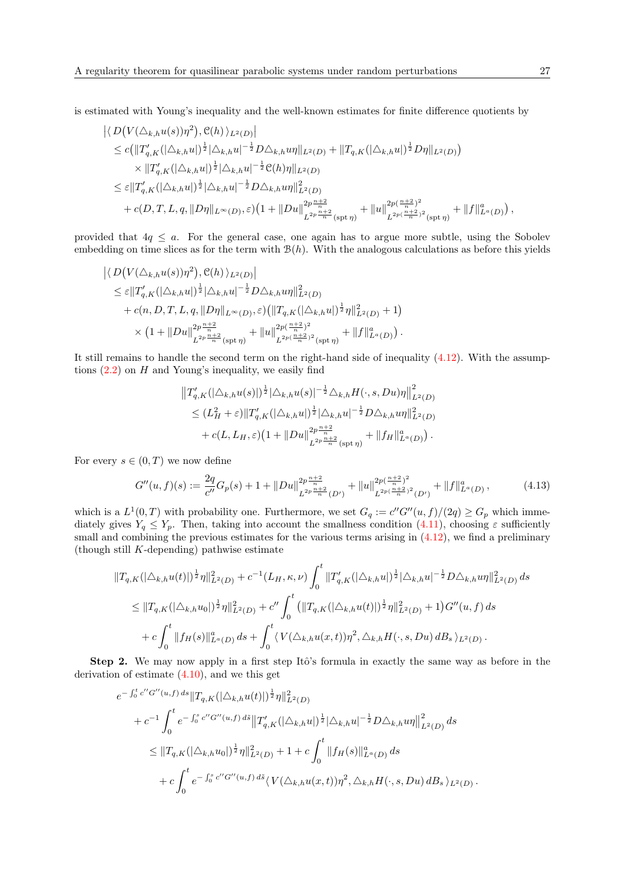is estimated with Young's inequality and the well-known estimates for finite difference quotients by

$$
\begin{aligned}
&\big|\langle D\big(V(\triangle_{k,h}u(s))\eta^2\big), \mathcal{C}(h)\rangle_{L^2(D)}\big| \\
&\quad\le c\big(\|T'_{q,K}(|\triangle_{k,h}u|)^{\frac12}|\triangle_{k,h}u|^{-\frac12}D\triangle_{k,h}u\eta\|_{L^2(D)} + \|T_{q,K}(|\triangle_{k,h}u|)^{\frac12}D\eta\|_{L^2(D)}\big) \\
&\qquad\times \|T'_{q,K}(|\triangle_{k,h}u|)^{\frac12}|\triangle_{k,h}u|^{-\frac12}\mathcal{C}(h)\eta\|_{L^2(D)} \\
&\quad\le \varepsilon\|T'_{q,K}(|\triangle_{k,h}u|)^{\frac12}|\triangle_{k,h}u|^{-\frac12}D\triangle_{k,h}u\eta\|^2_{L^2(D)} \\
&\qquad + c(D,T,L,q,\|D\eta\|_{L^\infty(D)},\varepsilon)\big(1+\|Du\|^{2p\frac{n+2}{n}}_{L^{2p\frac{n+2}{n}}(\operatorname{spt}\eta)} + \|u\|^{2p(\frac{n+2}{n})^2}_{L^{2p(\frac{n+2}{n})^2}(\operatorname{spt}\eta)} + \|f\|^a_{L^a(D)}\big)\,,
\end{aligned}
$$

provided that $4q \le a$. For the general case, one again has to argue more subtle, using the Sobolev embedding on time slices as for the term with $\mathcal{B}(h)$. With the analogous calculations as before this yields

$$
\begin{aligned}
&\big|\langle D\big(V(\triangle_{k,h}u(s))\eta^2\big), \mathcal{C}(h)\rangle_{L^2(D)}\big| \\
&\quad\le \varepsilon\|T'_{q,K}(|\triangle_{k,h}u|)^{\frac12}|\triangle_{k,h}u|^{-\frac12}D\triangle_{k,h}u\eta\|^2_{L^2(D)} \\
&\qquad + c(n,D,T,L,q,\|D\eta\|_{L^\infty(D)},\varepsilon)\big(\|T_{q,K}(|\triangle_{k,h}u|)^{\frac12}\eta\|^2_{L^2(D)}+1\big) \\
&\qquad \times\big(1+\|Du\|^{2p\frac{n+2}{n}}_{L^{2p\frac{n+2}{n}}(\operatorname{spt}\eta)} + \|u\|^{2p(\frac{n+2}{n})^2}_{L^{2p(\frac{n+2}{n})^2}(\operatorname{spt}\eta)} + \|f\|^a_{L^a(D)}\big)\,.
\end{aligned}
$$

It still remains to handle the second term on the right-hand side of inequality (4.12). With the assumptions (2.2) on $H$ and Young's inequality, we easily find

$$
\begin{aligned}
&\big\|T'_{q,K}(|\triangle_{k,h}u(s)|)^{\frac12}|\triangle_{k,h}u(s)|^{-\frac12}\triangle_{k,h}H(\cdot,s,Du)\eta\big\|^2_{L^2(D)} \\
&\quad\le (L_H^2+\varepsilon)\|T'_{q,K}(|\triangle_{k,h}u|)^{\frac12}|\triangle_{k,h}u|^{-\frac12}D\triangle_{k,h}u\eta\|^2_{L^2(D)} \\
&\qquad + c(L,L_H,\varepsilon)\big(1+\|Du\|^{2p\frac{n+2}{n}}_{L^{2p\frac{n+2}{n}}(\operatorname{spt}\eta)} + \|f_H\|^a_{L^a(D)}\big)\,.
\end{aligned}
$$

For every $s\in(0,T)$ we now define

$$
G''(u,f)(s) := \frac{2q}{c''}G_p(s) + 1 + \|Du\|^{2p\frac{n+2}{n}}_{L^{2p\frac{n+2}{n}}(D')} + \|u\|^{2p(\frac{n+2}{n})^2}_{L^{2p(\frac{n+2}{n})^2}(D')} + \|f\|^a_{L^a(D)}\,, \tag{4.13}
$$

which is a $L^1(0,T)$ with probability one. Furthermore, we set $G_q := c''G''(u,f)/(2q) \ge G_p$ which immediately gives $Y_q \le Y_p$. Then, taking into account the smallness condition (4.11), choosing $\varepsilon$ sufficiently small and combining the previous estimates for the various terms arising in (4.12), we find a preliminary (though still $K$-depending) pathwise estimate

$$
\begin{aligned}
&\|T_{q,K}(|\triangle_{k,h}u(t)|)^{\frac12}\eta\|^2_{L^2(D)} + c^{-1}(L_H,\kappa,\nu)\int_0^t \|T'_{q,K}(|\triangle_{k,h}u|)^{\frac12}|\triangle_{k,h}u|^{-\frac12}D\triangle_{k,h}u\eta\|^2_{L^2(D)}\,ds \\
&\quad\le \|T_{q,K}(|\triangle_{k,h}u_0|)^{\frac12}\eta\|^2_{L^2(D)} + c''\int_0^t\big(\|T_{q,K}(|\triangle_{k,h}u(t)|)^{\frac12}\eta\|^2_{L^2(D)}+1\big)G''(u,f)\,ds \\
&\qquad + c\int_0^t\|f_H(s)\|^a_{L^a(D)}\,ds + \int_0^t\langle V(\triangle_{k,h}u(x,t))\eta^2, \triangle_{k,h}H(\cdot,s,Du)\,dB_s\rangle_{L^2(D)}\,.
\end{aligned}
$$

**Step 2.** We may now apply in a first step Itô's formula in exactly the same way as before in the derivation of estimate (4.10), and we this get

$$
\begin{aligned}
&e^{-\int_0^t c''G''(u,f)\,ds}\|T_{q,K}(|\triangle_{k,h}u(t)|)^{\frac12}\eta\|^2_{L^2(D)} \\
&\quad + c^{-1}\int_0^t e^{-\int_0^s c''G''(u,f)\,d\tilde s}\big\|T'_{q,K}(|\triangle_{k,h}u|)^{\frac12}|\triangle_{k,h}u|^{-\frac12}D\triangle_{k,h}u\eta\big\|^2_{L^2(D)}\,ds \\
&\qquad\le \|T_{q,K}(|\triangle_{k,h}u_0|)^{\frac12}\eta\|^2_{L^2(D)} + 1 + c\int_0^t\|f_H(s)\|^a_{L^a(D)}\,ds \\
&\qquad\quad + c\int_0^t e^{-\int_0^s c''G''(u,f)\,d\tilde s}\langle V(\triangle_{k,h}u(x,t))\eta^2, \triangle_{k,h}H(\cdot,s,Du)\,dB_s\rangle_{L^2(D)}\,.
\end{aligned}
$$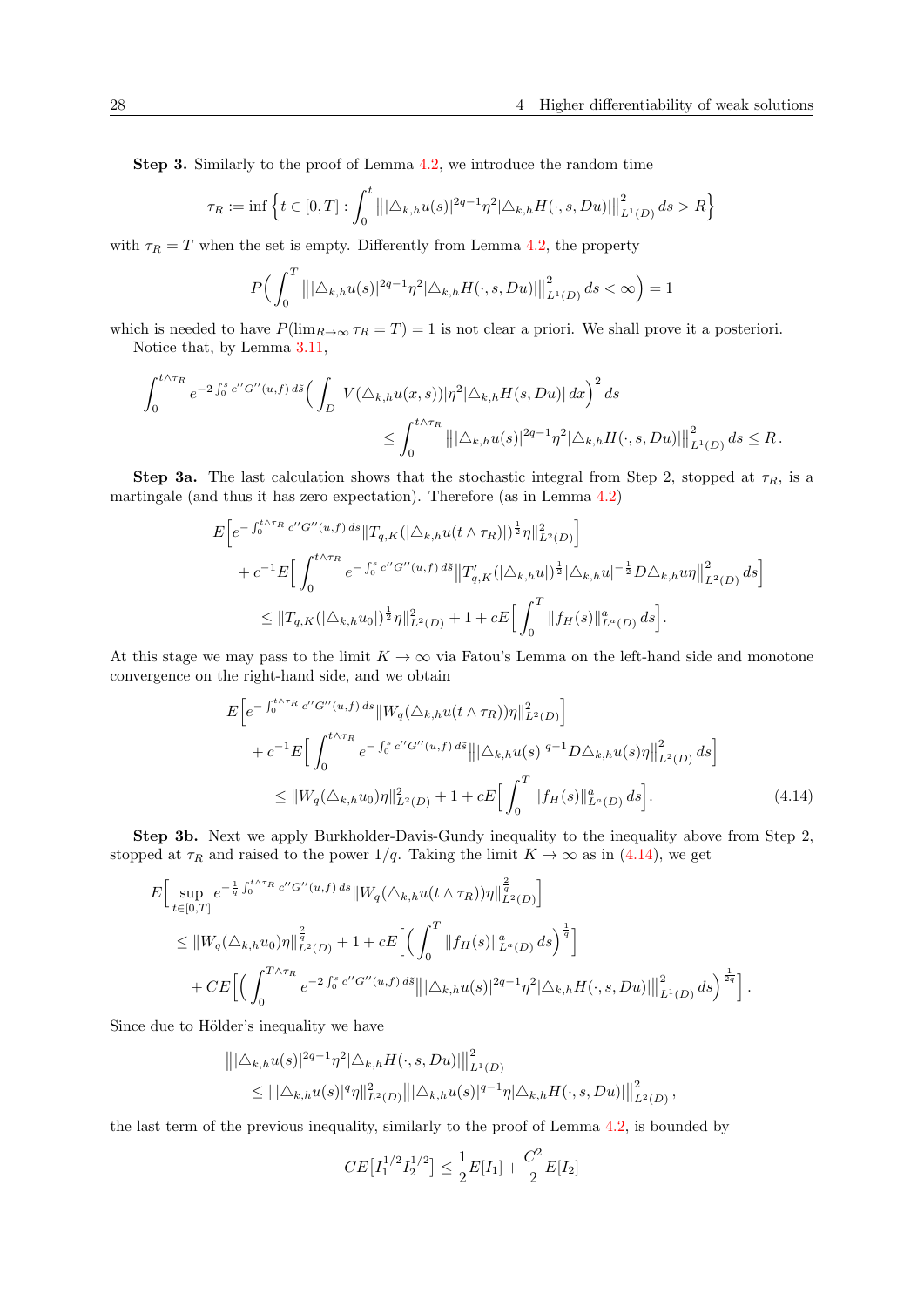**Step 3.** Similarly to the proof of Lemma 4.2, we introduce the random time

$$\tau_R := \inf\Big\{t \in [0,T] : \int_0^t \big\||\triangle_{k,h}u(s)|^{2q-1}\eta^2|\triangle_{k,h}H(\cdot,s,Du)|\big\|^2_{L^1(D)}\,ds > R\Big\}$$

with $\tau_R = T$ when the set is empty. Differently from Lemma 4.2, the property

$$P\Big(\int_0^T \big\||\triangle_{k,h}u(s)|^{2q-1}\eta^2|\triangle_{k,h}H(\cdot,s,Du)|\big\|^2_{L^1(D)}\,ds < \infty\Big) = 1$$

which is needed to have $P(\lim_{R\to\infty}\tau_R = T) = 1$ is not clear a priori. We shall prove it a posteriori.

Notice that, by Lemma 3.11,

$$\int_0^{t\wedge\tau_R} e^{-2\int_0^s c''G''(u,f)\,d\tilde{s}}\Big(\int_D |V(\triangle_{k,h}u(x,s))|\eta^2|\triangle_{k,h}H(s,Du)|\,dx\Big)^2 ds$$
$$\leq \int_0^{t\wedge\tau_R} \big\||\triangle_{k,h}u(s)|^{2q-1}\eta^2|\triangle_{k,h}H(\cdot,s,Du)|\big\|^2_{L^1(D)}\,ds \leq R\,.$$

**Step 3a.** The last calculation shows that the stochastic integral from Step 2, stopped at $\tau_R$, is a martingale (and thus it has zero expectation). Therefore (as in Lemma 4.2)

$$\begin{aligned}
&E\Big[e^{-\int_0^{t\wedge\tau_R} c''G''(u,f)\,ds}\|T_{q,K}(|\triangle_{k,h}u(t\wedge\tau_R)|)^{\frac12}\eta\|^2_{L^2(D)}\Big]\\
&\quad + c^{-1}E\Big[\int_0^{t\wedge\tau_R} e^{-\int_0^s c''G''(u,f)\,d\tilde{s}}\big\|T'_{q,K}(|\triangle_{k,h}u|)^{\frac12}|\triangle_{k,h}u|^{-\frac12}D\triangle_{k,h}u\eta\big\|^2_{L^2(D)}\,ds\Big]\\
&\quad\quad \leq \|T_{q,K}(|\triangle_{k,h}u_0|)^{\frac12}\eta\|^2_{L^2(D)} + 1 + cE\Big[\int_0^T \|f_H(s)\|^a_{L^a(D)}\,ds\Big].
\end{aligned}$$

At this stage we may pass to the limit $K\to\infty$ via Fatou's Lemma on the left-hand side and monotone convergence on the right-hand side, and we obtain

$$\begin{aligned}
&E\Big[e^{-\int_0^{t\wedge\tau_R} c''G''(u,f)\,ds}\|W_q(\triangle_{k,h}u(t\wedge\tau_R))\eta\|^2_{L^2(D)}\Big]\\
&\quad + c^{-1}E\Big[\int_0^{t\wedge\tau_R} e^{-\int_0^s c''G''(u,f)\,d\tilde{s}}\big\||\triangle_{k,h}u(s)|^{q-1}D\triangle_{k,h}u(s)\eta\big\|^2_{L^2(D)}\,ds\Big]\\
&\quad\quad \leq \|W_q(\triangle_{k,h}u_0)\eta\|^2_{L^2(D)} + 1 + cE\Big[\int_0^T \|f_H(s)\|^a_{L^a(D)}\,ds\Big].
\end{aligned}\tag{4.14}$$

**Step 3b.** Next we apply Burkholder-Davis-Gundy inequality to the inequality above from Step 2, stopped at $\tau_R$ and raised to the power $1/q$. Taking the limit $K\to\infty$ as in (4.14), we get

$$\begin{aligned}
&E\Big[\sup_{t\in[0,T]} e^{-\frac1q\int_0^{t\wedge\tau_R} c''G''(u,f)\,ds}\|W_q(\triangle_{k,h}u(t\wedge\tau_R))\eta\|^{\frac2q}_{L^2(D)}\Big]\\
&\quad \leq \|W_q(\triangle_{k,h}u_0)\eta\|^{\frac2q}_{L^2(D)} + 1 + cE\Big[\Big(\int_0^T \|f_H(s)\|^a_{L^a(D)}\,ds\Big)^{\frac1q}\Big]\\
&\quad\quad + CE\Big[\Big(\int_0^{T\wedge\tau_R} e^{-2\int_0^s c''G''(u,f)\,d\tilde{s}}\big\||\triangle_{k,h}u(s)|^{2q-1}\eta^2|\triangle_{k,h}H(\cdot,s,Du)|\big\|^2_{L^1(D)}\,ds\Big)^{\frac{1}{2q}}\Big].
\end{aligned}$$

Since due to Hölder's inequality we have

$$\begin{aligned}
&\big\||\triangle_{k,h}u(s)|^{2q-1}\eta^2|\triangle_{k,h}H(\cdot,s,Du)|\big\|^2_{L^1(D)}\\
&\quad \leq \||\triangle_{k,h}u(s)|^q\eta\|^2_{L^2(D)}\big\||\triangle_{k,h}u(s)|^{q-1}\eta|\triangle_{k,h}H(\cdot,s,Du)|\big\|^2_{L^2(D)}\,,
\end{aligned}$$

the last term of the previous inequality, similarly to the proof of Lemma 4.2, is bounded by

$$CE\big[I_1^{1/2}I_2^{1/2}\big] \leq \frac12 E[I_1] + \frac{C^2}{2}E[I_2]$$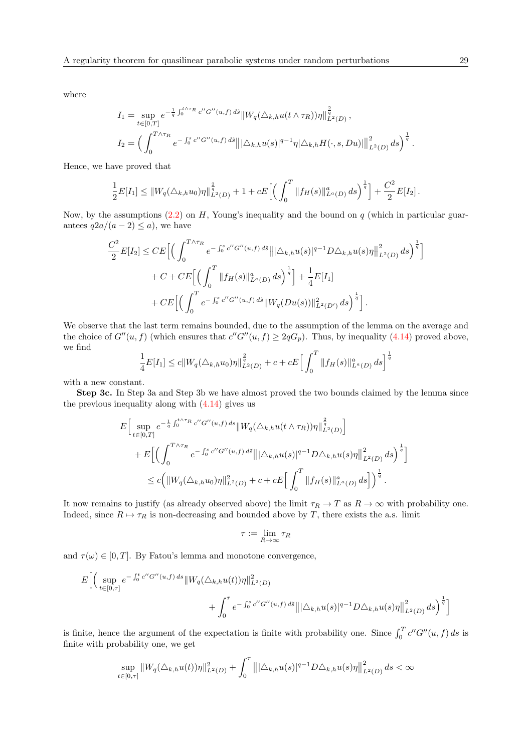where

$$I_1 = \sup_{t\in[0,T]} e^{-\frac{1}{q}\int_0^{t\wedge\tau_R} c''G''(u,f)\,d\tilde{s}} \|W_q(\triangle_{k,h}u(t\wedge\tau_R))\eta\|_{L^2(D)}^{\frac{2}{q}}\,,$$

$$I_2 = \Big(\int_0^{T\wedge\tau_R} e^{-\int_0^s c''G''(u,f)\,d\tilde{s}} \big\||\triangle_{k,h}u(s)|^{q-1}\eta|\triangle_{k,h}H(\cdot,s,Du)|\big\|_{L^2(D)}^2\,ds\Big)^{\frac{1}{q}}.$$

Hence, we have proved that

$$\frac{1}{2}E[I_1] \le \|W_q(\triangle_{k,h}u_0)\eta\|_{L^2(D)}^{\frac{2}{q}} + 1 + cE\Big[\Big(\int_0^T \|f_H(s)\|_{L^a(D)}^a\,ds\Big)^{\frac{1}{q}}\Big] + \frac{C^2}{2}E[I_2]\,.$$

Now, by the assumptions (2.2) on $H$, Young's inequality and the bound on $q$ (which in particular guarantees $q2a/(a-2)\le a$), we have

$$\begin{aligned}
\frac{C^2}{2}E[I_2] \le{}& CE\Big[\Big(\int_0^{T\wedge\tau_R} e^{-\int_0^s c''G''(u,f)\,d\tilde{s}} \big\||\triangle_{k,h}u(s)|^{q-1}D\triangle_{k,h}u(s)\eta\big\|_{L^2(D)}^2\,ds\Big)^{\frac{1}{q}}\Big] \\
&+ C + CE\Big[\Big(\int_0^T \|f_H(s)\|_{L^a(D)}^a\,ds\Big)^{\frac{1}{q}}\Big] + \frac{1}{4}E[I_1] \\
&+ CE\Big[\Big(\int_0^T e^{-\int_0^s c''G''(u,f)\,d\tilde{s}} \|W_q(Du(s))\|_{L^2(D')}^2\,ds\Big)^{\frac{1}{q}}\Big].
\end{aligned}$$

We observe that the last term remains bounded, due to the assumption of the lemma on the average and the choice of $G''(u,f)$ (which ensures that $c''G''(u,f)\ge 2qG_p$). Thus, by inequality (4.14) proved above, we find

$$\frac{1}{4}E[I_1] \le c\|W_q(\triangle_{k,h}u_0)\eta\|_{L^2(D)}^{\frac{2}{q}} + c + cE\Big[\int_0^T \|f_H(s)\|_{L^a(D)}^a\,ds\Big]^{\frac{1}{q}}$$

with a new constant.

**Step 3c.** In Step 3a and Step 3b we have almost proved the two bounds claimed by the lemma since the previous inequality along with (4.14) gives us

$$\begin{aligned}
&E\Big[\sup_{t\in[0,T]} e^{-\frac{1}{q}\int_0^{t\wedge\tau_R} c''G''(u,f)\,ds} \|W_q(\triangle_{k,h}u(t\wedge\tau_R))\eta\|_{L^2(D)}^{\frac{2}{q}}\Big] \\
&\quad + E\Big[\Big(\int_0^{T\wedge\tau_R} e^{-\int_0^s c''G''(u,f)\,d\tilde{s}} \big\||\triangle_{k,h}u(s)|^{q-1}D\triangle_{k,h}u(s)\eta\big\|_{L^2(D)}^2\,ds\Big)^{\frac{1}{q}}\Big] \\
&\qquad \le c\Big(\|W_q(\triangle_{k,h}u_0)\eta\|_{L^2(D)}^2 + c + cE\Big[\int_0^T \|f_H(s)\|_{L^a(D)}^a\,ds\Big]\Big)^{\frac{1}{q}}.
\end{aligned}$$

It now remains to justify (as already observed above) the limit $\tau_R\to T$ as $R\to\infty$ with probability one. Indeed, since $R\mapsto\tau_R$ is non-decreasing and bounded above by $T$, there exists the a.s. limit

$$\tau := \lim_{R\to\infty}\tau_R$$

and $\tau(\omega)\in[0,T]$. By Fatou's lemma and monotone convergence,

$$\begin{aligned}
E\Big[\Big(&\sup_{t\in[0,\tau]} e^{-\int_0^t c''G''(u,f)\,ds}\|W_q(\triangle_{k,h}u(t))\eta\|_{L^2(D)}^2 \\
&+ \int_0^\tau e^{-\int_0^s c''G''(u,f)\,d\tilde{s}} \big\||\triangle_{k,h}u(s)|^{q-1}D\triangle_{k,h}u(s)\eta\big\|_{L^2(D)}^2\,ds\Big)^{\frac{1}{q}}\Big]
\end{aligned}$$

is finite, hence the argument of the expectation is finite with probability one. Since $\int_0^T c''G''(u,f)\,ds$ is finite with probability one, we get

$$\sup_{t\in[0,\tau]}\|W_q(\triangle_{k,h}u(t))\eta\|_{L^2(D)}^2 + \int_0^\tau \big\||\triangle_{k,h}u(s)|^{q-1}D\triangle_{k,h}u(s)\eta\big\|_{L^2(D)}^2\,ds < \infty$$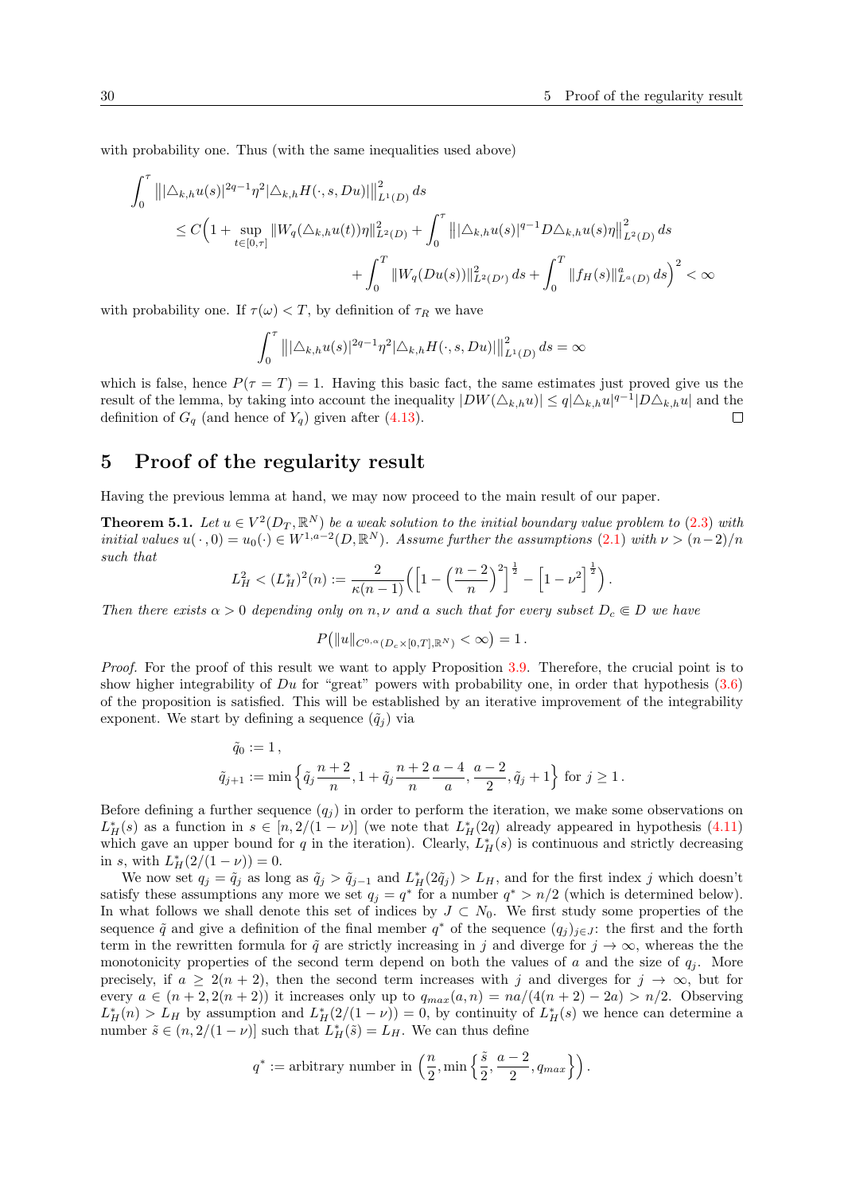with probability one. Thus (with the same inequalities used above)

$$\int_0^\tau \big\| |\triangle_{k,h} u(s)|^{2q-1} \eta^2 |\triangle_{k,h} H(\cdot,s,Du)| \big\|_{L^1(D)}^2 \, ds$$
$$\leq C\Big(1 + \sup_{t\in[0,\tau]} \|W_q(\triangle_{k,h}u(t))\eta\|_{L^2(D)}^2 + \int_0^\tau \big\| |\triangle_{k,h}u(s)|^{q-1} D\triangle_{k,h}u(s)\eta\big\|_{L^2(D)}^2 \, ds$$
$$+ \int_0^T \|W_q(Du(s))\|_{L^2(D')}^2 \, ds + \int_0^T \|f_H(s)\|_{L^a(D)}^a \, ds\Big)^2 < \infty$$

with probability one. If $\tau(\omega) < T$, by definition of $\tau_R$ we have

$$\int_0^\tau \big\| |\triangle_{k,h} u(s)|^{2q-1} \eta^2 |\triangle_{k,h} H(\cdot,s,Du)| \big\|_{L^1(D)}^2 \, ds = \infty$$

which is false, hence $P(\tau = T) = 1$. Having this basic fact, the same estimates just proved give us the result of the lemma, by taking into account the inequality $|DW(\triangle_{k,h}u)| \leq q|\triangle_{k,h}u|^{q-1}|D\triangle_{k,h}u|$ and the definition of $G_q$ (and hence of $Y_q$) given after (4.13). □

# 5 Proof of the regularity result

Having the previous lemma at hand, we may now proceed to the main result of our paper.

**Theorem 5.1.** *Let $u \in V^2(D_T, \mathbb{R}^N)$ be a weak solution to the initial boundary value problem to (2.3) with initial values $u(\,\cdot\,,0) = u_0(\cdot) \in W^{1,a-2}(D, \mathbb{R}^N)$. Assume further the assumptions (2.1) with $\nu > (n-2)/n$ such that*

$$L_H^2 < (L_H^*)^2(n) := \frac{2}{\kappa(n-1)}\Big(\Big[1 - \Big(\frac{n-2}{n}\Big)^2\Big]^{\frac{1}{2}} - \Big[1 - \nu^2\Big]^{\frac{1}{2}}\Big).$$

*Then there exists $\alpha > 0$ depending only on $n, \nu$ and $a$ such that for every subset $D_c \Subset D$ we have*

$$P\big(\|u\|_{C^{0,\alpha}(D_c\times[0,T],\mathbb{R}^N)} < \infty\big) = 1.$$

*Proof.* For the proof of this result we want to apply Proposition 3.9. Therefore, the crucial point is to show higher integrability of $Du$ for "great" powers with probability one, in order that hypothesis (3.6) of the proposition is satisfied. This will be established by an iterative improvement of the integrability exponent. We start by defining a sequence $(\tilde{q}_j)$ via

$$\tilde{q}_0 := 1,$$
$$\tilde{q}_{j+1} := \min\Big\{\tilde{q}_j \frac{n+2}{n}, 1 + \tilde{q}_j \frac{n+2}{n}\frac{a-4}{a}, \frac{a-2}{2}, \tilde{q}_j + 1\Big\} \text{ for } j \geq 1.$$

Before defining a further sequence $(q_j)$ in order to perform the iteration, we make some observations on $L_H^*(s)$ as a function in $s \in [n, 2/(1-\nu)]$ (we note that $L_H^*(2q)$ already appeared in hypothesis (4.11) which gave an upper bound for $q$ in the iteration). Clearly, $L_H^*(s)$ is continuous and strictly decreasing in $s$, with $L_H^*(2/(1-\nu)) = 0$.

We now set $q_j = \tilde{q}_j$ as long as $\tilde{q}_j > \tilde{q}_{j-1}$ and $L_H^*(2\tilde{q}_j) > L_H$, and for the first index $j$ which doesn't satisfy these assumptions any more we set $q_j = q^*$ for a number $q^* > n/2$ (which is determined below). In what follows we shall denote this set of indices by $J \subset \mathbb{N}_0$. We first study some properties of the sequence $\tilde{q}$ and give a definition of the final member $q^*$ of the sequence $(q_j)_{j\in J}$: the first and the forth term in the rewritten formula for $\tilde{q}$ are strictly increasing in $j$ and diverge for $j \to \infty$, whereas the the monotonicity properties of the second term depend on both the values of $a$ and the size of $q_j$. More precisely, if $a \geq 2(n+2)$, then the second term increases with $j$ and diverges for $j \to \infty$, but for every $a \in (n+2, 2(n+2))$ it increases only up to $q_{max}(a,n) = na/(4(n+2) - 2a) > n/2$. Observing $L_H^*(n) > L_H$ by assumption and $L_H^*(2/(1-\nu)) = 0$, by continuity of $L_H^*(s)$ we hence can determine a number $\tilde{s} \in (n, 2/(1-\nu)]$ such that $L_H^*(\tilde{s}) = L_H$. We can thus define

$$q^* := \text{arbitrary number in } \Big(\frac{n}{2}, \min\Big\{\frac{\tilde{s}}{2}, \frac{a-2}{2}, q_{max}\Big\}\Big).$$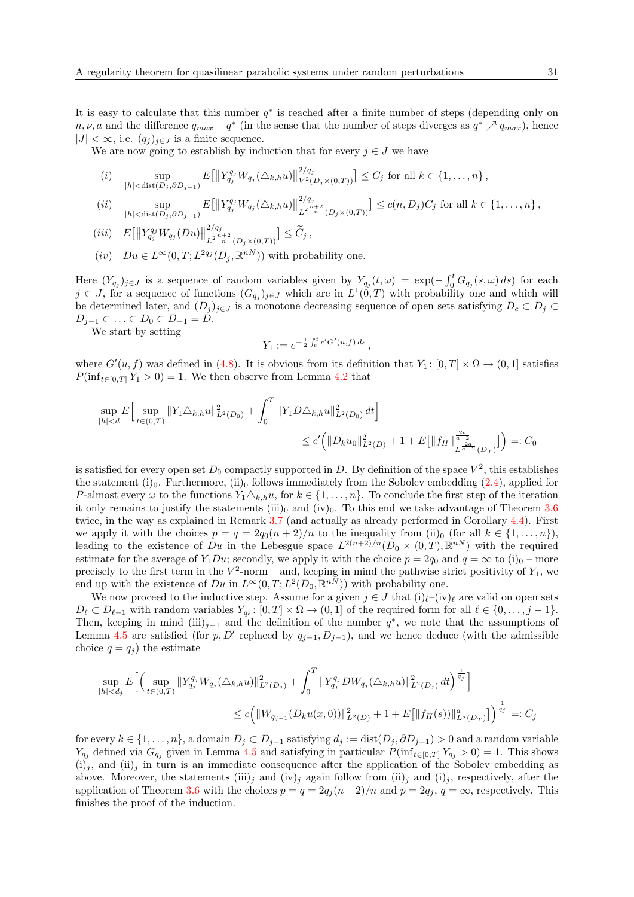It is easy to calculate that this number $q^*$ is reached after a finite number of steps (depending only on $n, \nu, a$ and the difference $q_{max} - q^*$ (in the sense that the number of steps diverges as $q^* \nearrow q_{max}$), hence $|J| < \infty$, i.e. $(q_j)_{j\in J}$ is a finite sequence.

We are now going to establish by induction that for every $j \in J$ we have

$$(i) \quad \sup_{|h|<\operatorname{dist}(D_j,\partial D_{j-1})} E\big[\big\|Y_{q_j}^{q_j} W_{q_j}(\triangle_{k,h}u)\big\|^{2/q_j}_{V^2(D_j\times(0,T))}\big] \le C_j \text{ for all } k \in \{1,\ldots,n\}\,,$$

$$(ii) \quad \sup_{|h|<\operatorname{dist}(D_j,\partial D_{j-1})} E\big[\big\|Y_{q_j}^{q_j} W_{q_j}(\triangle_{k,h}u)\big\|^{2/q_j}_{L^{2\frac{n+2}{n}}(D_j\times(0,T))}\big] \le c(n,D_j)C_j \text{ for all } k \in \{1,\ldots,n\}\,,$$

$$(iii) \quad E\big[\big\|Y_{q_j}^{q_j} W_{q_j}(Du)\big\|^{2/q_j}_{L^{2\frac{n+2}{n}}(D_j\times(0,T))}\big] \le \widetilde{C}_j\,,$$

$$(iv) \quad Du \in L^\infty(0,T;L^{2q_j}(D_j,\mathbb{R}^{nN})) \text{ with probability one.}$$

Here $(Y_{q_j})_{j\in J}$ is a sequence of random variables given by $Y_{q_j}(t,\omega) = \exp(-\int_0^t G_{q_j}(s,\omega)\,ds)$ for each $j \in J$, for a sequence of functions $(G_{q_j})_{j\in J}$ which are in $L^1(0,T)$ with probability one and which will be determined later, and $(D_j)_{j\in J}$ is a monotone decreasing sequence of open sets satisfying $D_c \subset D_j \subset D_{j-1} \subset \ldots \subset D_0 \subset D_{-1} = D$.

We start by setting

$$Y_1 := e^{-\frac{1}{2}\int_0^t c' G'(u,f)\,ds}\,,$$

where $G'(u,f)$ was defined in (4.8). It is obvious from its definition that $Y_1 \colon [0,T]\times\Omega \to (0,1]$ satisfies $P(\inf_{t\in[0,T]} Y_1 > 0) = 1$. We then observe from Lemma 4.2 that

$$\sup_{|h|<d} E\Big[\sup_{t\in(0,T)} \|Y_1 \triangle_{k,h}u\|^2_{L^2(D_0)} + \int_0^T \|Y_1 D\triangle_{k,h}u\|^2_{L^2(D_0)}\,dt\Big] \le c'\Big(\|D_k u_0\|^2_{L^2(D)} + 1 + E\big[\|f_H\|^{\frac{2a}{a-2}}_{L^{\frac{2a}{a-2}}(D_T)}\big]\Big) =: C_0$$

is satisfied for every open set $D_0$ compactly supported in $D$. By definition of the space $V^2$, this establishes the statement (i)$_0$. Furthermore, (ii)$_0$ follows immediately from the Sobolev embedding (2.4), applied for $P$-almost every $\omega$ to the functions $Y_1\triangle_{k,h}u$, for $k \in \{1,\ldots,n\}$. To conclude the first step of the iteration it only remains to justify the statements (iii)$_0$ and (iv)$_0$. To this end we take advantage of Theorem 3.6 twice, in the way as explained in Remark 3.7 (and actually as already performed in Corollary 4.4). First we apply it with the choices $p = q = 2q_0(n+2)/n$ to the inequality from (ii)$_0$ (for all $k \in \{1,\ldots,n\}$), leading to the existence of $Du$ in the Lebesgue space $L^{2(n+2)/n}(D_0\times(0,T),\mathbb{R}^{nN})$ with the required estimate for the average of $Y_1 Du$; secondly, we apply it with the choice $p = 2q_0$ and $q = \infty$ to (i)$_0$ – more precisely to the first term in the $V^2$-norm – and, keeping in mind the pathwise strict positivity of $Y_1$, we end up with the existence of $Du$ in $L^\infty(0,T;L^2(D_0,\mathbb{R}^{nN}))$ with probability one.

We now proceed to the inductive step. Assume for a given $j \in J$ that (i)$_\ell$–(iv)$_\ell$ are valid on open sets $D_\ell \subset D_{\ell-1}$ with random variables $Y_{q_\ell} \colon [0,T]\times\Omega \to (0,1]$ of the required form for all $\ell \in \{0,\ldots,j-1\}$. Then, keeping in mind (iii)$_{j-1}$ and the definition of the number $q^*$, we note that the assumptions of Lemma 4.5 are satisfied (for $p, D'$ replaced by $q_{j-1}, D_{j-1}$), and we hence deduce (with the admissible choice $q = q_j$) the estimate

$$\sup_{|h|<d_j} E\Big[\Big(\sup_{t\in(0,T)} \|Y_{q_j}^{q_j} W_{q_j}(\triangle_{k,h}u)\|^2_{L^2(D_j)} + \int_0^T \|Y_{q_j}^{q_j} DW_{q_j}(\triangle_{k,h}u)\|^2_{L^2(D_j)}\,dt\Big)^{\frac{1}{q_j}}\Big] \le c\Big(\|W_{q_{j-1}}(D_k u(x,0))\|^2_{L^2(D)} + 1 + E\big[\|f_H(s)\|^a_{L^a(D_T)}\big]\Big)^{\frac{1}{q_j}} =: C_j$$

for every $k \in \{1,\ldots,n\}$, a domain $D_j \subset D_{j-1}$ satisfying $d_j := \operatorname{dist}(D_j,\partial D_{j-1}) > 0$ and a random variable $Y_{q_j}$ defined via $G_{q_j}$ given in Lemma 4.5 and satisfying in particular $P(\inf_{t\in[0,T]} Y_{q_j} > 0) = 1$. This shows (i)$_j$, and (ii)$_j$ in turn is an immediate consequence after the application of the Sobolev embedding as above. Moreover, the statements (iii)$_j$ and (iv)$_j$ again follow from (ii)$_j$ and (i)$_j$, respectively, after the application of Theorem 3.6 with the choices $p = q = 2q_j(n+2)/n$ and $p = 2q_j$, $q = \infty$, respectively. This finishes the proof of the induction.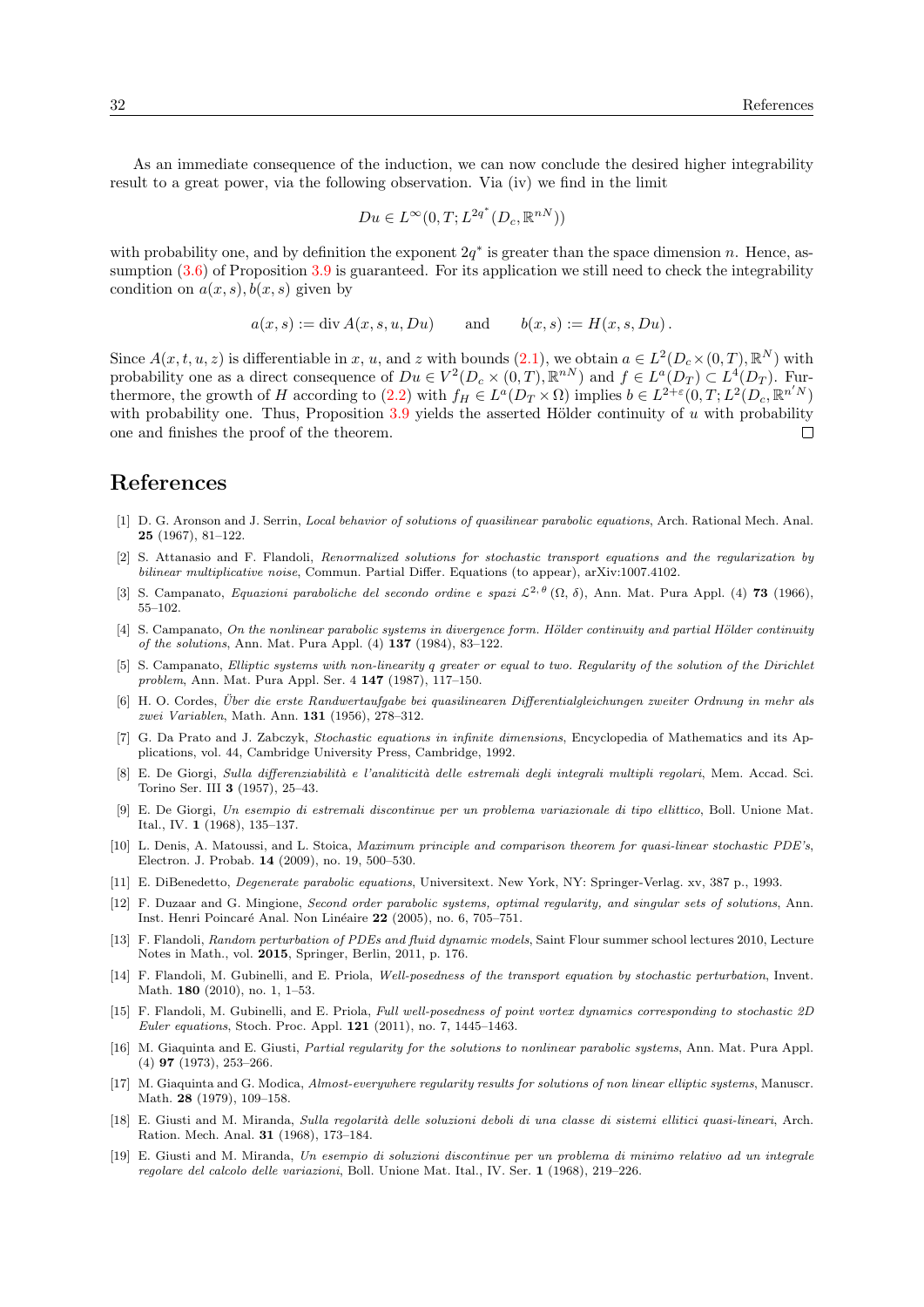As an immediate consequence of the induction, we can now conclude the desired higher integrability result to a great power, via the following observation. Via (iv) we find in the limit

$$Du \in L^\infty(0,T; L^{2q^*}(D_c, \mathbb{R}^{nN}))$$

with probability one, and by definition the exponent $2q^*$ is greater than the space dimension $n$. Hence, assumption (3.6) of Proposition 3.9 is guaranteed. For its application we still need to check the integrability condition on $a(x,s), b(x,s)$ given by

$$a(x,s) := \operatorname{div} A(x,s,u,Du) \qquad \text{and} \qquad b(x,s) := H(x,s,Du)\,.$$

Since $A(x,t,u,z)$ is differentiable in $x$, $u$, and $z$ with bounds (2.1), we obtain $a \in L^2(D_c \times (0,T), \mathbb{R}^N)$ with probability one as a direct consequence of $Du \in V^2(D_c \times (0,T), \mathbb{R}^{nN})$ and $f \in L^a(D_T) \subset L^4(D_T)$. Furthermore, the growth of $H$ according to (2.2) with $f_H \in L^a(D_T \times \Omega)$ implies $b \in L^{2+\varepsilon}(0,T; L^2(D_c, \mathbb{R}^{n'N})$ with probability one. Thus, Proposition 3.9 yields the asserted Hölder continuity of $u$ with probability one and finishes the proof of the theorem. □

# References

[1] D. G. Aronson and J. Serrin, *Local behavior of solutions of quasilinear parabolic equations*, Arch. Rational Mech. Anal. **25** (1967), 81–122.

[2] S. Attanasio and F. Flandoli, *Renormalized solutions for stochastic transport equations and the regularization by bilinear multiplicative noise*, Commun. Partial Differ. Equations (to appear), arXiv:1007.4102.

[3] S. Campanato, *Equazioni paraboliche del secondo ordine e spazi $\mathcal{L}^{2,\theta}(\Omega,\delta)$*, Ann. Mat. Pura Appl. (4) **73** (1966), 55–102.

[4] S. Campanato, *On the nonlinear parabolic systems in divergence form. Hölder continuity and partial Hölder continuity of the solutions*, Ann. Mat. Pura Appl. (4) **137** (1984), 83–122.

[5] S. Campanato, *Elliptic systems with non-linearity q greater or equal to two. Regularity of the solution of the Dirichlet problem*, Ann. Mat. Pura Appl. Ser. 4 **147** (1987), 117–150.

[6] H. O. Cordes, *Über die erste Randwertaufgabe bei quasilinearen Differentialgleichungen zweiter Ordnung in mehr als zwei Variablen*, Math. Ann. **131** (1956), 278–312.

[7] G. Da Prato and J. Zabczyk, *Stochastic equations in infinite dimensions*, Encyclopedia of Mathematics and its Applications, vol. 44, Cambridge University Press, Cambridge, 1992.

[8] E. De Giorgi, *Sulla differenziabilità e l'analiticità delle estremali degli integrali multipli regolari*, Mem. Accad. Sci. Torino Ser. III **3** (1957), 25–43.

[9] E. De Giorgi, *Un esempio di estremali discontinue per un problema variazionale di tipo ellittico*, Boll. Unione Mat. Ital., IV. **1** (1968), 135–137.

[10] L. Denis, A. Matoussi, and L. Stoica, *Maximum principle and comparison theorem for quasi-linear stochastic PDE's*, Electron. J. Probab. **14** (2009), no. 19, 500–530.

[11] E. DiBenedetto, *Degenerate parabolic equations*, Universitext. New York, NY: Springer-Verlag. xv, 387 p., 1993.

[12] F. Duzaar and G. Mingione, *Second order parabolic systems, optimal regularity, and singular sets of solutions*, Ann. Inst. Henri Poincaré Anal. Non Linéaire **22** (2005), no. 6, 705–751.

[13] F. Flandoli, *Random perturbation of PDEs and fluid dynamic models*, Saint Flour summer school lectures 2010, Lecture Notes in Math., vol. **2015**, Springer, Berlin, 2011, p. 176.

[14] F. Flandoli, M. Gubinelli, and E. Priola, *Well-posedness of the transport equation by stochastic perturbation*, Invent. Math. **180** (2010), no. 1, 1–53.

[15] F. Flandoli, M. Gubinelli, and E. Priola, *Full well-posedness of point vortex dynamics corresponding to stochastic 2D Euler equations*, Stoch. Proc. Appl. **121** (2011), no. 7, 1445–1463.

[16] M. Giaquinta and E. Giusti, *Partial regularity for the solutions to nonlinear parabolic systems*, Ann. Mat. Pura Appl. (4) **97** (1973), 253–266.

[17] M. Giaquinta and G. Modica, *Almost-everywhere regularity results for solutions of non linear elliptic systems*, Manuscr. Math. **28** (1979), 109–158.

[18] E. Giusti and M. Miranda, *Sulla regolarità delle soluzioni deboli di una classe di sistemi ellitici quasi-lineari*, Arch. Ration. Mech. Anal. **31** (1968), 173–184.

[19] E. Giusti and M. Miranda, *Un esempio di soluzioni discontinue per un problema di minimo relativo ad un integrale regolare del calcolo delle variazioni*, Boll. Unione Mat. Ital., IV. Ser. **1** (1968), 219–226.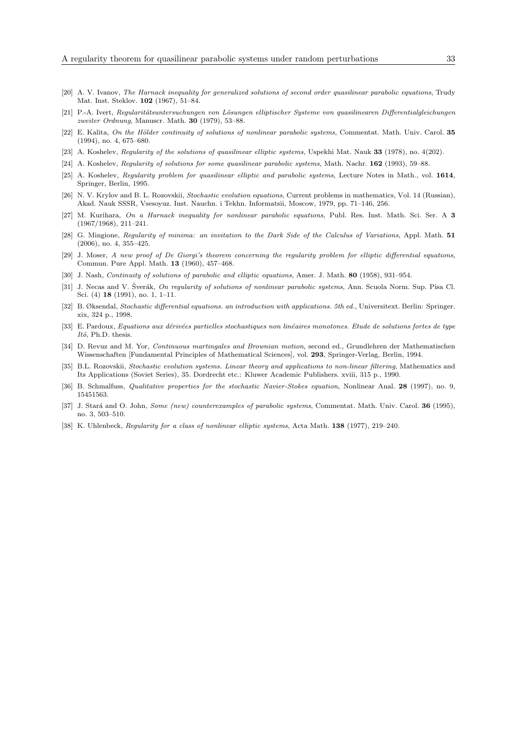[20] A. V. Ivanov, *The Harnack inequality for generalized solutions of second order quasilinear parabolic equations*, Trudy Mat. Inst. Steklov. **102** (1967), 51–84.

[21] P.-A. Ivert, *Regularitätsuntersuchungen von Lösungen elliptischer Systeme von quasilinearen Differentialgleichungen zweiter Ordnung*, Manuscr. Math. **30** (1979), 53–88.

[22] E. Kalita, *On the Hölder continuity of solutions of nonlinear parabolic systems*, Commentat. Math. Univ. Carol. **35** (1994), no. 4, 675–680.

[23] A. Koshelev, *Regularity of the solutions of quasilinear elliptic systems*, Uspekhi Mat. Nauk **33** (1978), no. 4(202).

[24] A. Koshelev, *Regularity of solutions for some quasilinear parabolic systems*, Math. Nachr. **162** (1993), 59–88.

[25] A. Koshelev, *Regularity problem for quasilinear elliptic and parabolic systems*, Lecture Notes in Math., vol. **1614**, Springer, Berlin, 1995.

[26] N. V. Krylov and B. L. Rozovskii, *Stochastic evolution equations*, Current problems in mathematics, Vol. 14 (Russian), Akad. Nauk SSSR, Vsesoyuz. Inst. Nauchn. i Tekhn. Informatsii, Moscow, 1979, pp. 71–146, 256.

[27] M. Kurihara, *On a Harnack inequality for nonlinear parabolic equations*, Publ. Res. Inst. Math. Sci. Ser. A **3** (1967/1968), 211–241.

[28] G. Mingione, *Regularity of minima: an invitation to the Dark Side of the Calculus of Variations*, Appl. Math. **51** (2006), no. 4, 355–425.

[29] J. Moser, *A new proof of De Giorgi's theorem concerning the regularity problem for elliptic differential equations*, Commun. Pure Appl. Math. **13** (1960), 457–468.

[30] J. Nash, *Continuity of solutions of parabolic and elliptic equations*, Amer. J. Math. **80** (1958), 931–954.

[31] J. Necas and V. Šverák, *On regularity of solutions of nonlinear parabolic systems*, Ann. Scuola Norm. Sup. Pisa Cl. Sci. (4) **18** (1991), no. 1, 1–11.

[32] B. Øksendal, *Stochastic differential equations. an introduction with applications. 5th ed.*, Universitext. Berlin: Springer. xix, 324 p., 1998.

[33] E. Pardoux, *Equations aux dérivées partielles stochastiques non linéaires monotones. Etude de solutions fortes de type Itô*, Ph.D. thesis.

[34] D. Revuz and M. Yor, *Continuous martingales and Brownian motion*, second ed., Grundlehren der Mathematischen Wissenschaften [Fundamental Principles of Mathematical Sciences], vol. **293**, Springer-Verlag, Berlin, 1994.

[35] B.L. Rozovskii, *Stochastic evolution systems. Linear theory and applications to non-linear filtering*, Mathematics and Its Applications (Soviet Series), 35. Dordrecht etc.: Kluwer Academic Publishers. xviii, 315 p., 1990.

[36] B. Schmalfuss, *Qualitative properties for the stochastic Navier-Stokes equation*, Nonlinear Anal. **28** (1997), no. 9, 15451563.

[37] J. Stará and O. John, *Some (new) counterexamples of parabolic systems*, Commentat. Math. Univ. Carol. **36** (1995), no. 3, 503–510.

[38] K. Uhlenbeck, *Regularity for a class of nonlinear elliptic systems*, Acta Math. **138** (1977), 219–240.